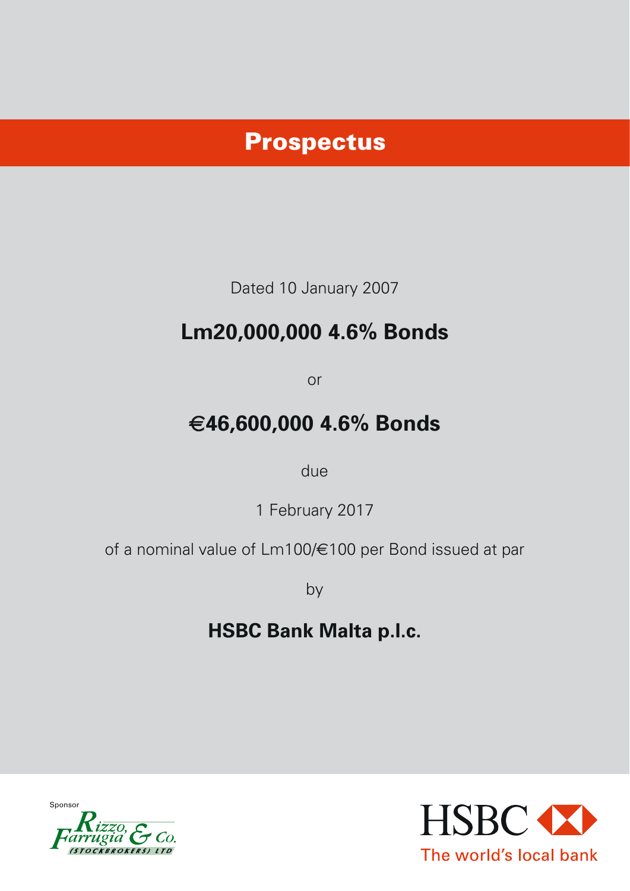# Prospectus

Dated 10 January 2007

## Lm20,000,000 4.6% Bonds

or

## €46,600,000 4.6% Bonds

due

1 February 2017

of a nominal value of Lm100/€100 per Bond issued at par

by

## HSBC Bank Malta p.l.c.

Sponsor

Rizzo, Farrugia & Co. (STOCKBROKERS) LTD

HSBC

The world's local bank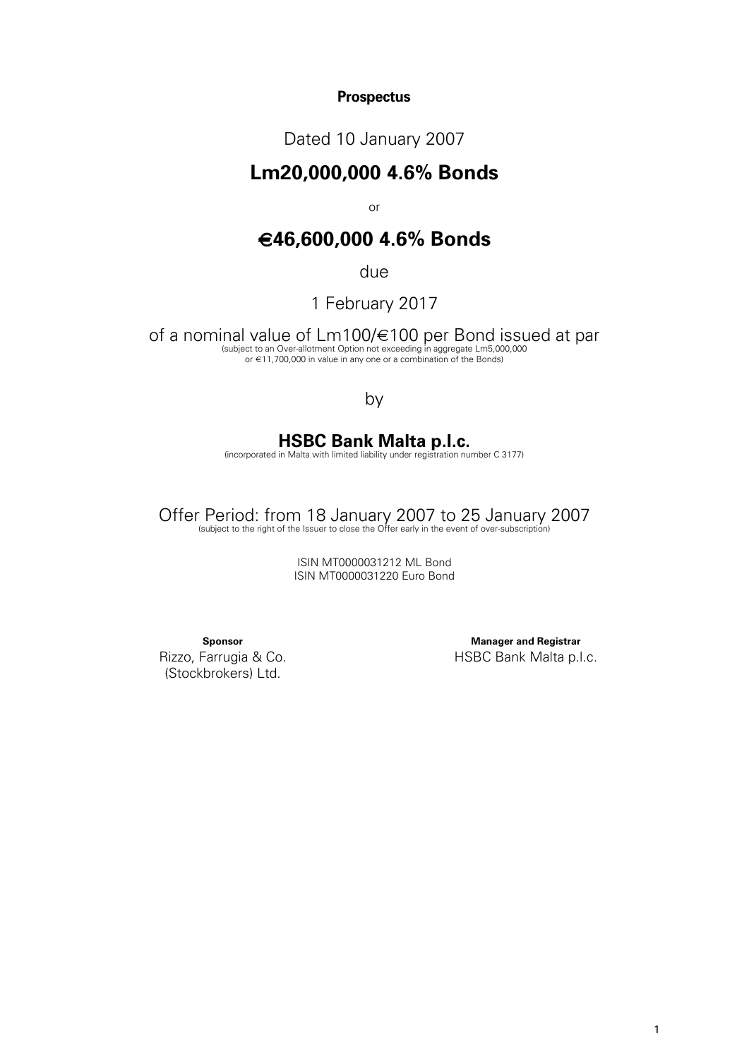**Prospectus**

Dated 10 January 2007

# Lm20,000,000 4.6% Bonds

or

# €46,600,000 4.6% Bonds

due

1 February 2017

of a nominal value of Lm100/€100 per Bond issued at par

(subject to an Over-allotment Option not exceeding in aggregate Lm5,000,000 or €11,700,000 in value in any one or a combination of the Bonds)

by

## HSBC Bank Malta p.l.c.

(incorporated in Malta with limited liability under registration number C 3177)

Offer Period: from 18 January 2007 to 25 January 2007

(subject to the right of the Issuer to close the Offer early in the event of over-subscription)

ISIN MT0000031212 ML Bond
ISIN MT0000031220 Euro Bond

**Sponsor**
Rizzo, Farrugia & Co. (Stockbrokers) Ltd.

**Manager and Registrar**
HSBC Bank Malta p.l.c.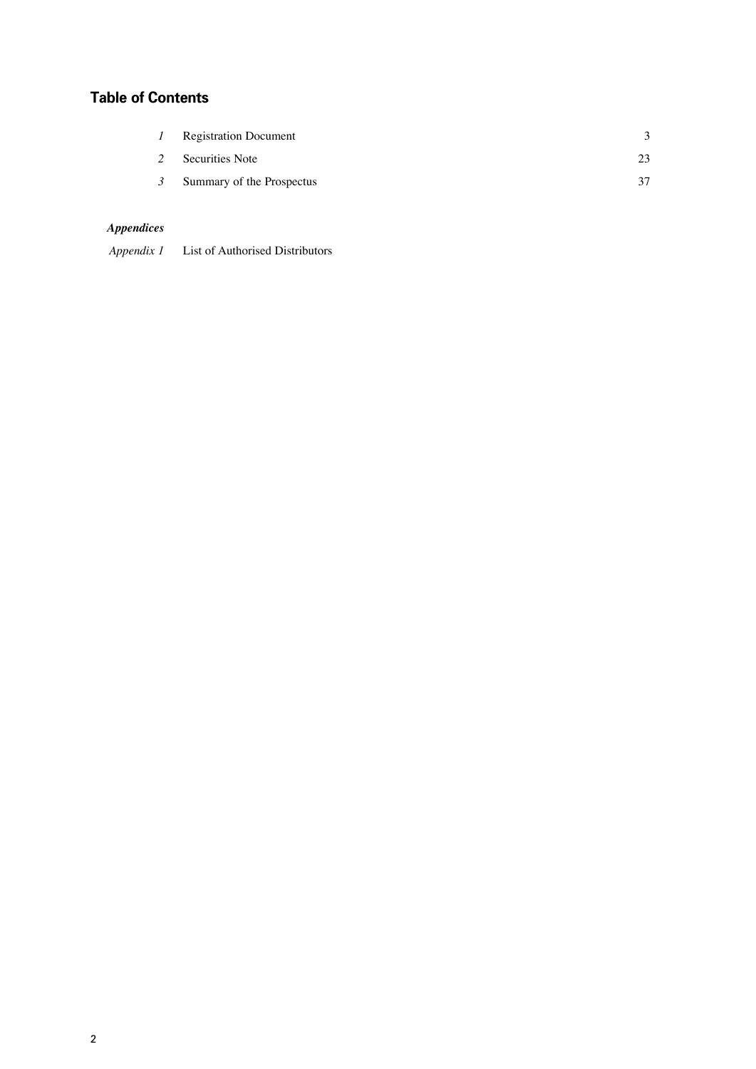## Table of Contents

| | | |
|---|---|---|
| *1* | Registration Document | 3 |
| *2* | Securities Note | 23 |
| *3* | Summary of the Prospectus | 37 |

***Appendices***

*Appendix 1* List of Authorised Distributors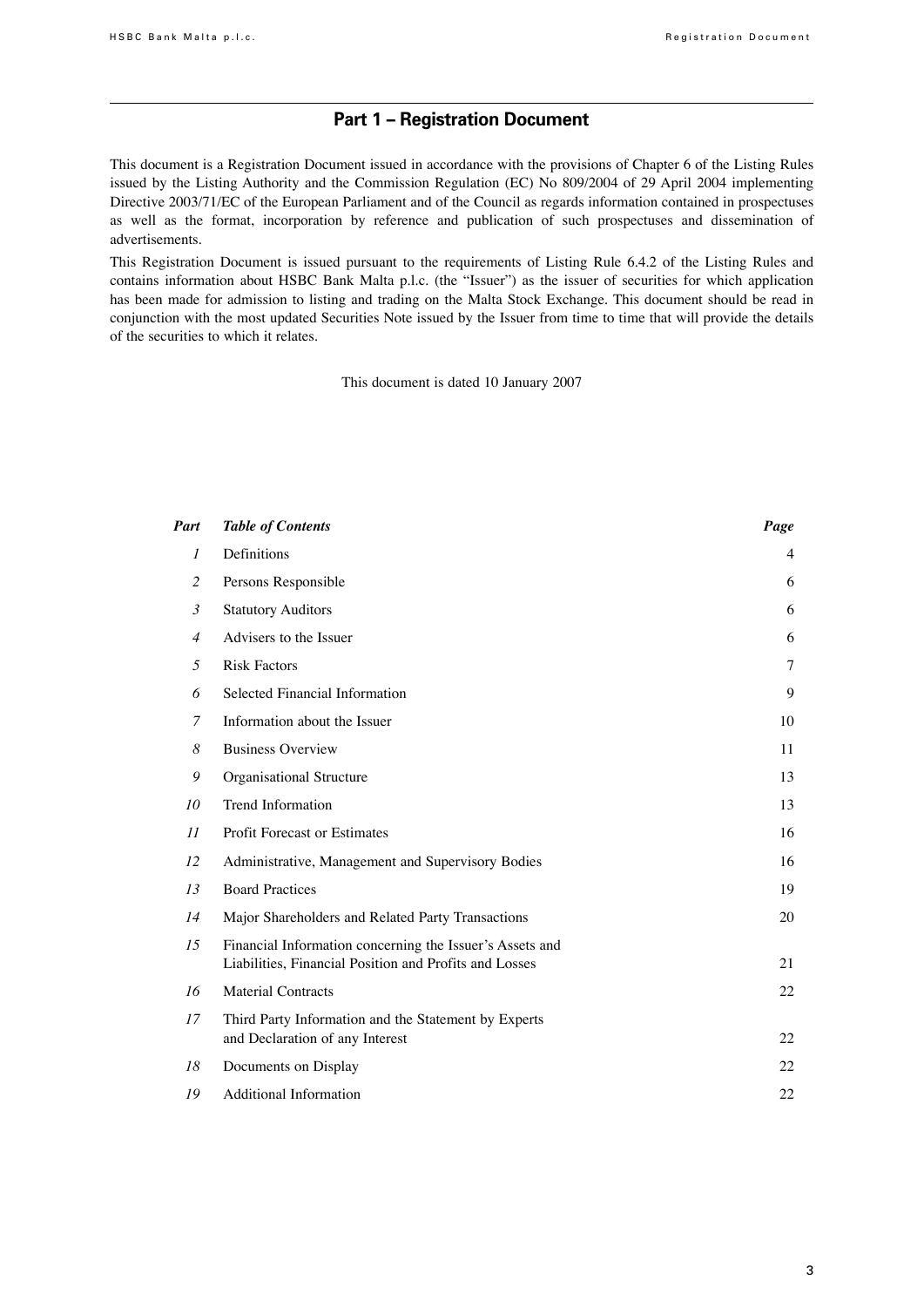## Part 1 – Registration Document

This document is a Registration Document issued in accordance with the provisions of Chapter 6 of the Listing Rules issued by the Listing Authority and the Commission Regulation (EC) No 809/2004 of 29 April 2004 implementing Directive 2003/71/EC of the European Parliament and of the Council as regards information contained in prospectuses as well as the format, incorporation by reference and publication of such prospectuses and dissemination of advertisements.

This Registration Document is issued pursuant to the requirements of Listing Rule 6.4.2 of the Listing Rules and contains information about HSBC Bank Malta p.l.c. (the "Issuer") as the issuer of securities for which application has been made for admission to listing and trading on the Malta Stock Exchange. This document should be read in conjunction with the most updated Securities Note issued by the Issuer from time to time that will provide the details of the securities to which it relates.

This document is dated 10 January 2007

| *Part* | *Table of Contents* | *Page* |
|---|---|---|
| *1* | Definitions | 4 |
| *2* | Persons Responsible | 6 |
| *3* | Statutory Auditors | 6 |
| *4* | Advisers to the Issuer | 6 |
| *5* | Risk Factors | 7 |
| *6* | Selected Financial Information | 9 |
| *7* | Information about the Issuer | 10 |
| *8* | Business Overview | 11 |
| *9* | Organisational Structure | 13 |
| *10* | Trend Information | 13 |
| *11* | Profit Forecast or Estimates | 16 |
| *12* | Administrative, Management and Supervisory Bodies | 16 |
| *13* | Board Practices | 19 |
| *14* | Major Shareholders and Related Party Transactions | 20 |
| *15* | Financial Information concerning the Issuer's Assets and Liabilities, Financial Position and Profits and Losses | 21 |
| *16* | Material Contracts | 22 |
| *17* | Third Party Information and the Statement by Experts and Declaration of any Interest | 22 |
| *18* | Documents on Display | 22 |
| *19* | Additional Information | 22 |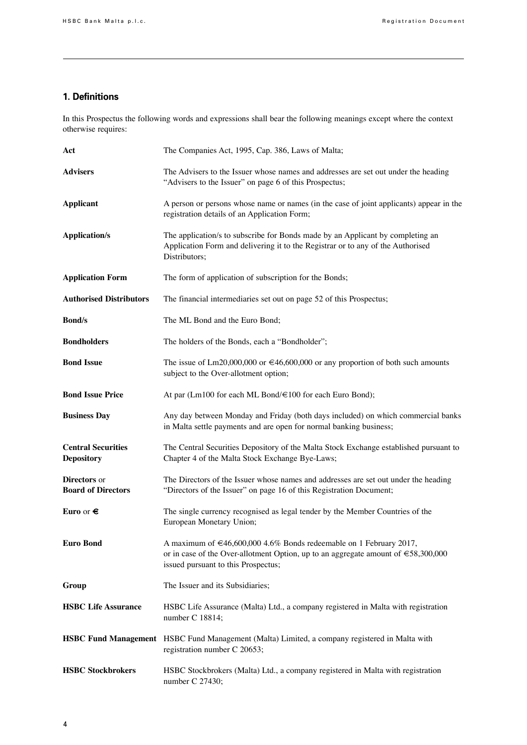## 1. Definitions

In this Prospectus the following words and expressions shall bear the following meanings except where the context otherwise requires:

| | |
|---|---|
| **Act** | The Companies Act, 1995, Cap. 386, Laws of Malta; |
| **Advisers** | The Advisers to the Issuer whose names and addresses are set out under the heading "Advisers to the Issuer" on page 6 of this Prospectus; |
| **Applicant** | A person or persons whose name or names (in the case of joint applicants) appear in the registration details of an Application Form; |
| **Application/s** | The application/s to subscribe for Bonds made by an Applicant by completing an Application Form and delivering it to the Registrar or to any of the Authorised Distributors; |
| **Application Form** | The form of application of subscription for the Bonds; |
| **Authorised Distributors** | The financial intermediaries set out on page 52 of this Prospectus; |
| **Bond/s** | The ML Bond and the Euro Bond; |
| **Bondholders** | The holders of the Bonds, each a "Bondholder"; |
| **Bond Issue** | The issue of Lm20,000,000 or €46,600,000 or any proportion of both such amounts subject to the Over-allotment option; |
| **Bond Issue Price** | At par (Lm100 for each ML Bond/€100 for each Euro Bond); |
| **Business Day** | Any day between Monday and Friday (both days included) on which commercial banks in Malta settle payments and are open for normal banking business; |
| **Central Securities Depository** | The Central Securities Depository of the Malta Stock Exchange established pursuant to Chapter 4 of the Malta Stock Exchange Bye-Laws; |
| **Directors** or **Board of Directors** | The Directors of the Issuer whose names and addresses are set out under the heading "Directors of the Issuer" on page 16 of this Registration Document; |
| **Euro** or **€** | The single currency recognised as legal tender by the Member Countries of the European Monetary Union; |
| **Euro Bond** | A maximum of €46,600,000 4.6% Bonds redeemable on 1 February 2017, or in case of the Over-allotment Option, up to an aggregate amount of €58,300,000 issued pursuant to this Prospectus; |
| **Group** | The Issuer and its Subsidiaries; |
| **HSBC Life Assurance** | HSBC Life Assurance (Malta) Ltd., a company registered in Malta with registration number C 18814; |
| **HSBC Fund Management** | HSBC Fund Management (Malta) Limited, a company registered in Malta with registration number C 20653; |
| **HSBC Stockbrokers** | HSBC Stockbrokers (Malta) Ltd., a company registered in Malta with registration number C 27430; |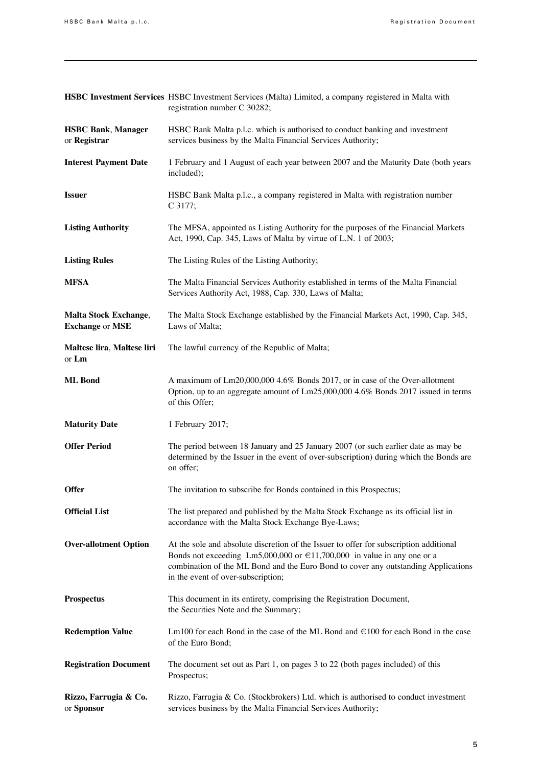| | |
|---|---|
| **HSBC Investment Services** | HSBC Investment Services (Malta) Limited, a company registered in Malta with registration number C 30282; |
| **HSBC Bank**, **Manager** or **Registrar** | HSBC Bank Malta p.l.c. which is authorised to conduct banking and investment services business by the Malta Financial Services Authority; |
| **Interest Payment Date** | 1 February and 1 August of each year between 2007 and the Maturity Date (both years included); |
| **Issuer** | HSBC Bank Malta p.l.c., a company registered in Malta with registration number C 3177; |
| **Listing Authority** | The MFSA, appointed as Listing Authority for the purposes of the Financial Markets Act, 1990, Cap. 345, Laws of Malta by virtue of L.N. 1 of 2003; |
| **Listing Rules** | The Listing Rules of the Listing Authority; |
| **MFSA** | The Malta Financial Services Authority established in terms of the Malta Financial Services Authority Act, 1988, Cap. 330, Laws of Malta; |
| **Malta Stock Exchange**, **Exchange** or **MSE** | The Malta Stock Exchange established by the Financial Markets Act, 1990, Cap. 345, Laws of Malta; |
| **Maltese lira**, **Maltese liri** or **Lm** | The lawful currency of the Republic of Malta; |
| **ML Bond** | A maximum of Lm20,000,000 4.6% Bonds 2017, or in case of the Over-allotment Option, up to an aggregate amount of Lm25,000,000 4.6% Bonds 2017 issued in terms of this Offer; |
| **Maturity Date** | 1 February 2017; |
| **Offer Period** | The period between 18 January and 25 January 2007 (or such earlier date as may be determined by the Issuer in the event of over-subscription) during which the Bonds are on offer; |
| **Offer** | The invitation to subscribe for Bonds contained in this Prospectus; |
| **Official List** | The list prepared and published by the Malta Stock Exchange as its official list in accordance with the Malta Stock Exchange Bye-Laws; |
| **Over-allotment Option** | At the sole and absolute discretion of the Issuer to offer for subscription additional Bonds not exceeding Lm5,000,000 or €11,700,000 in value in any one or a combination of the ML Bond and the Euro Bond to cover any outstanding Applications in the event of over-subscription; |
| **Prospectus** | This document in its entirety, comprising the Registration Document, the Securities Note and the Summary; |
| **Redemption Value** | Lm100 for each Bond in the case of the ML Bond and €100 for each Bond in the case of the Euro Bond; |
| **Registration Document** | The document set out as Part 1, on pages 3 to 22 (both pages included) of this Prospectus; |
| **Rizzo, Farrugia & Co.** or **Sponsor** | Rizzo, Farrugia & Co. (Stockbrokers) Ltd. which is authorised to conduct investment services business by the Malta Financial Services Authority; |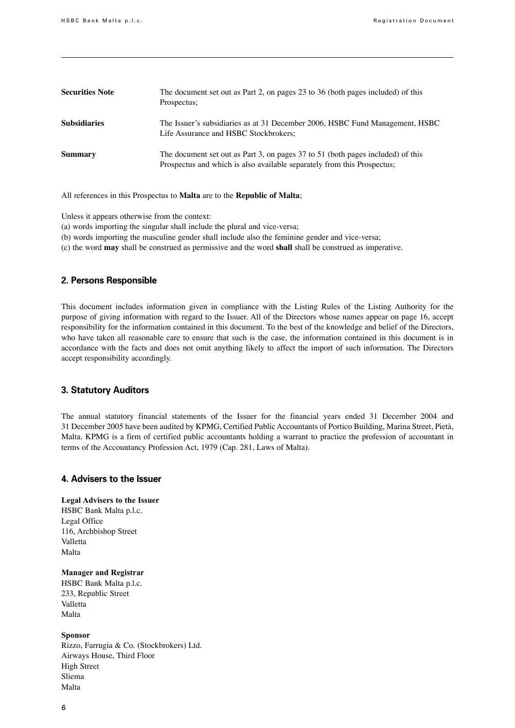| | |
|---|---|
| **Securities Note** | The document set out as Part 2, on pages 23 to 36 (both pages included) of this Prospectus; |
| **Subsidiaries** | The Issuer's subsidiaries as at 31 December 2006, HSBC Fund Management, HSBC Life Assurance and HSBC Stockbrokers; |
| **Summary** | The document set out as Part 3, on pages 37 to 51 (both pages included) of this Prospectus and which is also available separately from this Prospectus; |

All references in this Prospectus to **Malta** are to the **Republic of Malta**;

Unless it appears otherwise from the context:
(a) words importing the singular shall include the plural and vice-versa;
(b) words importing the masculine gender shall include also the feminine gender and vice-versa;
(c) the word **may** shall be construed as permissive and the word **shall** shall be construed as imperative.

## 2. Persons Responsible

This document includes information given in compliance with the Listing Rules of the Listing Authority for the purpose of giving information with regard to the Issuer. All of the Directors whose names appear on page 16, accept responsibility for the information contained in this document. To the best of the knowledge and belief of the Directors, who have taken all reasonable care to ensure that such is the case, the information contained in this document is in accordance with the facts and does not omit anything likely to affect the import of such information. The Directors accept responsibility accordingly.

## 3. Statutory Auditors

The annual statutory financial statements of the Issuer for the financial years ended 31 December 2004 and 31 December 2005 have been audited by KPMG, Certified Public Accountants of Portico Building, Marina Street, Pietà, Malta. KPMG is a firm of certified public accountants holding a warrant to practice the profession of accountant in terms of the Accountancy Profession Act, 1979 (Cap. 281, Laws of Malta).

## 4. Advisers to the Issuer

**Legal Advisers to the Issuer**
HSBC Bank Malta p.l.c.
Legal Office
116, Archbishop Street
Valletta
Malta

**Manager and Registrar**
HSBC Bank Malta p.l.c.
233, Republic Street
Valletta
Malta

**Sponsor**
Rizzo, Farrugia & Co. (Stockbrokers) Ltd.
Airways House, Third Floor
High Street
Sliema
Malta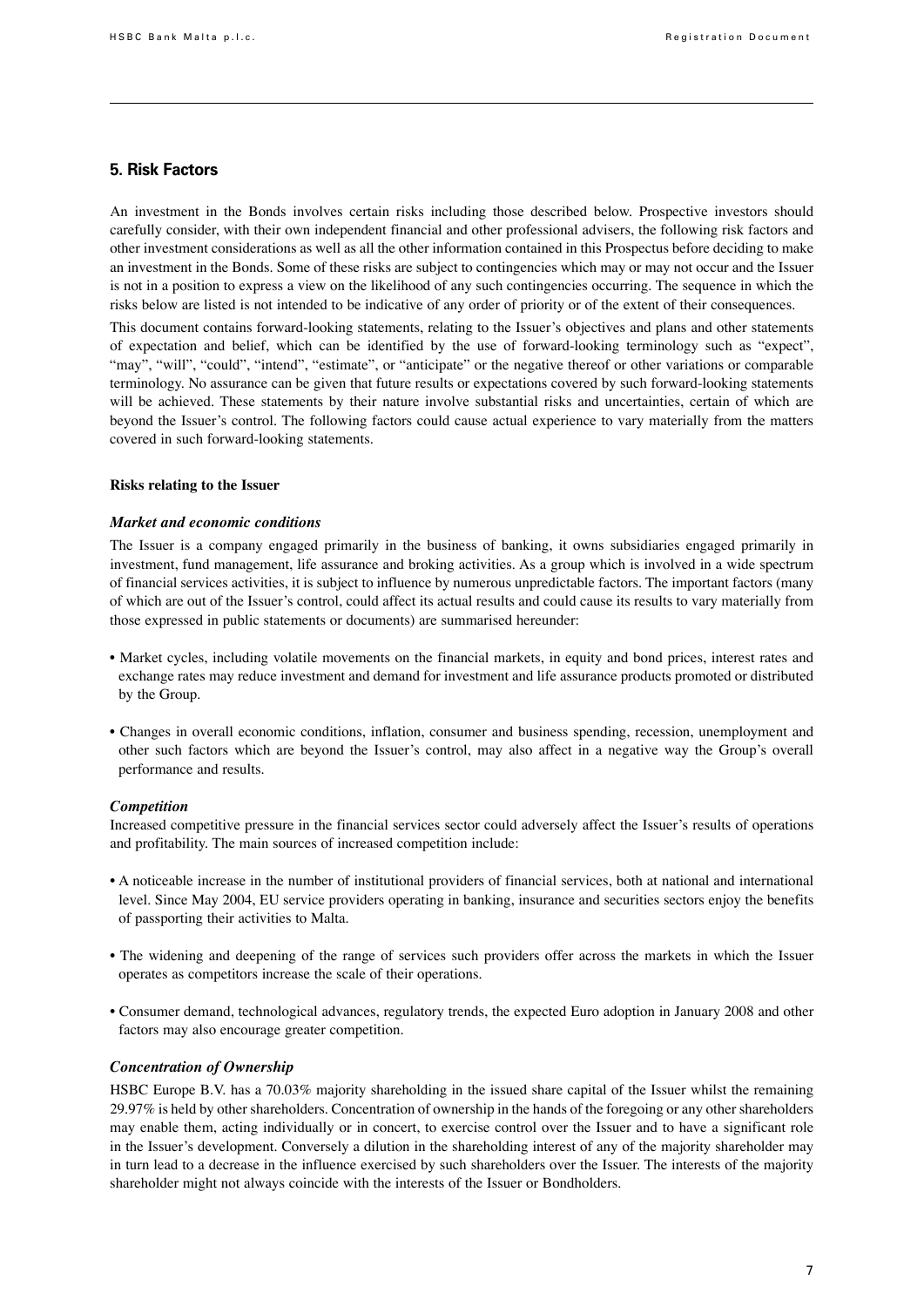## 5. Risk Factors

An investment in the Bonds involves certain risks including those described below. Prospective investors should carefully consider, with their own independent financial and other professional advisers, the following risk factors and other investment considerations as well as all the other information contained in this Prospectus before deciding to make an investment in the Bonds. Some of these risks are subject to contingencies which may or may not occur and the Issuer is not in a position to express a view on the likelihood of any such contingencies occurring. The sequence in which the risks below are listed is not intended to be indicative of any order of priority or of the extent of their consequences.

This document contains forward-looking statements, relating to the Issuer's objectives and plans and other statements of expectation and belief, which can be identified by the use of forward-looking terminology such as "expect", "may", "will", "could", "intend", "estimate", or "anticipate" or the negative thereof or other variations or comparable terminology. No assurance can be given that future results or expectations covered by such forward-looking statements will be achieved. These statements by their nature involve substantial risks and uncertainties, certain of which are beyond the Issuer's control. The following factors could cause actual experience to vary materially from the matters covered in such forward-looking statements.

**Risks relating to the Issuer**

***Market and economic conditions***

The Issuer is a company engaged primarily in the business of banking, it owns subsidiaries engaged primarily in investment, fund management, life assurance and broking activities. As a group which is involved in a wide spectrum of financial services activities, it is subject to influence by numerous unpredictable factors. The important factors (many of which are out of the Issuer's control, could affect its actual results and could cause its results to vary materially from those expressed in public statements or documents) are summarised hereunder:

- Market cycles, including volatile movements on the financial markets, in equity and bond prices, interest rates and exchange rates may reduce investment and demand for investment and life assurance products promoted or distributed by the Group.
- Changes in overall economic conditions, inflation, consumer and business spending, recession, unemployment and other such factors which are beyond the Issuer's control, may also affect in a negative way the Group's overall performance and results.

***Competition***

Increased competitive pressure in the financial services sector could adversely affect the Issuer's results of operations and profitability. The main sources of increased competition include:

- A noticeable increase in the number of institutional providers of financial services, both at national and international level. Since May 2004, EU service providers operating in banking, insurance and securities sectors enjoy the benefits of passporting their activities to Malta.
- The widening and deepening of the range of services such providers offer across the markets in which the Issuer operates as competitors increase the scale of their operations.
- Consumer demand, technological advances, regulatory trends, the expected Euro adoption in January 2008 and other factors may also encourage greater competition.

***Concentration of Ownership***

HSBC Europe B.V. has a 70.03% majority shareholding in the issued share capital of the Issuer whilst the remaining 29.97% is held by other shareholders. Concentration of ownership in the hands of the foregoing or any other shareholders may enable them, acting individually or in concert, to exercise control over the Issuer and to have a significant role in the Issuer's development. Conversely a dilution in the shareholding interest of any of the majority shareholder may in turn lead to a decrease in the influence exercised by such shareholders over the Issuer. The interests of the majority shareholder might not always coincide with the interests of the Issuer or Bondholders.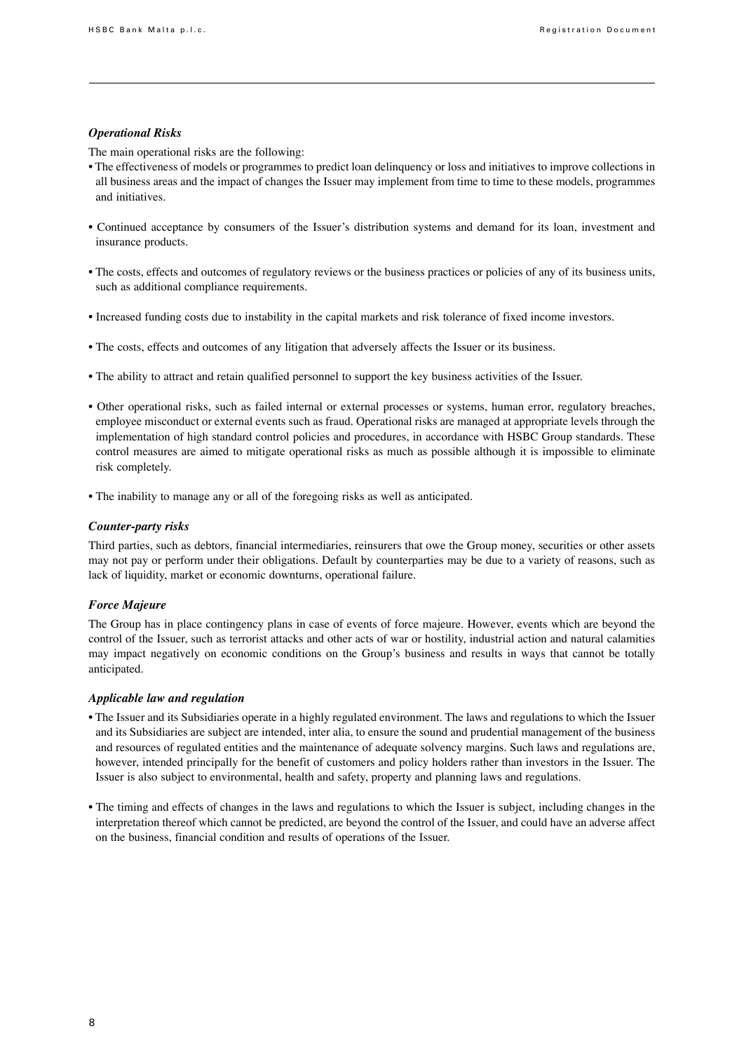### *Operational Risks*

The main operational risks are the following:

- The effectiveness of models or programmes to predict loan delinquency or loss and initiatives to improve collections in all business areas and the impact of changes the Issuer may implement from time to time to these models, programmes and initiatives.
- Continued acceptance by consumers of the Issuer's distribution systems and demand for its loan, investment and insurance products.
- The costs, effects and outcomes of regulatory reviews or the business practices or policies of any of its business units, such as additional compliance requirements.
- Increased funding costs due to instability in the capital markets and risk tolerance of fixed income investors.
- The costs, effects and outcomes of any litigation that adversely affects the Issuer or its business.
- The ability to attract and retain qualified personnel to support the key business activities of the Issuer.
- Other operational risks, such as failed internal or external processes or systems, human error, regulatory breaches, employee misconduct or external events such as fraud. Operational risks are managed at appropriate levels through the implementation of high standard control policies and procedures, in accordance with HSBC Group standards. These control measures are aimed to mitigate operational risks as much as possible although it is impossible to eliminate risk completely.
- The inability to manage any or all of the foregoing risks as well as anticipated.

### *Counter-party risks*

Third parties, such as debtors, financial intermediaries, reinsurers that owe the Group money, securities or other assets may not pay or perform under their obligations. Default by counterparties may be due to a variety of reasons, such as lack of liquidity, market or economic downturns, operational failure.

### *Force Majeure*

The Group has in place contingency plans in case of events of force majeure. However, events which are beyond the control of the Issuer, such as terrorist attacks and other acts of war or hostility, industrial action and natural calamities may impact negatively on economic conditions on the Group's business and results in ways that cannot be totally anticipated.

### *Applicable law and regulation*

- The Issuer and its Subsidiaries operate in a highly regulated environment. The laws and regulations to which the Issuer and its Subsidiaries are subject are intended, inter alia, to ensure the sound and prudential management of the business and resources of regulated entities and the maintenance of adequate solvency margins. Such laws and regulations are, however, intended principally for the benefit of customers and policy holders rather than investors in the Issuer. The Issuer is also subject to environmental, health and safety, property and planning laws and regulations.
- The timing and effects of changes in the laws and regulations to which the Issuer is subject, including changes in the interpretation thereof which cannot be predicted, are beyond the control of the Issuer, and could have an adverse affect on the business, financial condition and results of operations of the Issuer.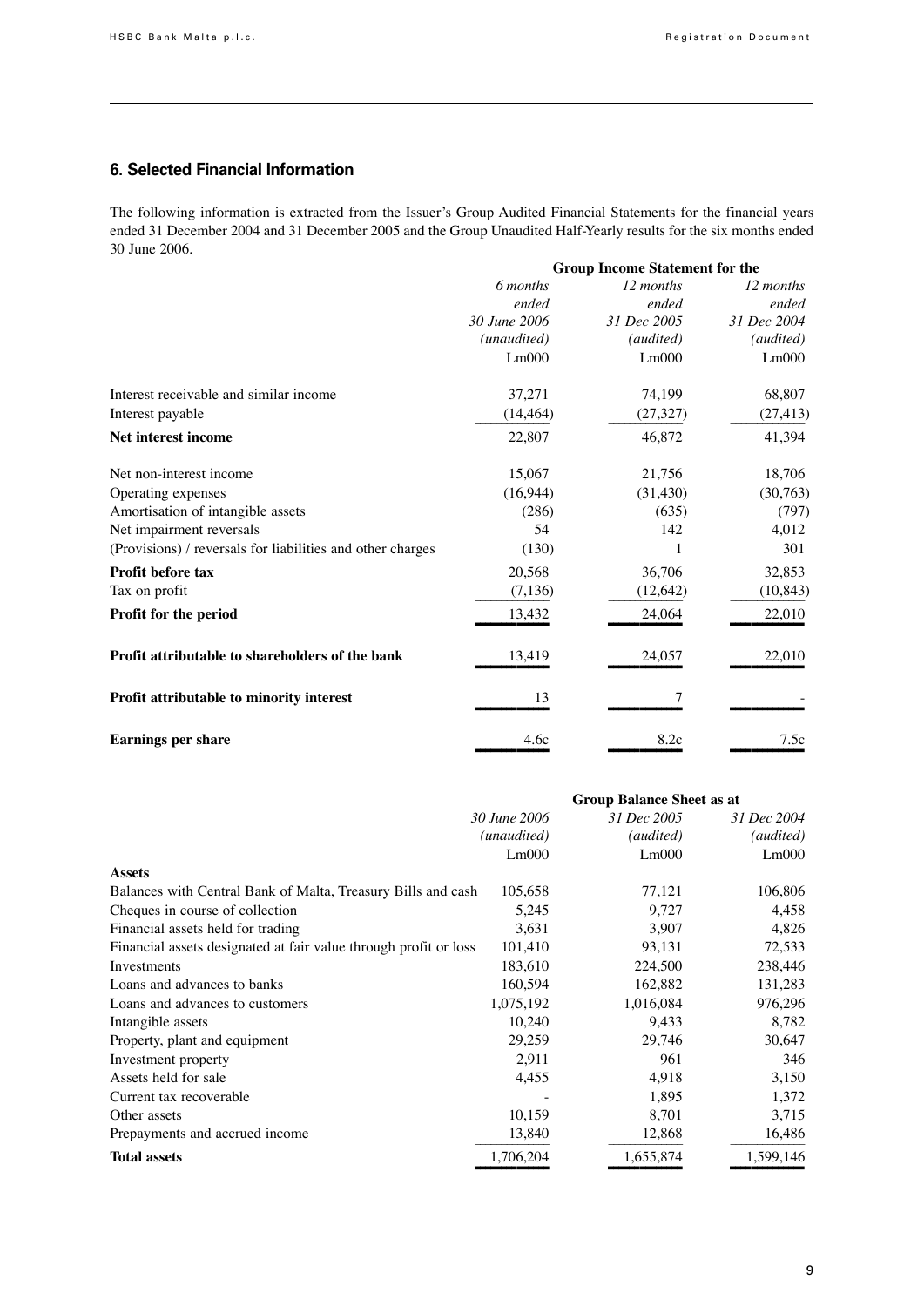## 6. Selected Financial Information

The following information is extracted from the Issuer's Group Audited Financial Statements for the financial years ended 31 December 2004 and 31 December 2005 and the Group Unaudited Half-Yearly results for the six months ended 30 June 2006.

| | Group Income Statement for the | | |
|---|---|---|---|
| | *6 months ended 30 June 2006 (unaudited)* | *12 months ended 31 Dec 2005 (audited)* | *12 months ended 31 Dec 2004 (audited)* |
| | Lm000 | Lm000 | Lm000 |
| Interest receivable and similar income | 37,271 | 74,199 | 68,807 |
| Interest payable | (14,464) | (27,327) | (27,413) |
| **Net interest income** | 22,807 | 46,872 | 41,394 |
| Net non-interest income | 15,067 | 21,756 | 18,706 |
| Operating expenses | (16,944) | (31,430) | (30,763) |
| Amortisation of intangible assets | (286) | (635) | (797) |
| Net impairment reversals | 54 | 142 | 4,012 |
| (Provisions) / reversals for liabilities and other charges | (130) | 1 | 301 |
| **Profit before tax** | 20,568 | 36,706 | 32,853 |
| Tax on profit | (7,136) | (12,642) | (10,843) |
| **Profit for the period** | 13,432 | 24,064 | 22,010 |
| **Profit attributable to shareholders of the bank** | 13,419 | 24,057 | 22,010 |
| **Profit attributable to minority interest** | 13 | 7 | - |
| **Earnings per share** | 4.6c | 8.2c | 7.5c |

| | Group Balance Sheet as at | | |
|---|---|---|---|
| | *30 June 2006 (unaudited)* | *31 Dec 2005 (audited)* | *31 Dec 2004 (audited)* |
| | Lm000 | Lm000 | Lm000 |
| **Assets** | | | |
| Balances with Central Bank of Malta, Treasury Bills and cash | 105,658 | 77,121 | 106,806 |
| Cheques in course of collection | 5,245 | 9,727 | 4,458 |
| Financial assets held for trading | 3,631 | 3,907 | 4,826 |
| Financial assets designated at fair value through profit or loss | 101,410 | 93,131 | 72,533 |
| Investments | 183,610 | 224,500 | 238,446 |
| Loans and advances to banks | 160,594 | 162,882 | 131,283 |
| Loans and advances to customers | 1,075,192 | 1,016,084 | 976,296 |
| Intangible assets | 10,240 | 9,433 | 8,782 |
| Property, plant and equipment | 29,259 | 29,746 | 30,647 |
| Investment property | 2,911 | 961 | 346 |
| Assets held for sale | 4,455 | 4,918 | 3,150 |
| Current tax recoverable | - | 1,895 | 1,372 |
| Other assets | 10,159 | 8,701 | 3,715 |
| Prepayments and accrued income | 13,840 | 12,868 | 16,486 |
| **Total assets** | 1,706,204 | 1,655,874 | 1,599,146 |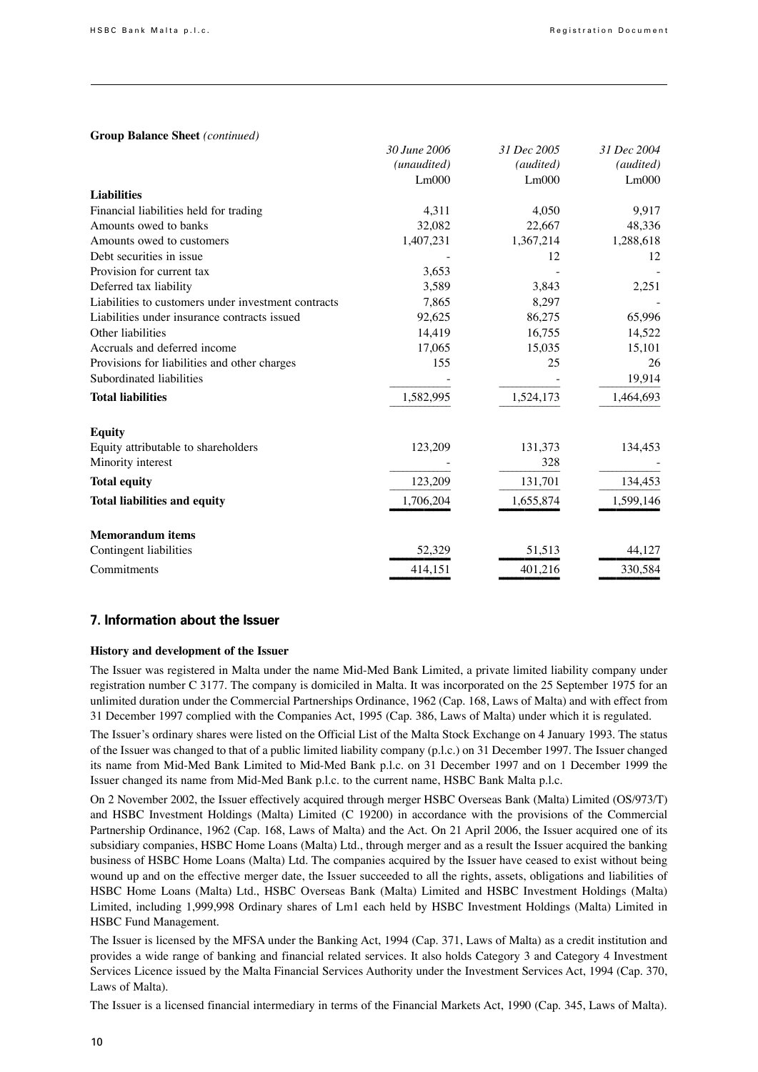**Group Balance Sheet** *(continued)*

| | *30 June 2006* | *31 Dec 2005* | *31 Dec 2004* |
|---|---|---|---|
| | *(unaudited)* | *(audited)* | *(audited)* |
| | Lm000 | Lm000 | Lm000 |
| **Liabilities** | | | |
| Financial liabilities held for trading | 4,311 | 4,050 | 9,917 |
| Amounts owed to banks | 32,082 | 22,667 | 48,336 |
| Amounts owed to customers | 1,407,231 | 1,367,214 | 1,288,618 |
| Debt securities in issue | - | 12 | 12 |
| Provision for current tax | 3,653 | - | - |
| Deferred tax liability | 3,589 | 3,843 | 2,251 |
| Liabilities to customers under investment contracts | 7,865 | 8,297 | - |
| Liabilities under insurance contracts issued | 92,625 | 86,275 | 65,996 |
| Other liabilities | 14,419 | 16,755 | 14,522 |
| Accruals and deferred income | 17,065 | 15,035 | 15,101 |
| Provisions for liabilities and other charges | 155 | 25 | 26 |
| Subordinated liabilities | - | - | 19,914 |
| **Total liabilities** | 1,582,995 | 1,524,173 | 1,464,693 |
| | | | |
| **Equity** | | | |
| Equity attributable to shareholders | 123,209 | 131,373 | 134,453 |
| Minority interest | - | 328 | - |
| **Total equity** | 123,209 | 131,701 | 134,453 |
| **Total liabilities and equity** | 1,706,204 | 1,655,874 | 1,599,146 |
| | | | |
| **Memorandum items** | | | |
| Contingent liabilities | 52,329 | 51,513 | 44,127 |
| Commitments | 414,151 | 401,216 | 330,584 |

## 7. Information about the Issuer

**History and development of the Issuer**

The Issuer was registered in Malta under the name Mid-Med Bank Limited, a private limited liability company under registration number C 3177. The company is domiciled in Malta. It was incorporated on the 25 September 1975 for an unlimited duration under the Commercial Partnerships Ordinance, 1962 (Cap. 168, Laws of Malta) and with effect from 31 December 1997 complied with the Companies Act, 1995 (Cap. 386, Laws of Malta) under which it is regulated.

The Issuer's ordinary shares were listed on the Official List of the Malta Stock Exchange on 4 January 1993. The status of the Issuer was changed to that of a public limited liability company (p.l.c.) on 31 December 1997. The Issuer changed its name from Mid-Med Bank Limited to Mid-Med Bank p.l.c. on 31 December 1997 and on 1 December 1999 the Issuer changed its name from Mid-Med Bank p.l.c. to the current name, HSBC Bank Malta p.l.c.

On 2 November 2002, the Issuer effectively acquired through merger HSBC Overseas Bank (Malta) Limited (OS/973/T) and HSBC Investment Holdings (Malta) Limited (C 19200) in accordance with the provisions of the Commercial Partnership Ordinance, 1962 (Cap. 168, Laws of Malta) and the Act. On 21 April 2006, the Issuer acquired one of its subsidiary companies, HSBC Home Loans (Malta) Ltd., through merger and as a result the Issuer acquired the banking business of HSBC Home Loans (Malta) Ltd. The companies acquired by the Issuer have ceased to exist without being wound up and on the effective merger date, the Issuer succeeded to all the rights, assets, obligations and liabilities of HSBC Home Loans (Malta) Ltd., HSBC Overseas Bank (Malta) Limited and HSBC Investment Holdings (Malta) Limited, including 1,999,998 Ordinary shares of Lm1 each held by HSBC Investment Holdings (Malta) Limited in HSBC Fund Management.

The Issuer is licensed by the MFSA under the Banking Act, 1994 (Cap. 371, Laws of Malta) as a credit institution and provides a wide range of banking and financial related services. It also holds Category 3 and Category 4 Investment Services Licence issued by the Malta Financial Services Authority under the Investment Services Act, 1994 (Cap. 370, Laws of Malta).

The Issuer is a licensed financial intermediary in terms of the Financial Markets Act, 1990 (Cap. 345, Laws of Malta).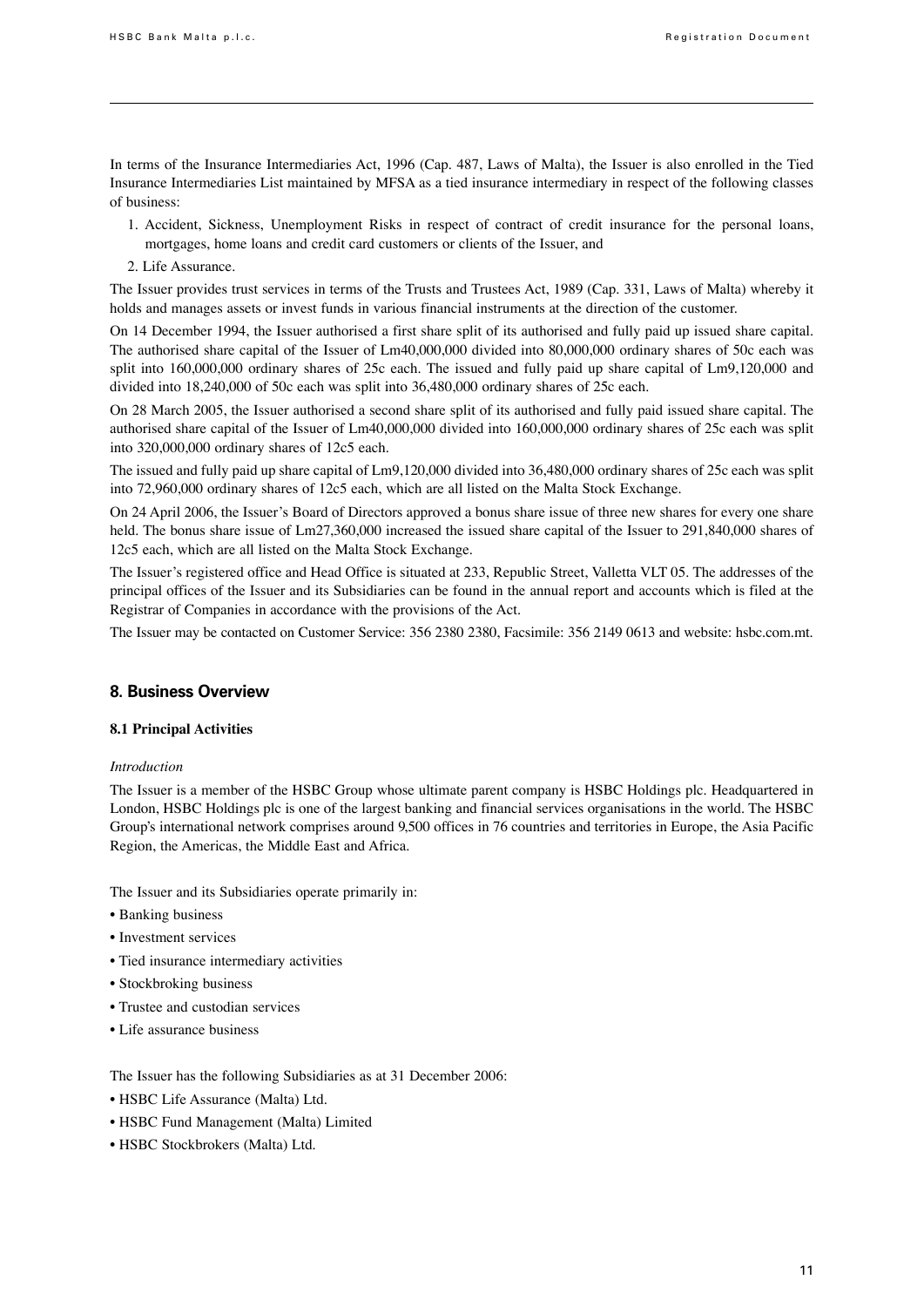In terms of the Insurance Intermediaries Act, 1996 (Cap. 487, Laws of Malta), the Issuer is also enrolled in the Tied Insurance Intermediaries List maintained by MFSA as a tied insurance intermediary in respect of the following classes of business:

1. Accident, Sickness, Unemployment Risks in respect of contract of credit insurance for the personal loans, mortgages, home loans and credit card customers or clients of the Issuer, and
2. Life Assurance.

The Issuer provides trust services in terms of the Trusts and Trustees Act, 1989 (Cap. 331, Laws of Malta) whereby it holds and manages assets or invest funds in various financial instruments at the direction of the customer.

On 14 December 1994, the Issuer authorised a first share split of its authorised and fully paid up issued share capital. The authorised share capital of the Issuer of Lm40,000,000 divided into 80,000,000 ordinary shares of 50c each was split into 160,000,000 ordinary shares of 25c each. The issued and fully paid up share capital of Lm9,120,000 and divided into 18,240,000 of 50c each was split into 36,480,000 ordinary shares of 25c each.

On 28 March 2005, the Issuer authorised a second share split of its authorised and fully paid issued share capital. The authorised share capital of the Issuer of Lm40,000,000 divided into 160,000,000 ordinary shares of 25c each was split into 320,000,000 ordinary shares of 12c5 each.

The issued and fully paid up share capital of Lm9,120,000 divided into 36,480,000 ordinary shares of 25c each was split into 72,960,000 ordinary shares of 12c5 each, which are all listed on the Malta Stock Exchange.

On 24 April 2006, the Issuer's Board of Directors approved a bonus share issue of three new shares for every one share held. The bonus share issue of Lm27,360,000 increased the issued share capital of the Issuer to 291,840,000 shares of 12c5 each, which are all listed on the Malta Stock Exchange.

The Issuer's registered office and Head Office is situated at 233, Republic Street, Valletta VLT 05. The addresses of the principal offices of the Issuer and its Subsidiaries can be found in the annual report and accounts which is filed at the Registrar of Companies in accordance with the provisions of the Act.

The Issuer may be contacted on Customer Service: 356 2380 2380, Facsimile: 356 2149 0613 and website: hsbc.com.mt.

## 8. Business Overview

### 8.1 Principal Activities

*Introduction*

The Issuer is a member of the HSBC Group whose ultimate parent company is HSBC Holdings plc. Headquartered in London, HSBC Holdings plc is one of the largest banking and financial services organisations in the world. The HSBC Group's international network comprises around 9,500 offices in 76 countries and territories in Europe, the Asia Pacific Region, the Americas, the Middle East and Africa.

The Issuer and its Subsidiaries operate primarily in:

- Banking business
- Investment services
- Tied insurance intermediary activities
- Stockbroking business
- Trustee and custodian services
- Life assurance business

The Issuer has the following Subsidiaries as at 31 December 2006:

- HSBC Life Assurance (Malta) Ltd.
- HSBC Fund Management (Malta) Limited
- HSBC Stockbrokers (Malta) Ltd.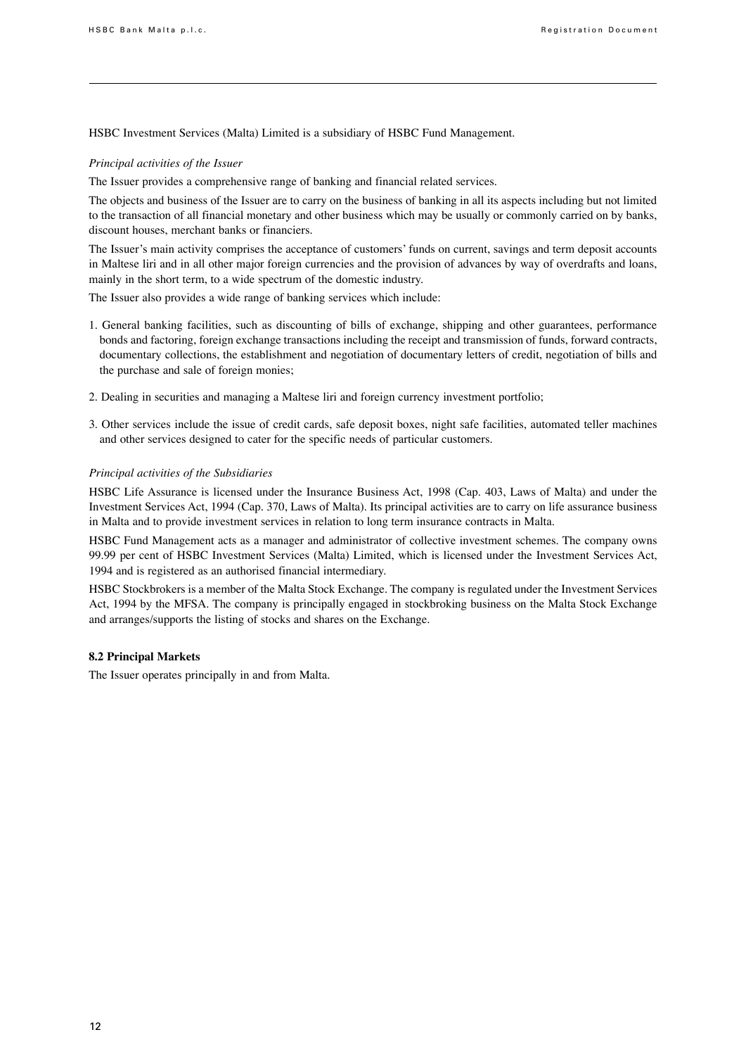HSBC Investment Services (Malta) Limited is a subsidiary of HSBC Fund Management.

*Principal activities of the Issuer*

The Issuer provides a comprehensive range of banking and financial related services.

The objects and business of the Issuer are to carry on the business of banking in all its aspects including but not limited to the transaction of all financial monetary and other business which may be usually or commonly carried on by banks, discount houses, merchant banks or financiers.

The Issuer's main activity comprises the acceptance of customers' funds on current, savings and term deposit accounts in Maltese liri and in all other major foreign currencies and the provision of advances by way of overdrafts and loans, mainly in the short term, to a wide spectrum of the domestic industry.

The Issuer also provides a wide range of banking services which include:

1. General banking facilities, such as discounting of bills of exchange, shipping and other guarantees, performance bonds and factoring, foreign exchange transactions including the receipt and transmission of funds, forward contracts, documentary collections, the establishment and negotiation of documentary letters of credit, negotiation of bills and the purchase and sale of foreign monies;

2. Dealing in securities and managing a Maltese liri and foreign currency investment portfolio;

3. Other services include the issue of credit cards, safe deposit boxes, night safe facilities, automated teller machines and other services designed to cater for the specific needs of particular customers.

*Principal activities of the Subsidiaries*

HSBC Life Assurance is licensed under the Insurance Business Act, 1998 (Cap. 403, Laws of Malta) and under the Investment Services Act, 1994 (Cap. 370, Laws of Malta). Its principal activities are to carry on life assurance business in Malta and to provide investment services in relation to long term insurance contracts in Malta.

HSBC Fund Management acts as a manager and administrator of collective investment schemes. The company owns 99.99 per cent of HSBC Investment Services (Malta) Limited, which is licensed under the Investment Services Act, 1994 and is registered as an authorised financial intermediary.

HSBC Stockbrokers is a member of the Malta Stock Exchange. The company is regulated under the Investment Services Act, 1994 by the MFSA. The company is principally engaged in stockbroking business on the Malta Stock Exchange and arranges/supports the listing of stocks and shares on the Exchange.

**8.2 Principal Markets**

The Issuer operates principally in and from Malta.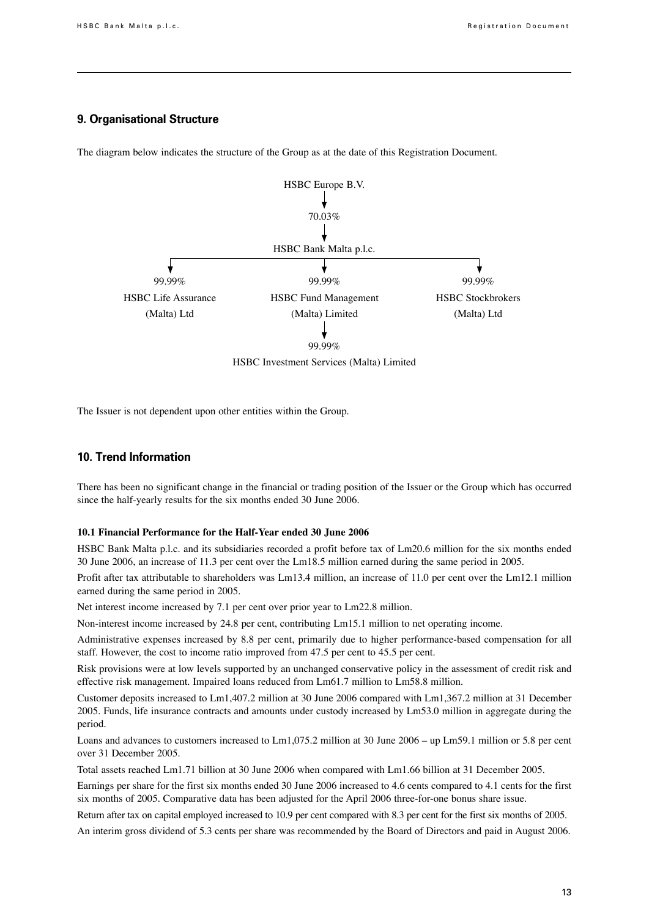## 9. Organisational Structure

The diagram below indicates the structure of the Group as at the date of this Registration Document.

HSBC Europe B.V.

70.03%

HSBC Bank Malta p.l.c.

| 99.99% | 99.99% | 99.99% |
|---|---|---|
| HSBC Life Assurance (Malta) Ltd | HSBC Fund Management (Malta) Limited | HSBC Stockbrokers (Malta) Ltd |

99.99%

HSBC Investment Services (Malta) Limited

The Issuer is not dependent upon other entities within the Group.

## 10. Trend Information

There has been no significant change in the financial or trading position of the Issuer or the Group which has occurred since the half-yearly results for the six months ended 30 June 2006.

### 10.1 Financial Performance for the Half-Year ended 30 June 2006

HSBC Bank Malta p.l.c. and its subsidiaries recorded a profit before tax of Lm20.6 million for the six months ended 30 June 2006, an increase of 11.3 per cent over the Lm18.5 million earned during the same period in 2005.

Profit after tax attributable to shareholders was Lm13.4 million, an increase of 11.0 per cent over the Lm12.1 million earned during the same period in 2005.

Net interest income increased by 7.1 per cent over prior year to Lm22.8 million.

Non-interest income increased by 24.8 per cent, contributing Lm15.1 million to net operating income.

Administrative expenses increased by 8.8 per cent, primarily due to higher performance-based compensation for all staff. However, the cost to income ratio improved from 47.5 per cent to 45.5 per cent.

Risk provisions were at low levels supported by an unchanged conservative policy in the assessment of credit risk and effective risk management. Impaired loans reduced from Lm61.7 million to Lm58.8 million.

Customer deposits increased to Lm1,407.2 million at 30 June 2006 compared with Lm1,367.2 million at 31 December 2005. Funds, life insurance contracts and amounts under custody increased by Lm53.0 million in aggregate during the period.

Loans and advances to customers increased to Lm1,075.2 million at 30 June 2006 – up Lm59.1 million or 5.8 per cent over 31 December 2005.

Total assets reached Lm1.71 billion at 30 June 2006 when compared with Lm1.66 billion at 31 December 2005.

Earnings per share for the first six months ended 30 June 2006 increased to 4.6 cents compared to 4.1 cents for the first six months of 2005. Comparative data has been adjusted for the April 2006 three-for-one bonus share issue.

Return after tax on capital employed increased to 10.9 per cent compared with 8.3 per cent for the first six months of 2005.

An interim gross dividend of 5.3 cents per share was recommended by the Board of Directors and paid in August 2006.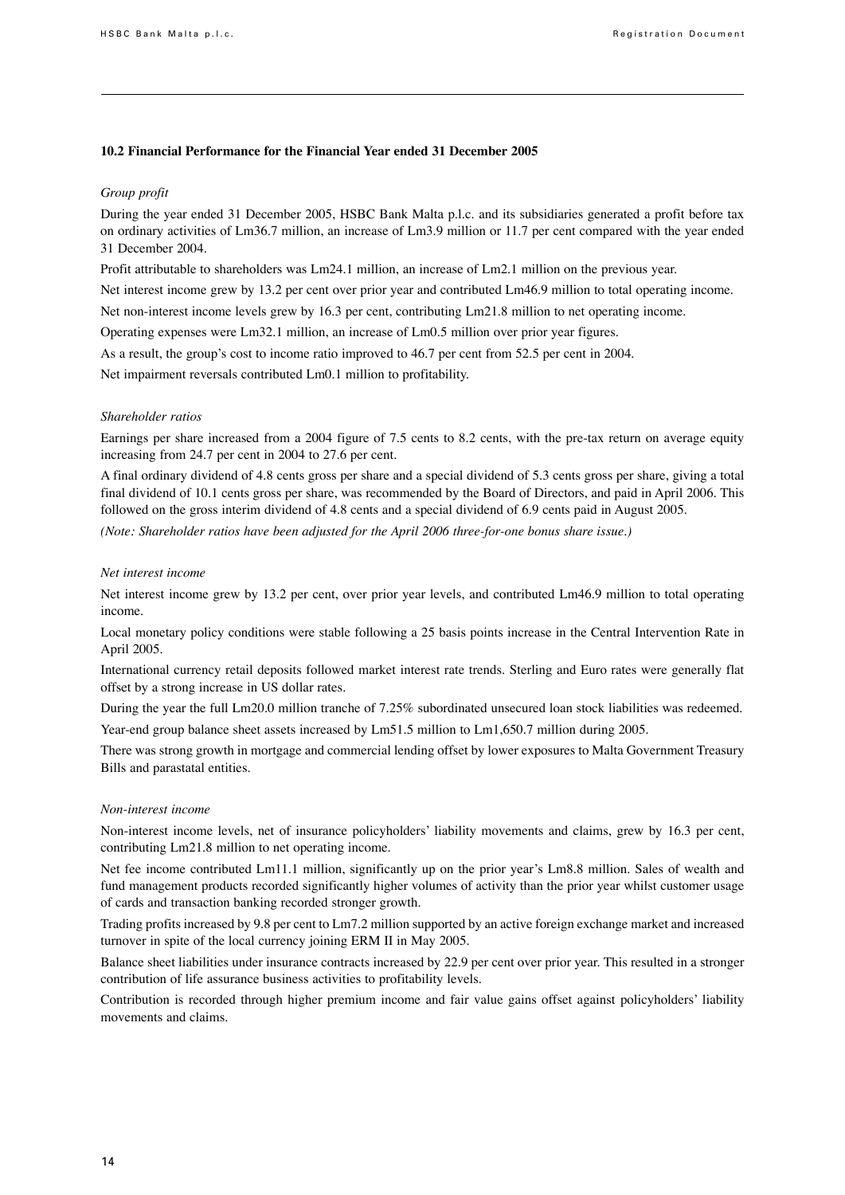### 10.2 Financial Performance for the Financial Year ended 31 December 2005

*Group profit*

During the year ended 31 December 2005, HSBC Bank Malta p.l.c. and its subsidiaries generated a profit before tax on ordinary activities of Lm36.7 million, an increase of Lm3.9 million or 11.7 per cent compared with the year ended 31 December 2004.

Profit attributable to shareholders was Lm24.1 million, an increase of Lm2.1 million on the previous year.

Net interest income grew by 13.2 per cent over prior year and contributed Lm46.9 million to total operating income.

Net non-interest income levels grew by 16.3 per cent, contributing Lm21.8 million to net operating income.

Operating expenses were Lm32.1 million, an increase of Lm0.5 million over prior year figures.

As a result, the group's cost to income ratio improved to 46.7 per cent from 52.5 per cent in 2004.

Net impairment reversals contributed Lm0.1 million to profitability.

*Shareholder ratios*

Earnings per share increased from a 2004 figure of 7.5 cents to 8.2 cents, with the pre-tax return on average equity increasing from 24.7 per cent in 2004 to 27.6 per cent.

A final ordinary dividend of 4.8 cents gross per share and a special dividend of 5.3 cents gross per share, giving a total final dividend of 10.1 cents gross per share, was recommended by the Board of Directors, and paid in April 2006. This followed on the gross interim dividend of 4.8 cents and a special dividend of 6.9 cents paid in August 2005.

*(Note: Shareholder ratios have been adjusted for the April 2006 three-for-one bonus share issue.)*

*Net interest income*

Net interest income grew by 13.2 per cent, over prior year levels, and contributed Lm46.9 million to total operating income.

Local monetary policy conditions were stable following a 25 basis points increase in the Central Intervention Rate in April 2005.

International currency retail deposits followed market interest rate trends. Sterling and Euro rates were generally flat offset by a strong increase in US dollar rates.

During the year the full Lm20.0 million tranche of 7.25% subordinated unsecured loan stock liabilities was redeemed.

Year-end group balance sheet assets increased by Lm51.5 million to Lm1,650.7 million during 2005.

There was strong growth in mortgage and commercial lending offset by lower exposures to Malta Government Treasury Bills and parastatal entities.

*Non-interest income*

Non-interest income levels, net of insurance policyholders' liability movements and claims, grew by 16.3 per cent, contributing Lm21.8 million to net operating income.

Net fee income contributed Lm11.1 million, significantly up on the prior year's Lm8.8 million. Sales of wealth and fund management products recorded significantly higher volumes of activity than the prior year whilst customer usage of cards and transaction banking recorded stronger growth.

Trading profits increased by 9.8 per cent to Lm7.2 million supported by an active foreign exchange market and increased turnover in spite of the local currency joining ERM II in May 2005.

Balance sheet liabilities under insurance contracts increased by 22.9 per cent over prior year. This resulted in a stronger contribution of life assurance business activities to profitability levels.

Contribution is recorded through higher premium income and fair value gains offset against policyholders' liability movements and claims.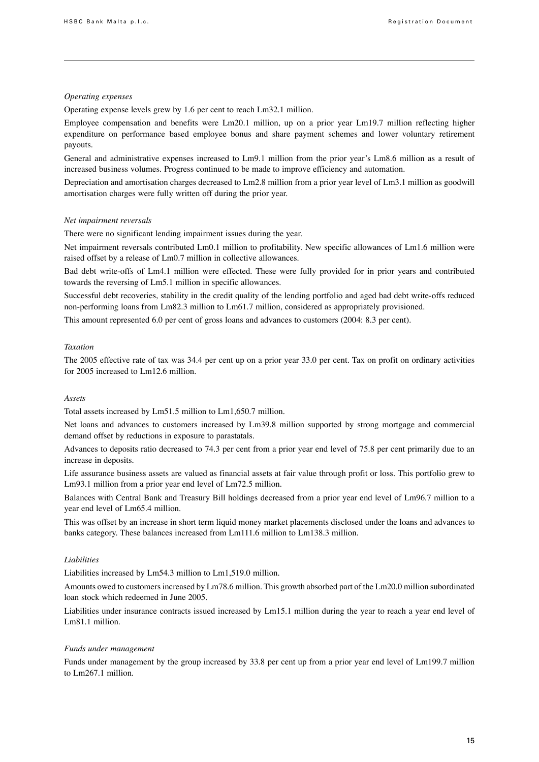*Operating expenses*

Operating expense levels grew by 1.6 per cent to reach Lm32.1 million.

Employee compensation and benefits were Lm20.1 million, up on a prior year Lm19.7 million reflecting higher expenditure on performance based employee bonus and share payment schemes and lower voluntary retirement payouts.

General and administrative expenses increased to Lm9.1 million from the prior year's Lm8.6 million as a result of increased business volumes. Progress continued to be made to improve efficiency and automation.

Depreciation and amortisation charges decreased to Lm2.8 million from a prior year level of Lm3.1 million as goodwill amortisation charges were fully written off during the prior year.

*Net impairment reversals*

There were no significant lending impairment issues during the year.

Net impairment reversals contributed Lm0.1 million to profitability. New specific allowances of Lm1.6 million were raised offset by a release of Lm0.7 million in collective allowances.

Bad debt write-offs of Lm4.1 million were effected. These were fully provided for in prior years and contributed towards the reversing of Lm5.1 million in specific allowances.

Successful debt recoveries, stability in the credit quality of the lending portfolio and aged bad debt write-offs reduced non-performing loans from Lm82.3 million to Lm61.7 million, considered as appropriately provisioned.

This amount represented 6.0 per cent of gross loans and advances to customers (2004: 8.3 per cent).

*Taxation*

The 2005 effective rate of tax was 34.4 per cent up on a prior year 33.0 per cent. Tax on profit on ordinary activities for 2005 increased to Lm12.6 million.

*Assets*

Total assets increased by Lm51.5 million to Lm1,650.7 million.

Net loans and advances to customers increased by Lm39.8 million supported by strong mortgage and commercial demand offset by reductions in exposure to parastatals.

Advances to deposits ratio decreased to 74.3 per cent from a prior year end level of 75.8 per cent primarily due to an increase in deposits.

Life assurance business assets are valued as financial assets at fair value through profit or loss. This portfolio grew to Lm93.1 million from a prior year end level of Lm72.5 million.

Balances with Central Bank and Treasury Bill holdings decreased from a prior year end level of Lm96.7 million to a year end level of Lm65.4 million.

This was offset by an increase in short term liquid money market placements disclosed under the loans and advances to banks category. These balances increased from Lm111.6 million to Lm138.3 million.

*Liabilities*

Liabilities increased by Lm54.3 million to Lm1,519.0 million.

Amounts owed to customers increased by Lm78.6 million. This growth absorbed part of the Lm20.0 million subordinated loan stock which redeemed in June 2005.

Liabilities under insurance contracts issued increased by Lm15.1 million during the year to reach a year end level of Lm81.1 million.

*Funds under management*

Funds under management by the group increased by 33.8 per cent up from a prior year end level of Lm199.7 million to Lm267.1 million.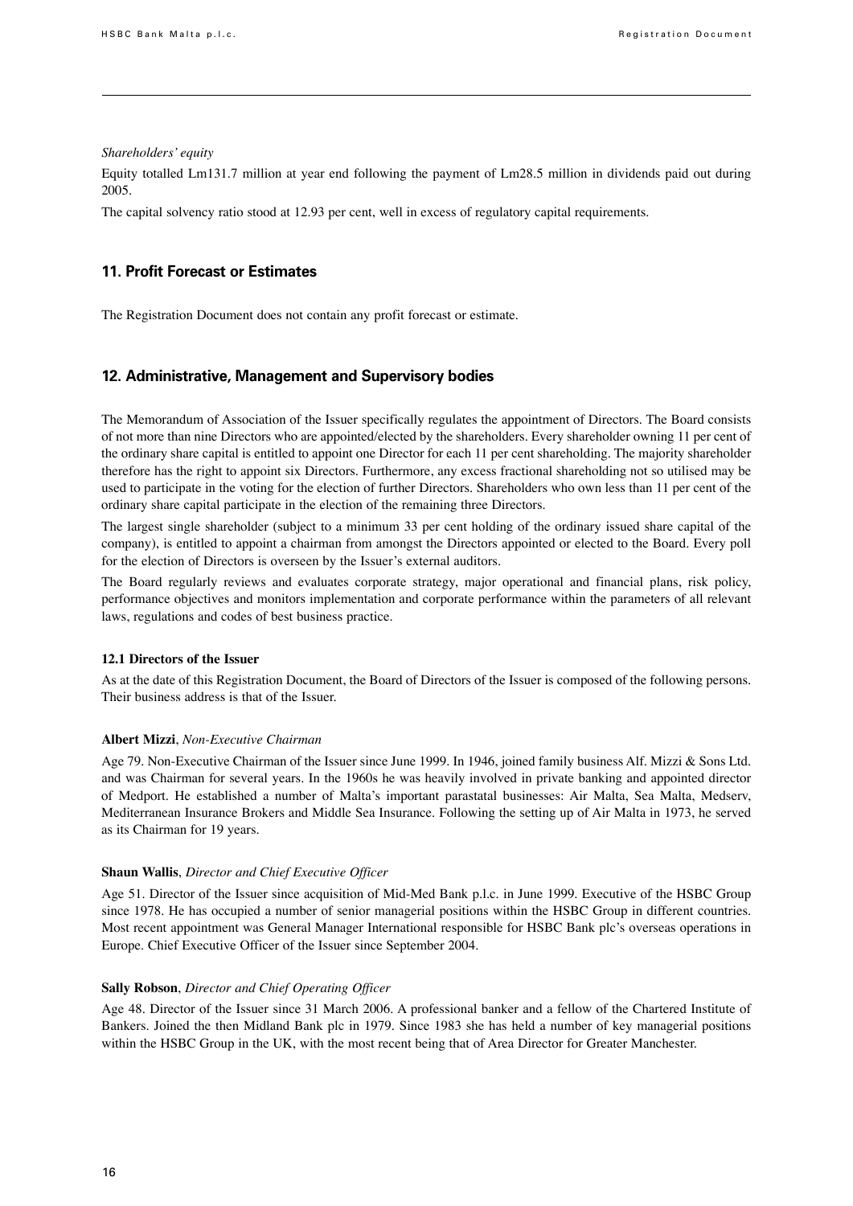*Shareholders' equity*

Equity totalled Lm131.7 million at year end following the payment of Lm28.5 million in dividends paid out during 2005.

The capital solvency ratio stood at 12.93 per cent, well in excess of regulatory capital requirements.

## 11. Profit Forecast or Estimates

The Registration Document does not contain any profit forecast or estimate.

## 12. Administrative, Management and Supervisory bodies

The Memorandum of Association of the Issuer specifically regulates the appointment of Directors. The Board consists of not more than nine Directors who are appointed/elected by the shareholders. Every shareholder owning 11 per cent of the ordinary share capital is entitled to appoint one Director for each 11 per cent shareholding. The majority shareholder therefore has the right to appoint six Directors. Furthermore, any excess fractional shareholding not so utilised may be used to participate in the voting for the election of further Directors. Shareholders who own less than 11 per cent of the ordinary share capital participate in the election of the remaining three Directors.

The largest single shareholder (subject to a minimum 33 per cent holding of the ordinary issued share capital of the company), is entitled to appoint a chairman from amongst the Directors appointed or elected to the Board. Every poll for the election of Directors is overseen by the Issuer's external auditors.

The Board regularly reviews and evaluates corporate strategy, major operational and financial plans, risk policy, performance objectives and monitors implementation and corporate performance within the parameters of all relevant laws, regulations and codes of best business practice.

### 12.1 Directors of the Issuer

As at the date of this Registration Document, the Board of Directors of the Issuer is composed of the following persons. Their business address is that of the Issuer.

**Albert Mizzi**, *Non-Executive Chairman*

Age 79. Non-Executive Chairman of the Issuer since June 1999. In 1946, joined family business Alf. Mizzi & Sons Ltd. and was Chairman for several years. In the 1960s he was heavily involved in private banking and appointed director of Medport. He established a number of Malta's important parastatal businesses: Air Malta, Sea Malta, Medserv, Mediterranean Insurance Brokers and Middle Sea Insurance. Following the setting up of Air Malta in 1973, he served as its Chairman for 19 years.

**Shaun Wallis**, *Director and Chief Executive Officer*

Age 51. Director of the Issuer since acquisition of Mid-Med Bank p.l.c. in June 1999. Executive of the HSBC Group since 1978. He has occupied a number of senior managerial positions within the HSBC Group in different countries. Most recent appointment was General Manager International responsible for HSBC Bank plc's overseas operations in Europe. Chief Executive Officer of the Issuer since September 2004.

**Sally Robson**, *Director and Chief Operating Officer*

Age 48. Director of the Issuer since 31 March 2006. A professional banker and a fellow of the Chartered Institute of Bankers. Joined the then Midland Bank plc in 1979. Since 1983 she has held a number of key managerial positions within the HSBC Group in the UK, with the most recent being that of Area Director for Greater Manchester.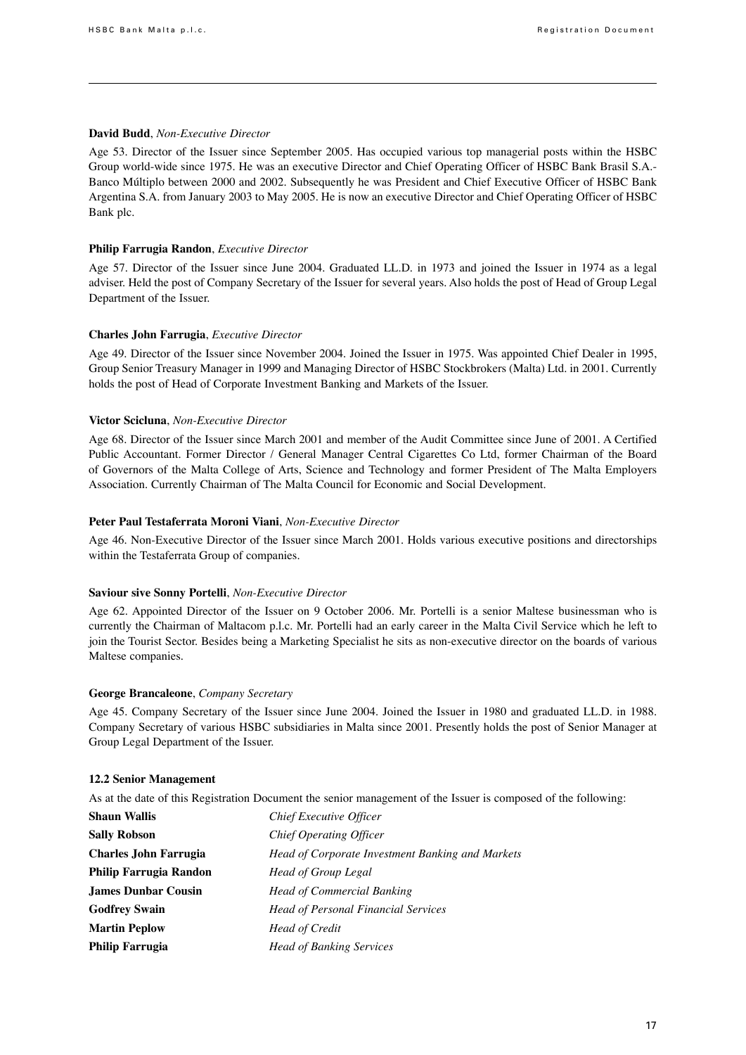**David Budd**, *Non-Executive Director*

Age 53. Director of the Issuer since September 2005. Has occupied various top managerial posts within the HSBC Group world-wide since 1975. He was an executive Director and Chief Operating Officer of HSBC Bank Brasil S.A.- Banco Múltiplo between 2000 and 2002. Subsequently he was President and Chief Executive Officer of HSBC Bank Argentina S.A. from January 2003 to May 2005. He is now an executive Director and Chief Operating Officer of HSBC Bank plc.

**Philip Farrugia Randon**, *Executive Director*

Age 57. Director of the Issuer since June 2004. Graduated LL.D. in 1973 and joined the Issuer in 1974 as a legal adviser. Held the post of Company Secretary of the Issuer for several years. Also holds the post of Head of Group Legal Department of the Issuer.

**Charles John Farrugia**, *Executive Director*

Age 49. Director of the Issuer since November 2004. Joined the Issuer in 1975. Was appointed Chief Dealer in 1995, Group Senior Treasury Manager in 1999 and Managing Director of HSBC Stockbrokers (Malta) Ltd. in 2001. Currently holds the post of Head of Corporate Investment Banking and Markets of the Issuer.

**Victor Scicluna**, *Non-Executive Director*

Age 68. Director of the Issuer since March 2001 and member of the Audit Committee since June of 2001. A Certified Public Accountant. Former Director / General Manager Central Cigarettes Co Ltd, former Chairman of the Board of Governors of the Malta College of Arts, Science and Technology and former President of The Malta Employers Association. Currently Chairman of The Malta Council for Economic and Social Development.

**Peter Paul Testaferrata Moroni Viani**, *Non-Executive Director*

Age 46. Non-Executive Director of the Issuer since March 2001. Holds various executive positions and directorships within the Testaferrata Group of companies.

**Saviour sive Sonny Portelli**, *Non-Executive Director*

Age 62. Appointed Director of the Issuer on 9 October 2006. Mr. Portelli is a senior Maltese businessman who is currently the Chairman of Maltacom p.l.c. Mr. Portelli had an early career in the Malta Civil Service which he left to join the Tourist Sector. Besides being a Marketing Specialist he sits as non-executive director on the boards of various Maltese companies.

**George Brancaleone**, *Company Secretary*

Age 45. Company Secretary of the Issuer since June 2004. Joined the Issuer in 1980 and graduated LL.D. in 1988. Company Secretary of various HSBC subsidiaries in Malta since 2001. Presently holds the post of Senior Manager at Group Legal Department of the Issuer.

**12.2 Senior Management**

As at the date of this Registration Document the senior management of the Issuer is composed of the following:

| | |
|---|---|
| **Shaun Wallis** | *Chief Executive Officer* |
| **Sally Robson** | *Chief Operating Officer* |
| **Charles John Farrugia** | *Head of Corporate Investment Banking and Markets* |
| **Philip Farrugia Randon** | *Head of Group Legal* |
| **James Dunbar Cousin** | *Head of Commercial Banking* |
| **Godfrey Swain** | *Head of Personal Financial Services* |
| **Martin Peplow** | *Head of Credit* |
| **Philip Farrugia** | *Head of Banking Services* |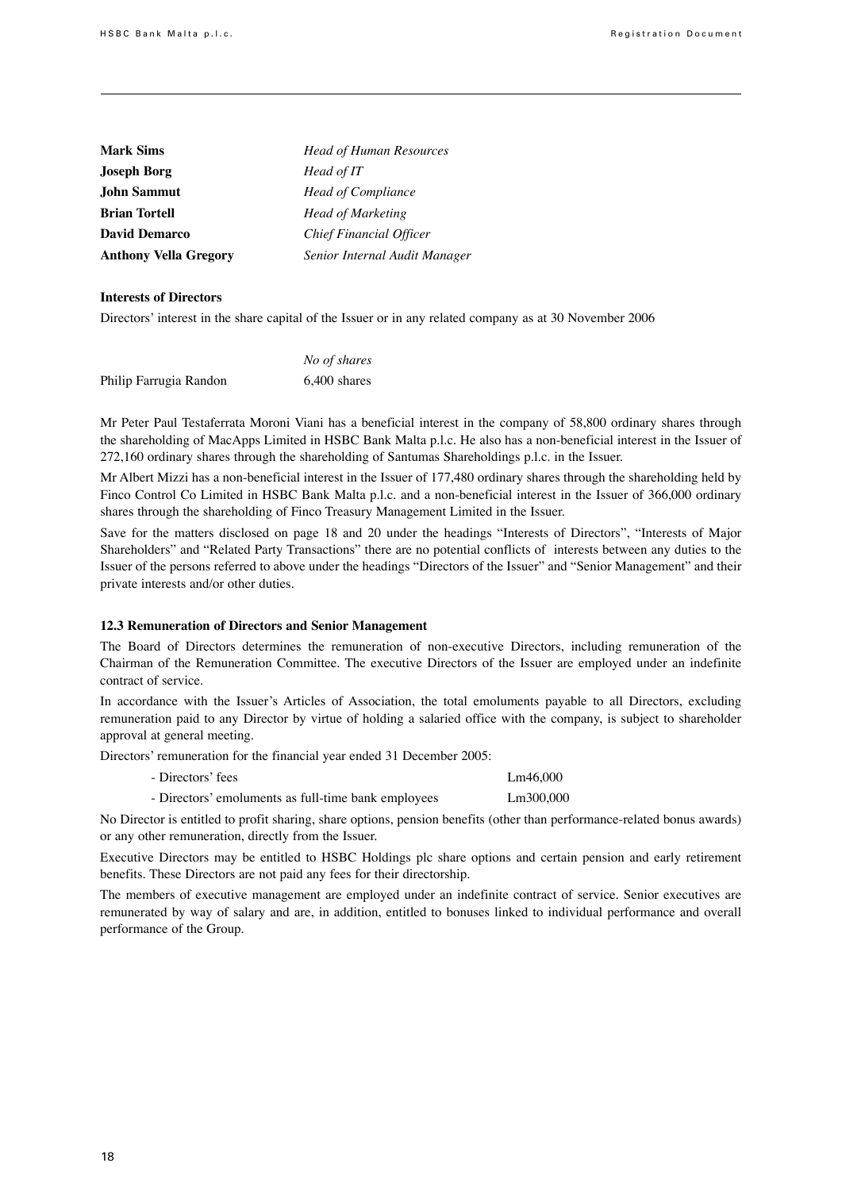| | |
|---|---|
| **Mark Sims** | *Head of Human Resources* |
| **Joseph Borg** | *Head of IT* |
| **John Sammut** | *Head of Compliance* |
| **Brian Tortell** | *Head of Marketing* |
| **David Demarco** | *Chief Financial Officer* |
| **Anthony Vella Gregory** | *Senior Internal Audit Manager* |

**Interests of Directors**

Directors' interest in the share capital of the Issuer or in any related company as at 30 November 2006

| | *No of shares* |
|---|---|
| Philip Farrugia Randon | 6,400 shares |

Mr Peter Paul Testaferrata Moroni Viani has a beneficial interest in the company of 58,800 ordinary shares through the shareholding of MacApps Limited in HSBC Bank Malta p.l.c. He also has a non-beneficial interest in the Issuer of 272,160 ordinary shares through the shareholding of Santumas Shareholdings p.l.c. in the Issuer.

Mr Albert Mizzi has a non-beneficial interest in the Issuer of 177,480 ordinary shares through the shareholding held by Finco Control Co Limited in HSBC Bank Malta p.l.c. and a non-beneficial interest in the Issuer of 366,000 ordinary shares through the shareholding of Finco Treasury Management Limited in the Issuer.

Save for the matters disclosed on page 18 and 20 under the headings "Interests of Directors", "Interests of Major Shareholders" and "Related Party Transactions" there are no potential conflicts of interests between any duties to the Issuer of the persons referred to above under the headings "Directors of the Issuer" and "Senior Management" and their private interests and/or other duties.

**12.3 Remuneration of Directors and Senior Management**

The Board of Directors determines the remuneration of non-executive Directors, including remuneration of the Chairman of the Remuneration Committee. The executive Directors of the Issuer are employed under an indefinite contract of service.

In accordance with the Issuer's Articles of Association, the total emoluments payable to all Directors, excluding remuneration paid to any Director by virtue of holding a salaried office with the company, is subject to shareholder approval at general meeting.

Directors' remuneration for the financial year ended 31 December 2005:

| | |
|---|---|
| - Directors' fees | Lm46,000 |
| - Directors' emoluments as full-time bank employees | Lm300,000 |

No Director is entitled to profit sharing, share options, pension benefits (other than performance-related bonus awards) or any other remuneration, directly from the Issuer.

Executive Directors may be entitled to HSBC Holdings plc share options and certain pension and early retirement benefits. These Directors are not paid any fees for their directorship.

The members of executive management are employed under an indefinite contract of service. Senior executives are remunerated by way of salary and are, in addition, entitled to bonuses linked to individual performance and overall performance of the Group.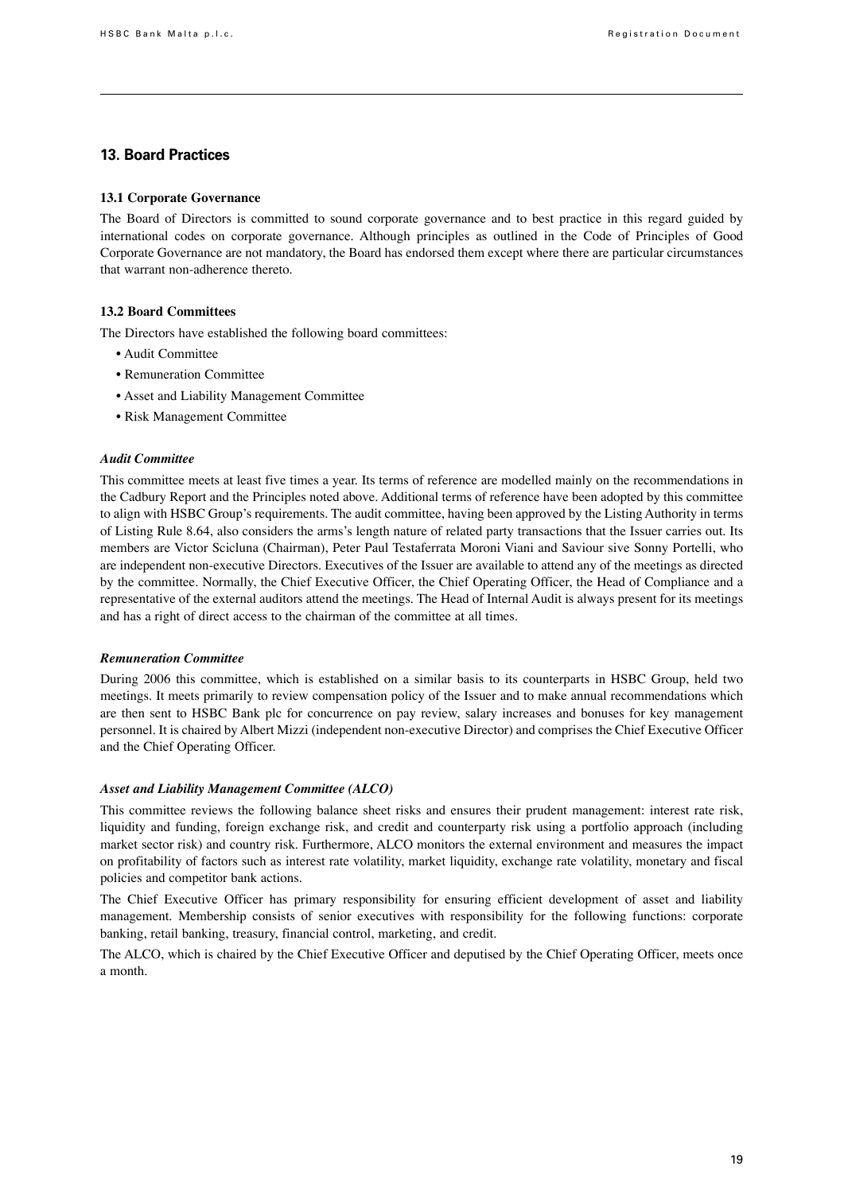## 13. Board Practices

### 13.1 Corporate Governance

The Board of Directors is committed to sound corporate governance and to best practice in this regard guided by international codes on corporate governance. Although principles as outlined in the Code of Principles of Good Corporate Governance are not mandatory, the Board has endorsed them except where there are particular circumstances that warrant non-adherence thereto.

### 13.2 Board Committees

The Directors have established the following board committees:

- Audit Committee
- Remuneration Committee
- Asset and Liability Management Committee
- Risk Management Committee

#### *Audit Committee*

This committee meets at least five times a year. Its terms of reference are modelled mainly on the recommendations in the Cadbury Report and the Principles noted above. Additional terms of reference have been adopted by this committee to align with HSBC Group's requirements. The audit committee, having been approved by the Listing Authority in terms of Listing Rule 8.64, also considers the arms's length nature of related party transactions that the Issuer carries out. Its members are Victor Scicluna (Chairman), Peter Paul Testaferrata Moroni Viani and Saviour sive Sonny Portelli, who are independent non-executive Directors. Executives of the Issuer are available to attend any of the meetings as directed by the committee. Normally, the Chief Executive Officer, the Chief Operating Officer, the Head of Compliance and a representative of the external auditors attend the meetings. The Head of Internal Audit is always present for its meetings and has a right of direct access to the chairman of the committee at all times.

#### *Remuneration Committee*

During 2006 this committee, which is established on a similar basis to its counterparts in HSBC Group, held two meetings. It meets primarily to review compensation policy of the Issuer and to make annual recommendations which are then sent to HSBC Bank plc for concurrence on pay review, salary increases and bonuses for key management personnel. It is chaired by Albert Mizzi (independent non-executive Director) and comprises the Chief Executive Officer and the Chief Operating Officer.

#### *Asset and Liability Management Committee (ALCO)*

This committee reviews the following balance sheet risks and ensures their prudent management: interest rate risk, liquidity and funding, foreign exchange risk, and credit and counterparty risk using a portfolio approach (including market sector risk) and country risk. Furthermore, ALCO monitors the external environment and measures the impact on profitability of factors such as interest rate volatility, market liquidity, exchange rate volatility, monetary and fiscal policies and competitor bank actions.

The Chief Executive Officer has primary responsibility for ensuring efficient development of asset and liability management. Membership consists of senior executives with responsibility for the following functions: corporate banking, retail banking, treasury, financial control, marketing, and credit.

The ALCO, which is chaired by the Chief Executive Officer and deputised by the Chief Operating Officer, meets once a month.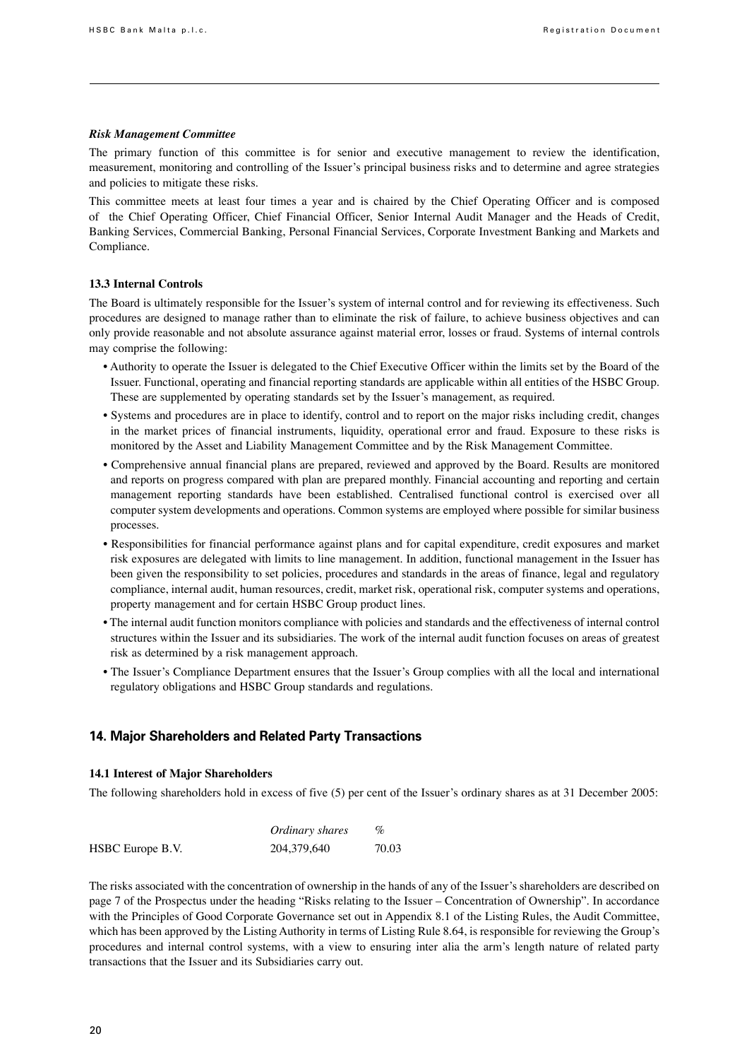#### *Risk Management Committee*

The primary function of this committee is for senior and executive management to review the identification, measurement, monitoring and controlling of the Issuer's principal business risks and to determine and agree strategies and policies to mitigate these risks.

This committee meets at least four times a year and is chaired by the Chief Operating Officer and is composed of the Chief Operating Officer, Chief Financial Officer, Senior Internal Audit Manager and the Heads of Credit, Banking Services, Commercial Banking, Personal Financial Services, Corporate Investment Banking and Markets and Compliance.

### 13.3 Internal Controls

The Board is ultimately responsible for the Issuer's system of internal control and for reviewing its effectiveness. Such procedures are designed to manage rather than to eliminate the risk of failure, to achieve business objectives and can only provide reasonable and not absolute assurance against material error, losses or fraud. Systems of internal controls may comprise the following:

- Authority to operate the Issuer is delegated to the Chief Executive Officer within the limits set by the Board of the Issuer. Functional, operating and financial reporting standards are applicable within all entities of the HSBC Group. These are supplemented by operating standards set by the Issuer's management, as required.
- Systems and procedures are in place to identify, control and to report on the major risks including credit, changes in the market prices of financial instruments, liquidity, operational error and fraud. Exposure to these risks is monitored by the Asset and Liability Management Committee and by the Risk Management Committee.
- Comprehensive annual financial plans are prepared, reviewed and approved by the Board. Results are monitored and reports on progress compared with plan are prepared monthly. Financial accounting and reporting and certain management reporting standards have been established. Centralised functional control is exercised over all computer system developments and operations. Common systems are employed where possible for similar business processes.
- Responsibilities for financial performance against plans and for capital expenditure, credit exposures and market risk exposures are delegated with limits to line management. In addition, functional management in the Issuer has been given the responsibility to set policies, procedures and standards in the areas of finance, legal and regulatory compliance, internal audit, human resources, credit, market risk, operational risk, computer systems and operations, property management and for certain HSBC Group product lines.
- The internal audit function monitors compliance with policies and standards and the effectiveness of internal control structures within the Issuer and its subsidiaries. The work of the internal audit function focuses on areas of greatest risk as determined by a risk management approach.
- The Issuer's Compliance Department ensures that the Issuer's Group complies with all the local and international regulatory obligations and HSBC Group standards and regulations.

## 14. Major Shareholders and Related Party Transactions

### 14.1 Interest of Major Shareholders

The following shareholders hold in excess of five (5) per cent of the Issuer's ordinary shares as at 31 December 2005:

| | *Ordinary shares* | *%* |
|---|---|---|
| HSBC Europe B.V. | 204,379,640 | 70.03 |

The risks associated with the concentration of ownership in the hands of any of the Issuer's shareholders are described on page 7 of the Prospectus under the heading "Risks relating to the Issuer – Concentration of Ownership". In accordance with the Principles of Good Corporate Governance set out in Appendix 8.1 of the Listing Rules, the Audit Committee, which has been approved by the Listing Authority in terms of Listing Rule 8.64, is responsible for reviewing the Group's procedures and internal control systems, with a view to ensuring inter alia the arm's length nature of related party transactions that the Issuer and its Subsidiaries carry out.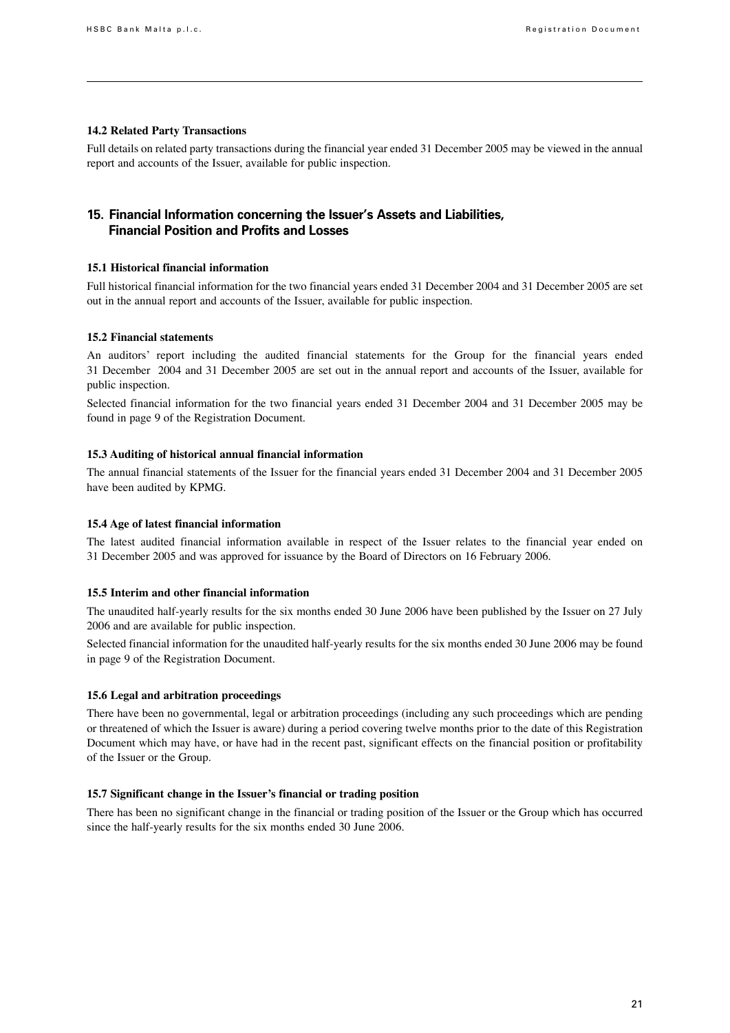### 14.2 Related Party Transactions

Full details on related party transactions during the financial year ended 31 December 2005 may be viewed in the annual report and accounts of the Issuer, available for public inspection.

## 15. Financial Information concerning the Issuer's Assets and Liabilities, Financial Position and Profits and Losses

### 15.1 Historical financial information

Full historical financial information for the two financial years ended 31 December 2004 and 31 December 2005 are set out in the annual report and accounts of the Issuer, available for public inspection.

### 15.2 Financial statements

An auditors' report including the audited financial statements for the Group for the financial years ended 31 December 2004 and 31 December 2005 are set out in the annual report and accounts of the Issuer, available for public inspection.

Selected financial information for the two financial years ended 31 December 2004 and 31 December 2005 may be found in page 9 of the Registration Document.

### 15.3 Auditing of historical annual financial information

The annual financial statements of the Issuer for the financial years ended 31 December 2004 and 31 December 2005 have been audited by KPMG.

### 15.4 Age of latest financial information

The latest audited financial information available in respect of the Issuer relates to the financial year ended on 31 December 2005 and was approved for issuance by the Board of Directors on 16 February 2006.

### 15.5 Interim and other financial information

The unaudited half-yearly results for the six months ended 30 June 2006 have been published by the Issuer on 27 July 2006 and are available for public inspection.

Selected financial information for the unaudited half-yearly results for the six months ended 30 June 2006 may be found in page 9 of the Registration Document.

### 15.6 Legal and arbitration proceedings

There have been no governmental, legal or arbitration proceedings (including any such proceedings which are pending or threatened of which the Issuer is aware) during a period covering twelve months prior to the date of this Registration Document which may have, or have had in the recent past, significant effects on the financial position or profitability of the Issuer or the Group.

### 15.7 Significant change in the Issuer's financial or trading position

There has been no significant change in the financial or trading position of the Issuer or the Group which has occurred since the half-yearly results for the six months ended 30 June 2006.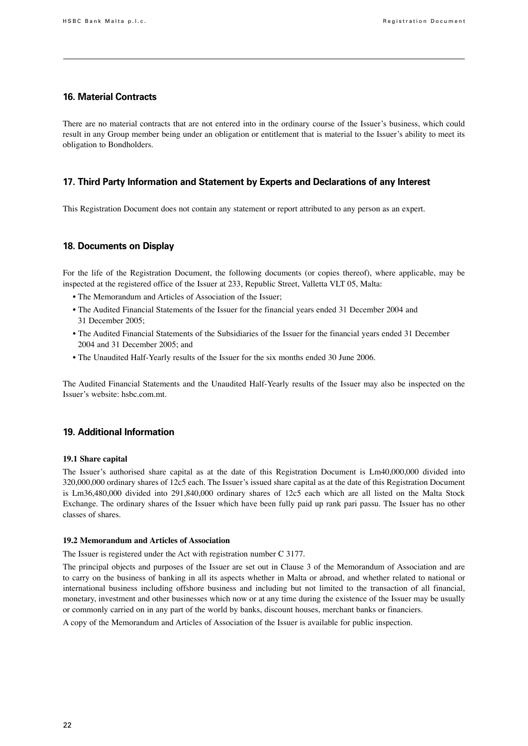## 16. Material Contracts

There are no material contracts that are not entered into in the ordinary course of the Issuer's business, which could result in any Group member being under an obligation or entitlement that is material to the Issuer's ability to meet its obligation to Bondholders.

## 17. Third Party Information and Statement by Experts and Declarations of any Interest

This Registration Document does not contain any statement or report attributed to any person as an expert.

## 18. Documents on Display

For the life of the Registration Document, the following documents (or copies thereof), where applicable, may be inspected at the registered office of the Issuer at 233, Republic Street, Valletta VLT 05, Malta:

- The Memorandum and Articles of Association of the Issuer;
- The Audited Financial Statements of the Issuer for the financial years ended 31 December 2004 and 31 December 2005;
- The Audited Financial Statements of the Subsidiaries of the Issuer for the financial years ended 31 December 2004 and 31 December 2005; and
- The Unaudited Half-Yearly results of the Issuer for the six months ended 30 June 2006.

The Audited Financial Statements and the Unaudited Half-Yearly results of the Issuer may also be inspected on the Issuer's website: hsbc.com.mt.

## 19. Additional Information

### 19.1 Share capital

The Issuer's authorised share capital as at the date of this Registration Document is Lm40,000,000 divided into 320,000,000 ordinary shares of 12c5 each. The Issuer's issued share capital as at the date of this Registration Document is Lm36,480,000 divided into 291,840,000 ordinary shares of 12c5 each which are all listed on the Malta Stock Exchange. The ordinary shares of the Issuer which have been fully paid up rank pari passu. The Issuer has no other classes of shares.

### 19.2 Memorandum and Articles of Association

The Issuer is registered under the Act with registration number C 3177.

The principal objects and purposes of the Issuer are set out in Clause 3 of the Memorandum of Association and are to carry on the business of banking in all its aspects whether in Malta or abroad, and whether related to national or international business including offshore business and including but not limited to the transaction of all financial, monetary, investment and other businesses which now or at any time during the existence of the Issuer may be usually or commonly carried on in any part of the world by banks, discount houses, merchant banks or financiers.

A copy of the Memorandum and Articles of Association of the Issuer is available for public inspection.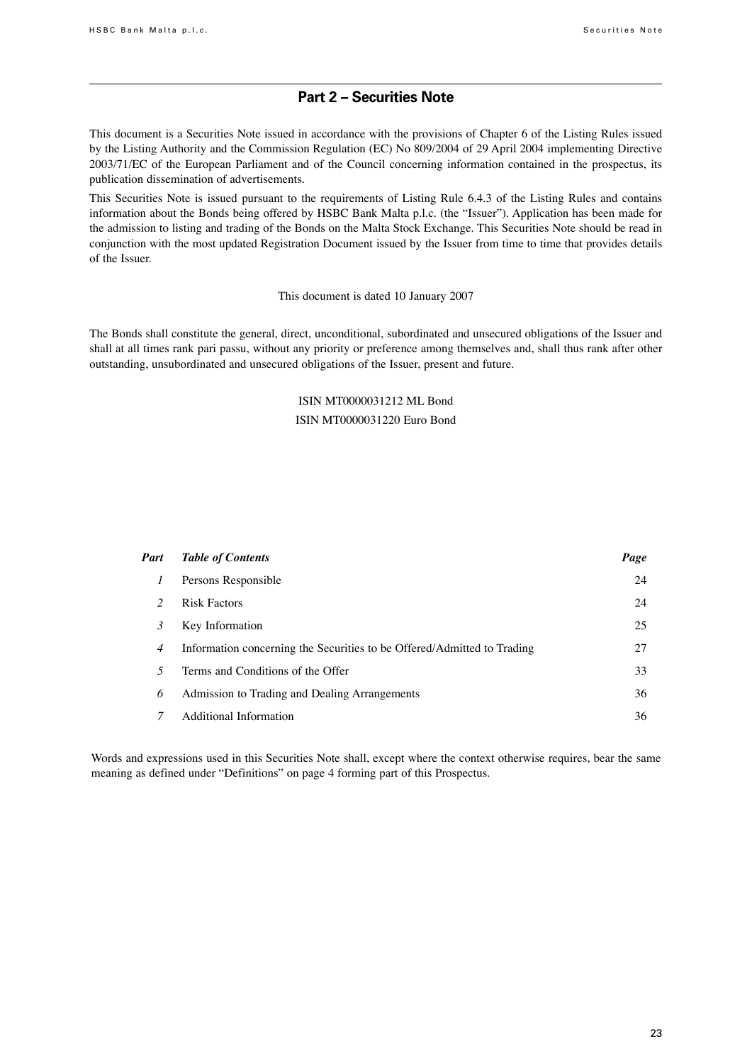## Part 2 – Securities Note

This document is a Securities Note issued in accordance with the provisions of Chapter 6 of the Listing Rules issued by the Listing Authority and the Commission Regulation (EC) No 809/2004 of 29 April 2004 implementing Directive 2003/71/EC of the European Parliament and of the Council concerning information contained in the prospectus, its publication dissemination of advertisements.

This Securities Note is issued pursuant to the requirements of Listing Rule 6.4.3 of the Listing Rules and contains information about the Bonds being offered by HSBC Bank Malta p.l.c. (the "Issuer"). Application has been made for the admission to listing and trading of the Bonds on the Malta Stock Exchange. This Securities Note should be read in conjunction with the most updated Registration Document issued by the Issuer from time to time that provides details of the Issuer.

This document is dated 10 January 2007

The Bonds shall constitute the general, direct, unconditional, subordinated and unsecured obligations of the Issuer and shall at all times rank pari passu, without any priority or preference among themselves and, shall thus rank after other outstanding, unsubordinated and unsecured obligations of the Issuer, present and future.

ISIN MT0000031212 ML Bond

ISIN MT0000031220 Euro Bond

| *Part* | *Table of Contents* | *Page* |
|---|---|---|
| *1* | Persons Responsible | 24 |
| *2* | Risk Factors | 24 |
| *3* | Key Information | 25 |
| *4* | Information concerning the Securities to be Offered/Admitted to Trading | 27 |
| *5* | Terms and Conditions of the Offer | 33 |
| *6* | Admission to Trading and Dealing Arrangements | 36 |
| *7* | Additional Information | 36 |

Words and expressions used in this Securities Note shall, except where the context otherwise requires, bear the same meaning as defined under "Definitions" on page 4 forming part of this Prospectus.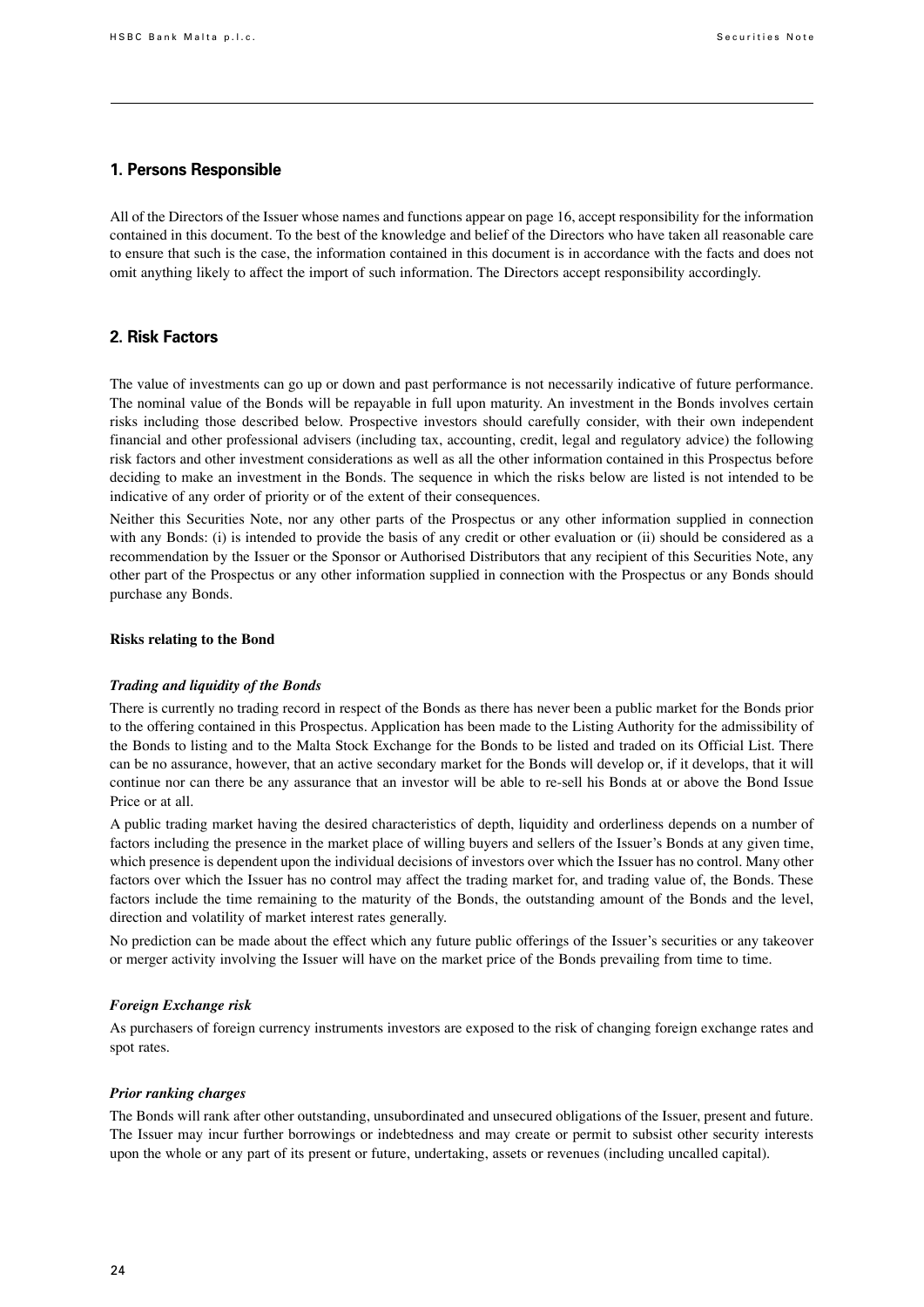## 1. Persons Responsible

All of the Directors of the Issuer whose names and functions appear on page 16, accept responsibility for the information contained in this document. To the best of the knowledge and belief of the Directors who have taken all reasonable care to ensure that such is the case, the information contained in this document is in accordance with the facts and does not omit anything likely to affect the import of such information. The Directors accept responsibility accordingly.

## 2. Risk Factors

The value of investments can go up or down and past performance is not necessarily indicative of future performance. The nominal value of the Bonds will be repayable in full upon maturity. An investment in the Bonds involves certain risks including those described below. Prospective investors should carefully consider, with their own independent financial and other professional advisers (including tax, accounting, credit, legal and regulatory advice) the following risk factors and other investment considerations as well as all the other information contained in this Prospectus before deciding to make an investment in the Bonds. The sequence in which the risks below are listed is not intended to be indicative of any order of priority or of the extent of their consequences.

Neither this Securities Note, nor any other parts of the Prospectus or any other information supplied in connection with any Bonds: (i) is intended to provide the basis of any credit or other evaluation or (ii) should be considered as a recommendation by the Issuer or the Sponsor or Authorised Distributors that any recipient of this Securities Note, any other part of the Prospectus or any other information supplied in connection with the Prospectus or any Bonds should purchase any Bonds.

**Risks relating to the Bond**

***Trading and liquidity of the Bonds***

There is currently no trading record in respect of the Bonds as there has never been a public market for the Bonds prior to the offering contained in this Prospectus. Application has been made to the Listing Authority for the admissibility of the Bonds to listing and to the Malta Stock Exchange for the Bonds to be listed and traded on its Official List. There can be no assurance, however, that an active secondary market for the Bonds will develop or, if it develops, that it will continue nor can there be any assurance that an investor will be able to re-sell his Bonds at or above the Bond Issue Price or at all.

A public trading market having the desired characteristics of depth, liquidity and orderliness depends on a number of factors including the presence in the market place of willing buyers and sellers of the Issuer's Bonds at any given time, which presence is dependent upon the individual decisions of investors over which the Issuer has no control. Many other factors over which the Issuer has no control may affect the trading market for, and trading value of, the Bonds. These factors include the time remaining to the maturity of the Bonds, the outstanding amount of the Bonds and the level, direction and volatility of market interest rates generally.

No prediction can be made about the effect which any future public offerings of the Issuer's securities or any takeover or merger activity involving the Issuer will have on the market price of the Bonds prevailing from time to time.

***Foreign Exchange risk***

As purchasers of foreign currency instruments investors are exposed to the risk of changing foreign exchange rates and spot rates.

***Prior ranking charges***

The Bonds will rank after other outstanding, unsubordinated and unsecured obligations of the Issuer, present and future. The Issuer may incur further borrowings or indebtedness and may create or permit to subsist other security interests upon the whole or any part of its present or future, undertaking, assets or revenues (including uncalled capital).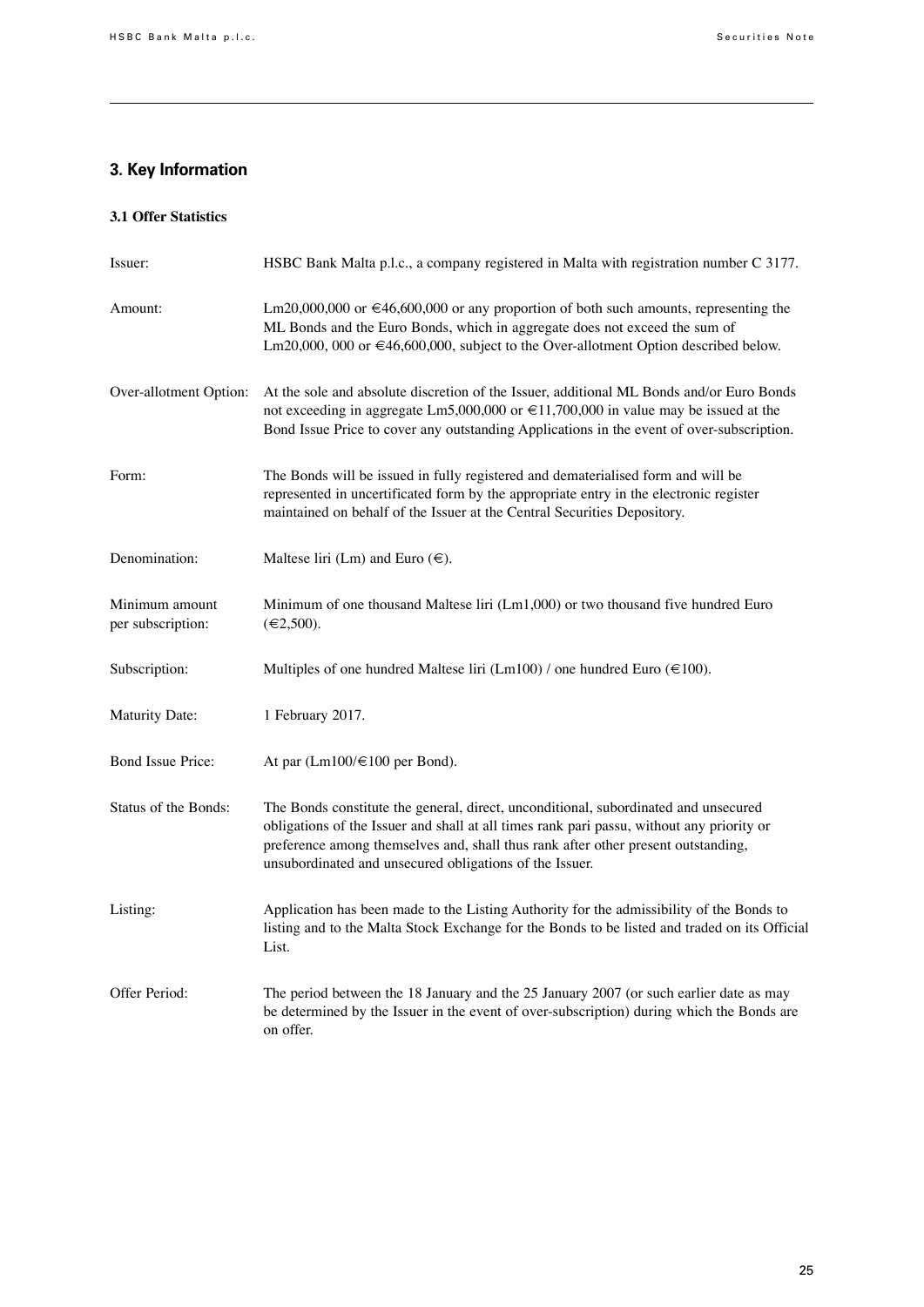## 3. Key Information

### 3.1 Offer Statistics

| | |
|---|---|
| Issuer: | HSBC Bank Malta p.l.c., a company registered in Malta with registration number C 3177. |
| Amount: | Lm20,000,000 or €46,600,000 or any proportion of both such amounts, representing the ML Bonds and the Euro Bonds, which in aggregate does not exceed the sum of Lm20,000, 000 or €46,600,000, subject to the Over-allotment Option described below. |
| Over-allotment Option: | At the sole and absolute discretion of the Issuer, additional ML Bonds and/or Euro Bonds not exceeding in aggregate Lm5,000,000 or €11,700,000 in value may be issued at the Bond Issue Price to cover any outstanding Applications in the event of over-subscription. |
| Form: | The Bonds will be issued in fully registered and dematerialised form and will be represented in uncertificated form by the appropriate entry in the electronic register maintained on behalf of the Issuer at the Central Securities Depository. |
| Denomination: | Maltese liri (Lm) and Euro (€). |
| Minimum amount per subscription: | Minimum of one thousand Maltese liri (Lm1,000) or two thousand five hundred Euro (€2,500). |
| Subscription: | Multiples of one hundred Maltese liri (Lm100) / one hundred Euro (€100). |
| Maturity Date: | 1 February 2017. |
| Bond Issue Price: | At par (Lm100/€100 per Bond). |
| Status of the Bonds: | The Bonds constitute the general, direct, unconditional, subordinated and unsecured obligations of the Issuer and shall at all times rank pari passu, without any priority or preference among themselves and, shall thus rank after other present outstanding, unsubordinated and unsecured obligations of the Issuer. |
| Listing: | Application has been made to the Listing Authority for the admissibility of the Bonds to listing and to the Malta Stock Exchange for the Bonds to be listed and traded on its Official List. |
| Offer Period: | The period between the 18 January and the 25 January 2007 (or such earlier date as may be determined by the Issuer in the event of over-subscription) during which the Bonds are on offer. |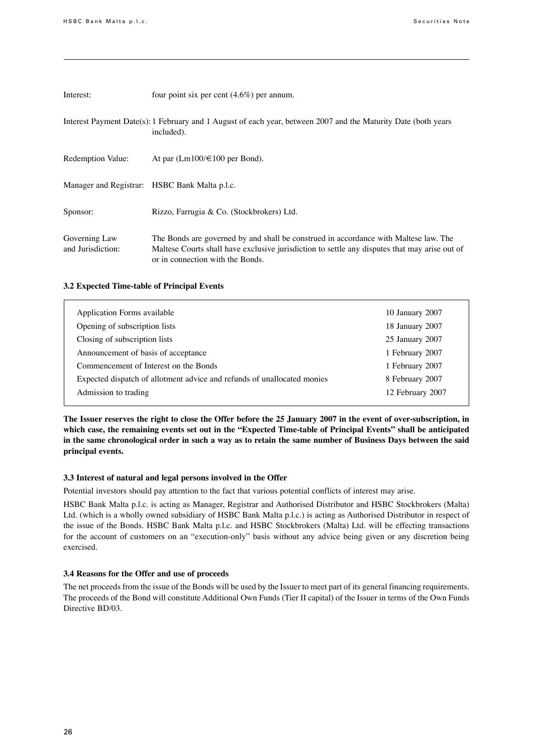| | |
|---|---|
| Interest: | four point six per cent (4.6%) per annum. |
| Interest Payment Date(s): | 1 February and 1 August of each year, between 2007 and the Maturity Date (both years included). |
| Redemption Value: | At par (Lm100/€100 per Bond). |
| Manager and Registrar: | HSBC Bank Malta p.l.c. |
| Sponsor: | Rizzo, Farrugia & Co. (Stockbrokers) Ltd. |
| Governing Law and Jurisdiction: | The Bonds are governed by and shall be construed in accordance with Maltese law. The Maltese Courts shall have exclusive jurisdiction to settle any disputes that may arise out of or in connection with the Bonds. |

### 3.2 Expected Time-table of Principal Events

| Event | Date |
|---|---|
| Application Forms available | 10 January 2007 |
| Opening of subscription lists | 18 January 2007 |
| Closing of subscription lists | 25 January 2007 |
| Announcement of basis of acceptance | 1 February 2007 |
| Commencement of Interest on the Bonds | 1 February 2007 |
| Expected dispatch of allotment advice and refunds of unallocated monies | 8 February 2007 |
| Admission to trading | 12 February 2007 |

**The Issuer reserves the right to close the Offer before the 25 January 2007 in the event of over-subscription, in which case, the remaining events set out in the "Expected Time-table of Principal Events" shall be anticipated in the same chronological order in such a way as to retain the same number of Business Days between the said principal events.**

### 3.3 Interest of natural and legal persons involved in the Offer

Potential investors should pay attention to the fact that various potential conflicts of interest may arise.

HSBC Bank Malta p.l.c. is acting as Manager, Registrar and Authorised Distributor and HSBC Stockbrokers (Malta) Ltd. (which is a wholly owned subsidiary of HSBC Bank Malta p.l.c.) is acting as Authorised Distributor in respect of the issue of the Bonds. HSBC Bank Malta p.l.c. and HSBC Stockbrokers (Malta) Ltd. will be effecting transactions for the account of customers on an "execution-only" basis without any advice being given or any discretion being exercised.

### 3.4 Reasons for the Offer and use of proceeds

The net proceeds from the issue of the Bonds will be used by the Issuer to meet part of its general financing requirements. The proceeds of the Bond will constitute Additional Own Funds (Tier II capital) of the Issuer in terms of the Own Funds Directive BD/03.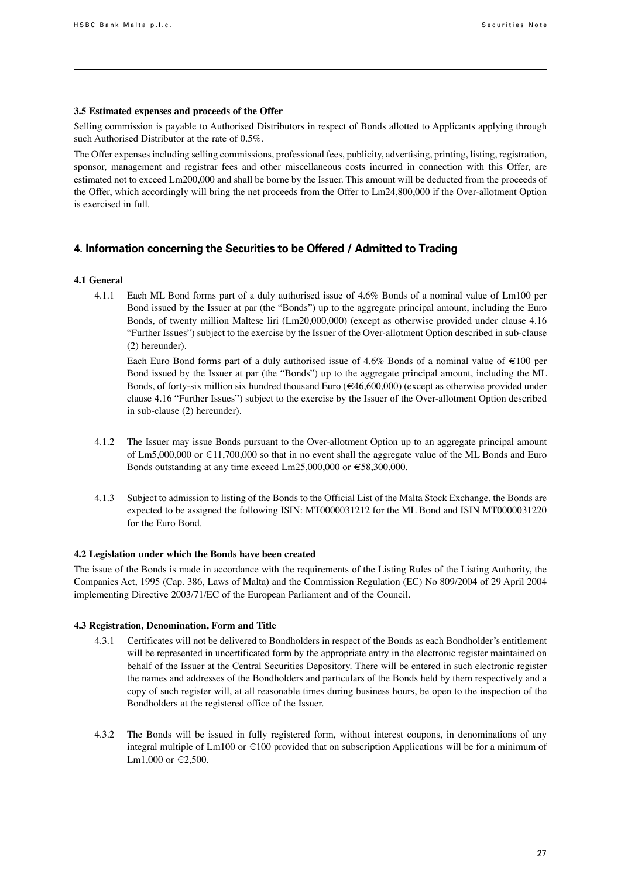### 3.5 Estimated expenses and proceeds of the Offer

Selling commission is payable to Authorised Distributors in respect of Bonds allotted to Applicants applying through such Authorised Distributor at the rate of 0.5%.

The Offer expenses including selling commissions, professional fees, publicity, advertising, printing, listing, registration, sponsor, management and registrar fees and other miscellaneous costs incurred in connection with this Offer, are estimated not to exceed Lm200,000 and shall be borne by the Issuer. This amount will be deducted from the proceeds of the Offer, which accordingly will bring the net proceeds from the Offer to Lm24,800,000 if the Over-allotment Option is exercised in full.

## 4. Information concerning the Securities to be Offered / Admitted to Trading

### 4.1 General

4.1.1 Each ML Bond forms part of a duly authorised issue of 4.6% Bonds of a nominal value of Lm100 per Bond issued by the Issuer at par (the "Bonds") up to the aggregate principal amount, including the Euro Bonds, of twenty million Maltese liri (Lm20,000,000) (except as otherwise provided under clause 4.16 "Further Issues") subject to the exercise by the Issuer of the Over-allotment Option described in sub-clause (2) hereunder.

Each Euro Bond forms part of a duly authorised issue of 4.6% Bonds of a nominal value of €100 per Bond issued by the Issuer at par (the "Bonds") up to the aggregate principal amount, including the ML Bonds, of forty-six million six hundred thousand Euro (€46,600,000) (except as otherwise provided under clause 4.16 "Further Issues") subject to the exercise by the Issuer of the Over-allotment Option described in sub-clause (2) hereunder).

4.1.2 The Issuer may issue Bonds pursuant to the Over-allotment Option up to an aggregate principal amount of Lm5,000,000 or €11,700,000 so that in no event shall the aggregate value of the ML Bonds and Euro Bonds outstanding at any time exceed Lm25,000,000 or €58,300,000.

4.1.3 Subject to admission to listing of the Bonds to the Official List of the Malta Stock Exchange, the Bonds are expected to be assigned the following ISIN: MT0000031212 for the ML Bond and ISIN MT0000031220 for the Euro Bond.

### 4.2 Legislation under which the Bonds have been created

The issue of the Bonds is made in accordance with the requirements of the Listing Rules of the Listing Authority, the Companies Act, 1995 (Cap. 386, Laws of Malta) and the Commission Regulation (EC) No 809/2004 of 29 April 2004 implementing Directive 2003/71/EC of the European Parliament and of the Council.

### 4.3 Registration, Denomination, Form and Title

4.3.1 Certificates will not be delivered to Bondholders in respect of the Bonds as each Bondholder's entitlement will be represented in uncertificated form by the appropriate entry in the electronic register maintained on behalf of the Issuer at the Central Securities Depository. There will be entered in such electronic register the names and addresses of the Bondholders and particulars of the Bonds held by them respectively and a copy of such register will, at all reasonable times during business hours, be open to the inspection of the Bondholders at the registered office of the Issuer.

4.3.2 The Bonds will be issued in fully registered form, without interest coupons, in denominations of any integral multiple of Lm100 or €100 provided that on subscription Applications will be for a minimum of Lm1,000 or €2,500.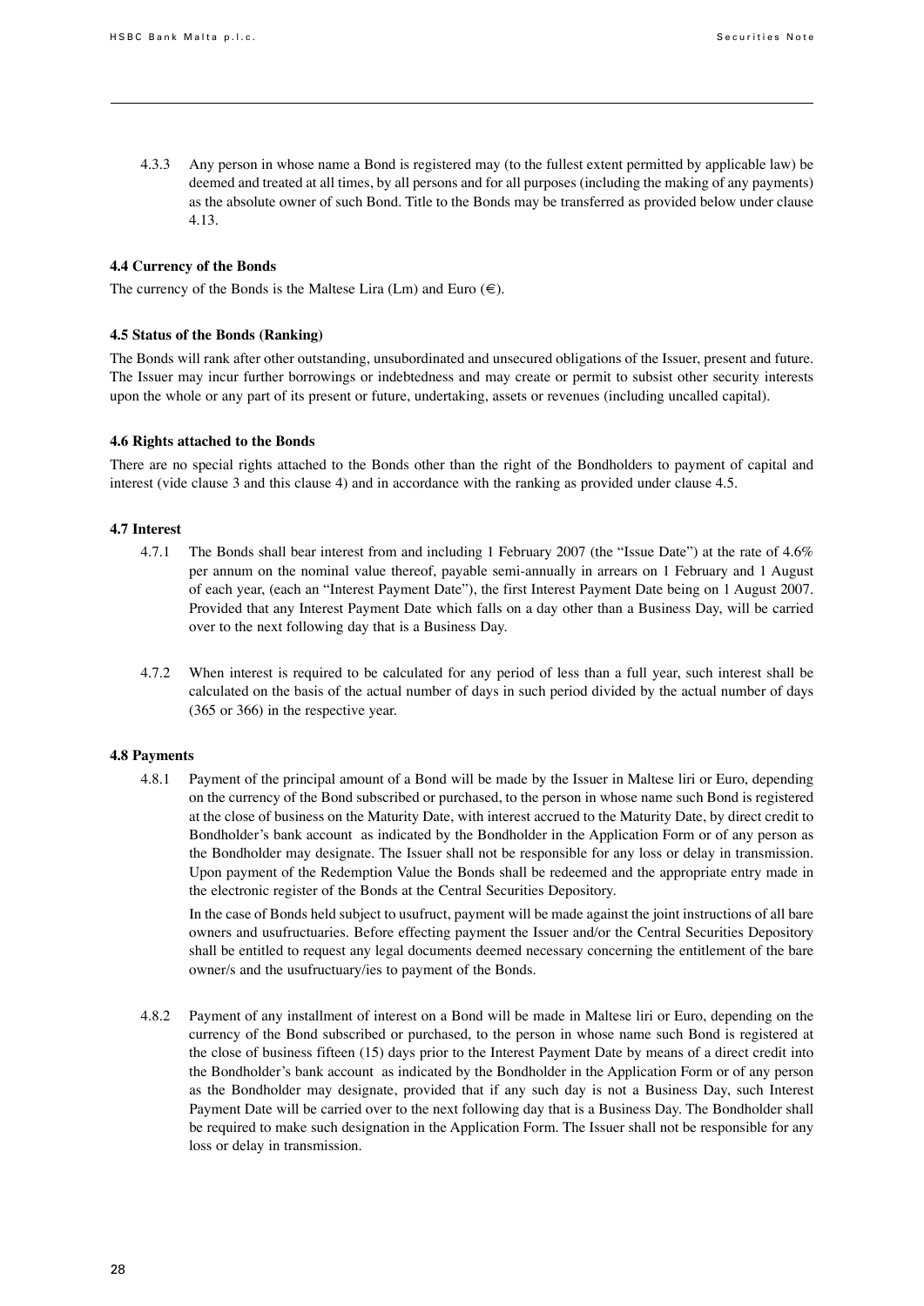4.3.3 Any person in whose name a Bond is registered may (to the fullest extent permitted by applicable law) be deemed and treated at all times, by all persons and for all purposes (including the making of any payments) as the absolute owner of such Bond. Title to the Bonds may be transferred as provided below under clause 4.13.

**4.4 Currency of the Bonds**

The currency of the Bonds is the Maltese Lira (Lm) and Euro (€).

**4.5 Status of the Bonds (Ranking)**

The Bonds will rank after other outstanding, unsubordinated and unsecured obligations of the Issuer, present and future. The Issuer may incur further borrowings or indebtedness and may create or permit to subsist other security interests upon the whole or any part of its present or future, undertaking, assets or revenues (including uncalled capital).

**4.6 Rights attached to the Bonds**

There are no special rights attached to the Bonds other than the right of the Bondholders to payment of capital and interest (vide clause 3 and this clause 4) and in accordance with the ranking as provided under clause 4.5.

**4.7 Interest**

4.7.1 The Bonds shall bear interest from and including 1 February 2007 (the "Issue Date") at the rate of 4.6% per annum on the nominal value thereof, payable semi-annually in arrears on 1 February and 1 August of each year, (each an "Interest Payment Date"), the first Interest Payment Date being on 1 August 2007. Provided that any Interest Payment Date which falls on a day other than a Business Day, will be carried over to the next following day that is a Business Day.

4.7.2 When interest is required to be calculated for any period of less than a full year, such interest shall be calculated on the basis of the actual number of days in such period divided by the actual number of days (365 or 366) in the respective year.

**4.8 Payments**

4.8.1 Payment of the principal amount of a Bond will be made by the Issuer in Maltese liri or Euro, depending on the currency of the Bond subscribed or purchased, to the person in whose name such Bond is registered at the close of business on the Maturity Date, with interest accrued to the Maturity Date, by direct credit to Bondholder's bank account as indicated by the Bondholder in the Application Form or of any person as the Bondholder may designate. The Issuer shall not be responsible for any loss or delay in transmission. Upon payment of the Redemption Value the Bonds shall be redeemed and the appropriate entry made in the electronic register of the Bonds at the Central Securities Depository.

In the case of Bonds held subject to usufruct, payment will be made against the joint instructions of all bare owners and usufructuaries. Before effecting payment the Issuer and/or the Central Securities Depository shall be entitled to request any legal documents deemed necessary concerning the entitlement of the bare owner/s and the usufructuary/ies to payment of the Bonds.

4.8.2 Payment of any installment of interest on a Bond will be made in Maltese liri or Euro, depending on the currency of the Bond subscribed or purchased, to the person in whose name such Bond is registered at the close of business fifteen (15) days prior to the Interest Payment Date by means of a direct credit into the Bondholder's bank account as indicated by the Bondholder in the Application Form or of any person as the Bondholder may designate, provided that if any such day is not a Business Day, such Interest Payment Date will be carried over to the next following day that is a Business Day. The Bondholder shall be required to make such designation in the Application Form. The Issuer shall not be responsible for any loss or delay in transmission.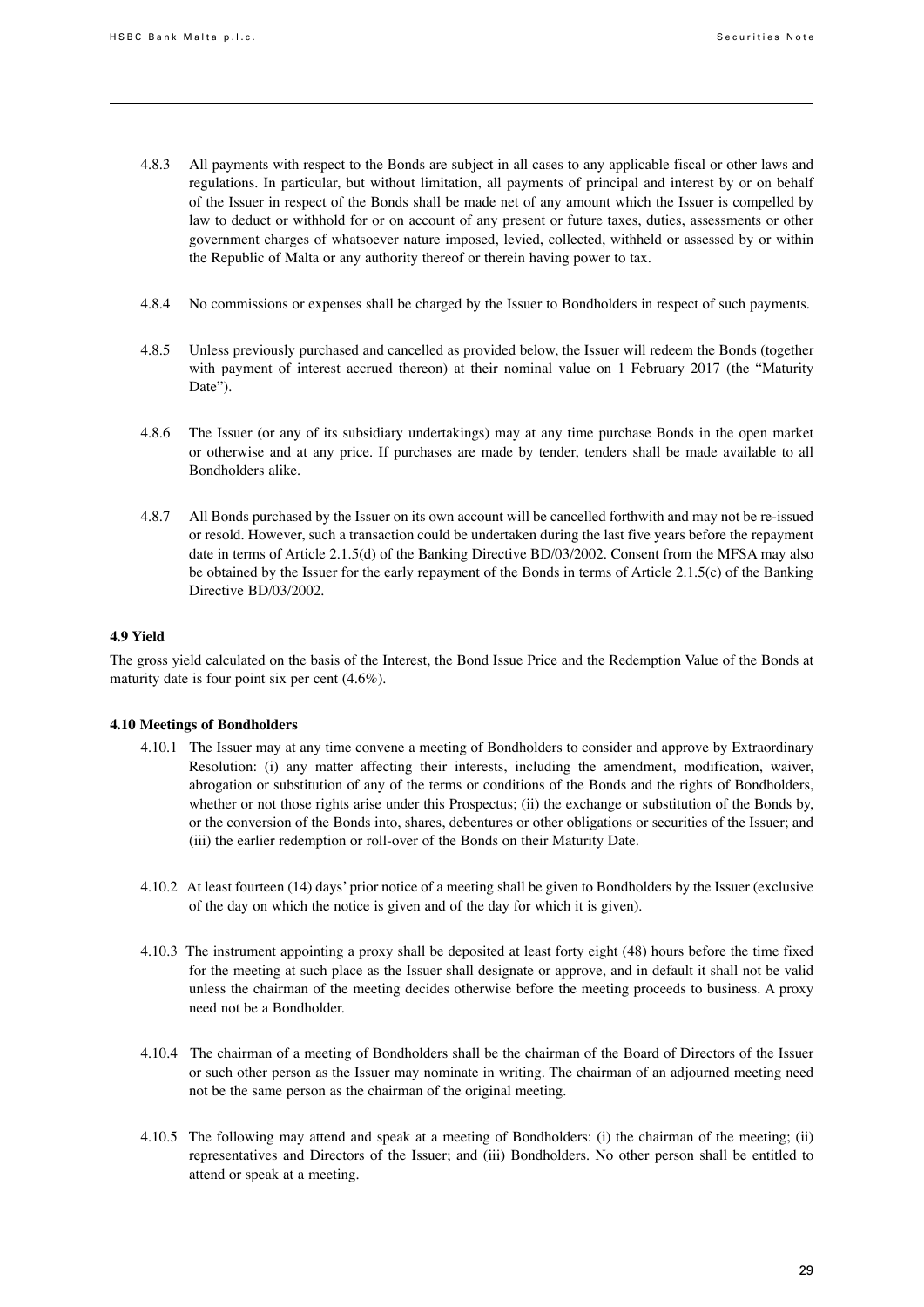4.8.3 All payments with respect to the Bonds are subject in all cases to any applicable fiscal or other laws and regulations. In particular, but without limitation, all payments of principal and interest by or on behalf of the Issuer in respect of the Bonds shall be made net of any amount which the Issuer is compelled by law to deduct or withhold for or on account of any present or future taxes, duties, assessments or other government charges of whatsoever nature imposed, levied, collected, withheld or assessed by or within the Republic of Malta or any authority thereof or therein having power to tax.

4.8.4 No commissions or expenses shall be charged by the Issuer to Bondholders in respect of such payments.

4.8.5 Unless previously purchased and cancelled as provided below, the Issuer will redeem the Bonds (together with payment of interest accrued thereon) at their nominal value on 1 February 2017 (the "Maturity Date").

4.8.6 The Issuer (or any of its subsidiary undertakings) may at any time purchase Bonds in the open market or otherwise and at any price. If purchases are made by tender, tenders shall be made available to all Bondholders alike.

4.8.7 All Bonds purchased by the Issuer on its own account will be cancelled forthwith and may not be re-issued or resold. However, such a transaction could be undertaken during the last five years before the repayment date in terms of Article 2.1.5(d) of the Banking Directive BD/03/2002. Consent from the MFSA may also be obtained by the Issuer for the early repayment of the Bonds in terms of Article 2.1.5(c) of the Banking Directive BD/03/2002.

**4.9 Yield**

The gross yield calculated on the basis of the Interest, the Bond Issue Price and the Redemption Value of the Bonds at maturity date is four point six per cent (4.6%).

**4.10 Meetings of Bondholders**

4.10.1 The Issuer may at any time convene a meeting of Bondholders to consider and approve by Extraordinary Resolution: (i) any matter affecting their interests, including the amendment, modification, waiver, abrogation or substitution of any of the terms or conditions of the Bonds and the rights of Bondholders, whether or not those rights arise under this Prospectus; (ii) the exchange or substitution of the Bonds by, or the conversion of the Bonds into, shares, debentures or other obligations or securities of the Issuer; and (iii) the earlier redemption or roll-over of the Bonds on their Maturity Date.

4.10.2 At least fourteen (14) days' prior notice of a meeting shall be given to Bondholders by the Issuer (exclusive of the day on which the notice is given and of the day for which it is given).

4.10.3 The instrument appointing a proxy shall be deposited at least forty eight (48) hours before the time fixed for the meeting at such place as the Issuer shall designate or approve, and in default it shall not be valid unless the chairman of the meeting decides otherwise before the meeting proceeds to business. A proxy need not be a Bondholder.

4.10.4 The chairman of a meeting of Bondholders shall be the chairman of the Board of Directors of the Issuer or such other person as the Issuer may nominate in writing. The chairman of an adjourned meeting need not be the same person as the chairman of the original meeting.

4.10.5 The following may attend and speak at a meeting of Bondholders: (i) the chairman of the meeting; (ii) representatives and Directors of the Issuer; and (iii) Bondholders. No other person shall be entitled to attend or speak at a meeting.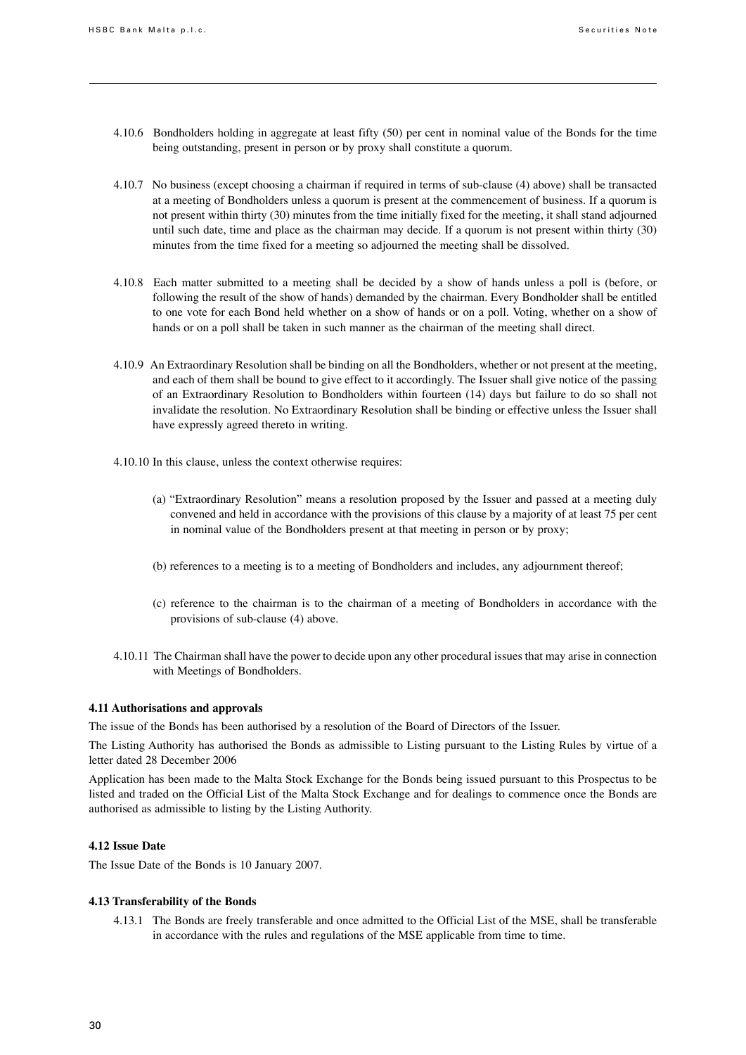4.10.6 Bondholders holding in aggregate at least fifty (50) per cent in nominal value of the Bonds for the time being outstanding, present in person or by proxy shall constitute a quorum.

4.10.7 No business (except choosing a chairman if required in terms of sub-clause (4) above) shall be transacted at a meeting of Bondholders unless a quorum is present at the commencement of business. If a quorum is not present within thirty (30) minutes from the time initially fixed for the meeting, it shall stand adjourned until such date, time and place as the chairman may decide. If a quorum is not present within thirty (30) minutes from the time fixed for a meeting so adjourned the meeting shall be dissolved.

4.10.8 Each matter submitted to a meeting shall be decided by a show of hands unless a poll is (before, or following the result of the show of hands) demanded by the chairman. Every Bondholder shall be entitled to one vote for each Bond held whether on a show of hands or on a poll. Voting, whether on a show of hands or on a poll shall be taken in such manner as the chairman of the meeting shall direct.

4.10.9 An Extraordinary Resolution shall be binding on all the Bondholders, whether or not present at the meeting, and each of them shall be bound to give effect to it accordingly. The Issuer shall give notice of the passing of an Extraordinary Resolution to Bondholders within fourteen (14) days but failure to do so shall not invalidate the resolution. No Extraordinary Resolution shall be binding or effective unless the Issuer shall have expressly agreed thereto in writing.

4.10.10 In this clause, unless the context otherwise requires:

(a) "Extraordinary Resolution" means a resolution proposed by the Issuer and passed at a meeting duly convened and held in accordance with the provisions of this clause by a majority of at least 75 per cent in nominal value of the Bondholders present at that meeting in person or by proxy;

(b) references to a meeting is to a meeting of Bondholders and includes, any adjournment thereof;

(c) reference to the chairman is to the chairman of a meeting of Bondholders in accordance with the provisions of sub-clause (4) above.

4.10.11 The Chairman shall have the power to decide upon any other procedural issues that may arise in connection with Meetings of Bondholders.

#### 4.11 Authorisations and approvals

The issue of the Bonds has been authorised by a resolution of the Board of Directors of the Issuer.

The Listing Authority has authorised the Bonds as admissible to Listing pursuant to the Listing Rules by virtue of a letter dated 28 December 2006

Application has been made to the Malta Stock Exchange for the Bonds being issued pursuant to this Prospectus to be listed and traded on the Official List of the Malta Stock Exchange and for dealings to commence once the Bonds are authorised as admissible to listing by the Listing Authority.

#### 4.12 Issue Date

The Issue Date of the Bonds is 10 January 2007.

#### 4.13 Transferability of the Bonds

4.13.1 The Bonds are freely transferable and once admitted to the Official List of the MSE, shall be transferable in accordance with the rules and regulations of the MSE applicable from time to time.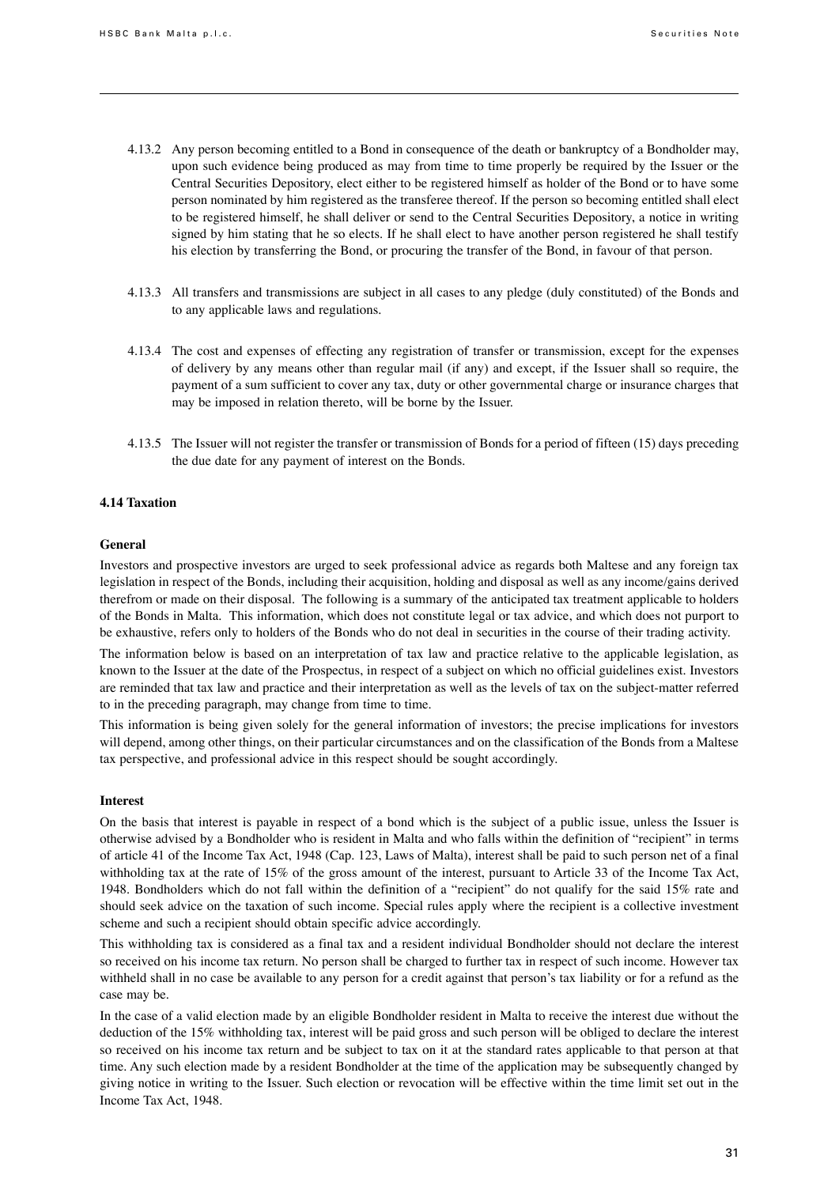4.13.2 Any person becoming entitled to a Bond in consequence of the death or bankruptcy of a Bondholder may, upon such evidence being produced as may from time to time properly be required by the Issuer or the Central Securities Depository, elect either to be registered himself as holder of the Bond or to have some person nominated by him registered as the transferee thereof. If the person so becoming entitled shall elect to be registered himself, he shall deliver or send to the Central Securities Depository, a notice in writing signed by him stating that he so elects. If he shall elect to have another person registered he shall testify his election by transferring the Bond, or procuring the transfer of the Bond, in favour of that person.

4.13.3 All transfers and transmissions are subject in all cases to any pledge (duly constituted) of the Bonds and to any applicable laws and regulations.

4.13.4 The cost and expenses of effecting any registration of transfer or transmission, except for the expenses of delivery by any means other than regular mail (if any) and except, if the Issuer shall so require, the payment of a sum sufficient to cover any tax, duty or other governmental charge or insurance charges that may be imposed in relation thereto, will be borne by the Issuer.

4.13.5 The Issuer will not register the transfer or transmission of Bonds for a period of fifteen (15) days preceding the due date for any payment of interest on the Bonds.

### 4.14 Taxation

#### General

Investors and prospective investors are urged to seek professional advice as regards both Maltese and any foreign tax legislation in respect of the Bonds, including their acquisition, holding and disposal as well as any income/gains derived therefrom or made on their disposal. The following is a summary of the anticipated tax treatment applicable to holders of the Bonds in Malta. This information, which does not constitute legal or tax advice, and which does not purport to be exhaustive, refers only to holders of the Bonds who do not deal in securities in the course of their trading activity.

The information below is based on an interpretation of tax law and practice relative to the applicable legislation, as known to the Issuer at the date of the Prospectus, in respect of a subject on which no official guidelines exist. Investors are reminded that tax law and practice and their interpretation as well as the levels of tax on the subject-matter referred to in the preceding paragraph, may change from time to time.

This information is being given solely for the general information of investors; the precise implications for investors will depend, among other things, on their particular circumstances and on the classification of the Bonds from a Maltese tax perspective, and professional advice in this respect should be sought accordingly.

#### Interest

On the basis that interest is payable in respect of a bond which is the subject of a public issue, unless the Issuer is otherwise advised by a Bondholder who is resident in Malta and who falls within the definition of "recipient" in terms of article 41 of the Income Tax Act, 1948 (Cap. 123, Laws of Malta), interest shall be paid to such person net of a final withholding tax at the rate of 15% of the gross amount of the interest, pursuant to Article 33 of the Income Tax Act, 1948. Bondholders which do not fall within the definition of a "recipient" do not qualify for the said 15% rate and should seek advice on the taxation of such income. Special rules apply where the recipient is a collective investment scheme and such a recipient should obtain specific advice accordingly.

This withholding tax is considered as a final tax and a resident individual Bondholder should not declare the interest so received on his income tax return. No person shall be charged to further tax in respect of such income. However tax withheld shall in no case be available to any person for a credit against that person's tax liability or for a refund as the case may be.

In the case of a valid election made by an eligible Bondholder resident in Malta to receive the interest due without the deduction of the 15% withholding tax, interest will be paid gross and such person will be obliged to declare the interest so received on his income tax return and be subject to tax on it at the standard rates applicable to that person at that time. Any such election made by a resident Bondholder at the time of the application may be subsequently changed by giving notice in writing to the Issuer. Such election or revocation will be effective within the time limit set out in the Income Tax Act, 1948.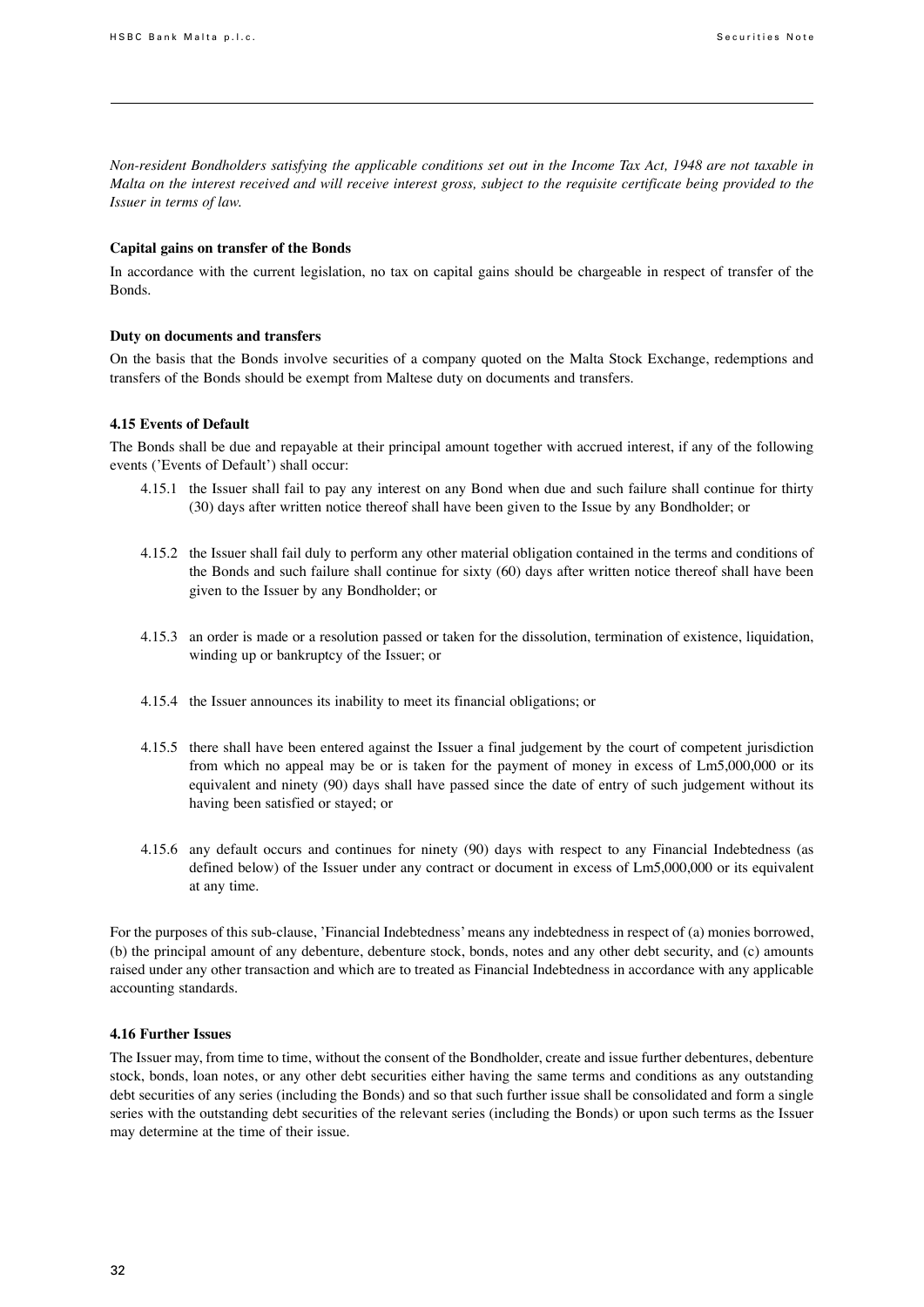*Non-resident Bondholders satisfying the applicable conditions set out in the Income Tax Act, 1948 are not taxable in Malta on the interest received and will receive interest gross, subject to the requisite certificate being provided to the Issuer in terms of law.*

**Capital gains on transfer of the Bonds**

In accordance with the current legislation, no tax on capital gains should be chargeable in respect of transfer of the Bonds.

**Duty on documents and transfers**

On the basis that the Bonds involve securities of a company quoted on the Malta Stock Exchange, redemptions and transfers of the Bonds should be exempt from Maltese duty on documents and transfers.

**4.15 Events of Default**

The Bonds shall be due and repayable at their principal amount together with accrued interest, if any of the following events ('Events of Default') shall occur:

4.15.1 the Issuer shall fail to pay any interest on any Bond when due and such failure shall continue for thirty (30) days after written notice thereof shall have been given to the Issue by any Bondholder; or

4.15.2 the Issuer shall fail duly to perform any other material obligation contained in the terms and conditions of the Bonds and such failure shall continue for sixty (60) days after written notice thereof shall have been given to the Issuer by any Bondholder; or

4.15.3 an order is made or a resolution passed or taken for the dissolution, termination of existence, liquidation, winding up or bankruptcy of the Issuer; or

4.15.4 the Issuer announces its inability to meet its financial obligations; or

4.15.5 there shall have been entered against the Issuer a final judgement by the court of competent jurisdiction from which no appeal may be or is taken for the payment of money in excess of Lm5,000,000 or its equivalent and ninety (90) days shall have passed since the date of entry of such judgement without its having been satisfied or stayed; or

4.15.6 any default occurs and continues for ninety (90) days with respect to any Financial Indebtedness (as defined below) of the Issuer under any contract or document in excess of Lm5,000,000 or its equivalent at any time.

For the purposes of this sub-clause, 'Financial Indebtedness' means any indebtedness in respect of (a) monies borrowed, (b) the principal amount of any debenture, debenture stock, bonds, notes and any other debt security, and (c) amounts raised under any other transaction and which are to treated as Financial Indebtedness in accordance with any applicable accounting standards.

**4.16 Further Issues**

The Issuer may, from time to time, without the consent of the Bondholder, create and issue further debentures, debenture stock, bonds, loan notes, or any other debt securities either having the same terms and conditions as any outstanding debt securities of any series (including the Bonds) and so that such further issue shall be consolidated and form a single series with the outstanding debt securities of the relevant series (including the Bonds) or upon such terms as the Issuer may determine at the time of their issue.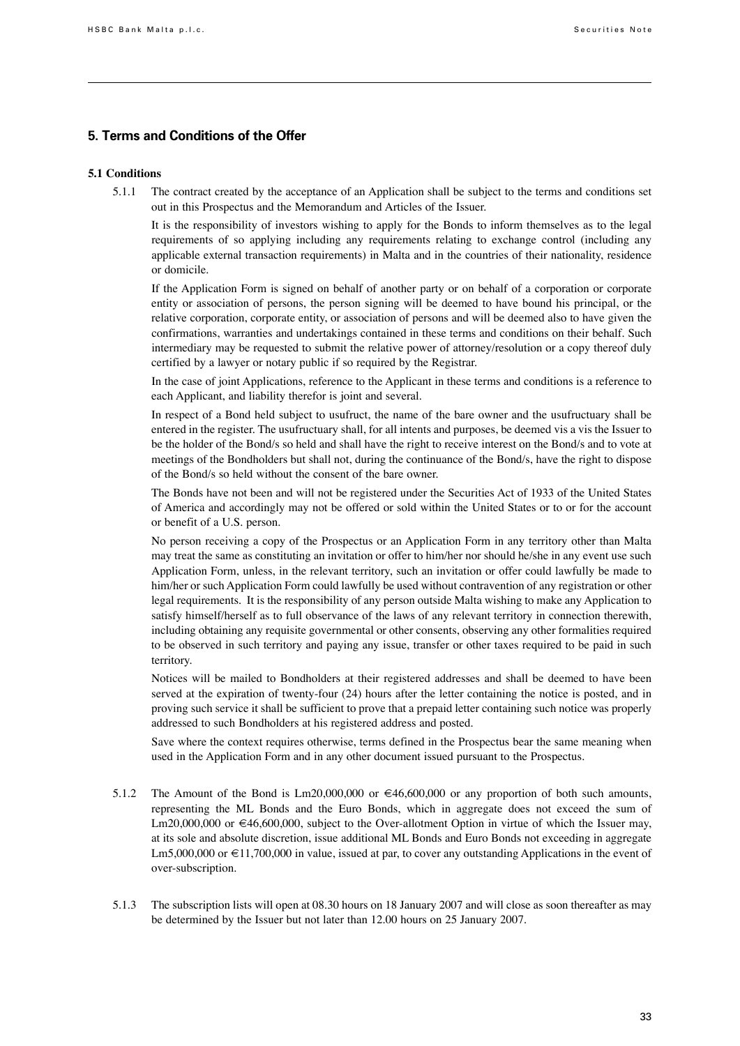## 5. Terms and Conditions of the Offer

### 5.1 Conditions

5.1.1 The contract created by the acceptance of an Application shall be subject to the terms and conditions set out in this Prospectus and the Memorandum and Articles of the Issuer.

It is the responsibility of investors wishing to apply for the Bonds to inform themselves as to the legal requirements of so applying including any requirements relating to exchange control (including any applicable external transaction requirements) in Malta and in the countries of their nationality, residence or domicile.

If the Application Form is signed on behalf of another party or on behalf of a corporation or corporate entity or association of persons, the person signing will be deemed to have bound his principal, or the relative corporation, corporate entity, or association of persons and will be deemed also to have given the confirmations, warranties and undertakings contained in these terms and conditions on their behalf. Such intermediary may be requested to submit the relative power of attorney/resolution or a copy thereof duly certified by a lawyer or notary public if so required by the Registrar.

In the case of joint Applications, reference to the Applicant in these terms and conditions is a reference to each Applicant, and liability therefor is joint and several.

In respect of a Bond held subject to usufruct, the name of the bare owner and the usufructuary shall be entered in the register. The usufructuary shall, for all intents and purposes, be deemed vis a vis the Issuer to be the holder of the Bond/s so held and shall have the right to receive interest on the Bond/s and to vote at meetings of the Bondholders but shall not, during the continuance of the Bond/s, have the right to dispose of the Bond/s so held without the consent of the bare owner.

The Bonds have not been and will not be registered under the Securities Act of 1933 of the United States of America and accordingly may not be offered or sold within the United States or to or for the account or benefit of a U.S. person.

No person receiving a copy of the Prospectus or an Application Form in any territory other than Malta may treat the same as constituting an invitation or offer to him/her nor should he/she in any event use such Application Form, unless, in the relevant territory, such an invitation or offer could lawfully be made to him/her or such Application Form could lawfully be used without contravention of any registration or other legal requirements. It is the responsibility of any person outside Malta wishing to make any Application to satisfy himself/herself as to full observance of the laws of any relevant territory in connection therewith, including obtaining any requisite governmental or other consents, observing any other formalities required to be observed in such territory and paying any issue, transfer or other taxes required to be paid in such territory.

Notices will be mailed to Bondholders at their registered addresses and shall be deemed to have been served at the expiration of twenty-four (24) hours after the letter containing the notice is posted, and in proving such service it shall be sufficient to prove that a prepaid letter containing such notice was properly addressed to such Bondholders at his registered address and posted.

Save where the context requires otherwise, terms defined in the Prospectus bear the same meaning when used in the Application Form and in any other document issued pursuant to the Prospectus.

5.1.2 The Amount of the Bond is Lm20,000,000 or €46,600,000 or any proportion of both such amounts, representing the ML Bonds and the Euro Bonds, which in aggregate does not exceed the sum of Lm20,000,000 or €46,600,000, subject to the Over-allotment Option in virtue of which the Issuer may, at its sole and absolute discretion, issue additional ML Bonds and Euro Bonds not exceeding in aggregate Lm5,000,000 or €11,700,000 in value, issued at par, to cover any outstanding Applications in the event of over-subscription.

5.1.3 The subscription lists will open at 08.30 hours on 18 January 2007 and will close as soon thereafter as may be determined by the Issuer but not later than 12.00 hours on 25 January 2007.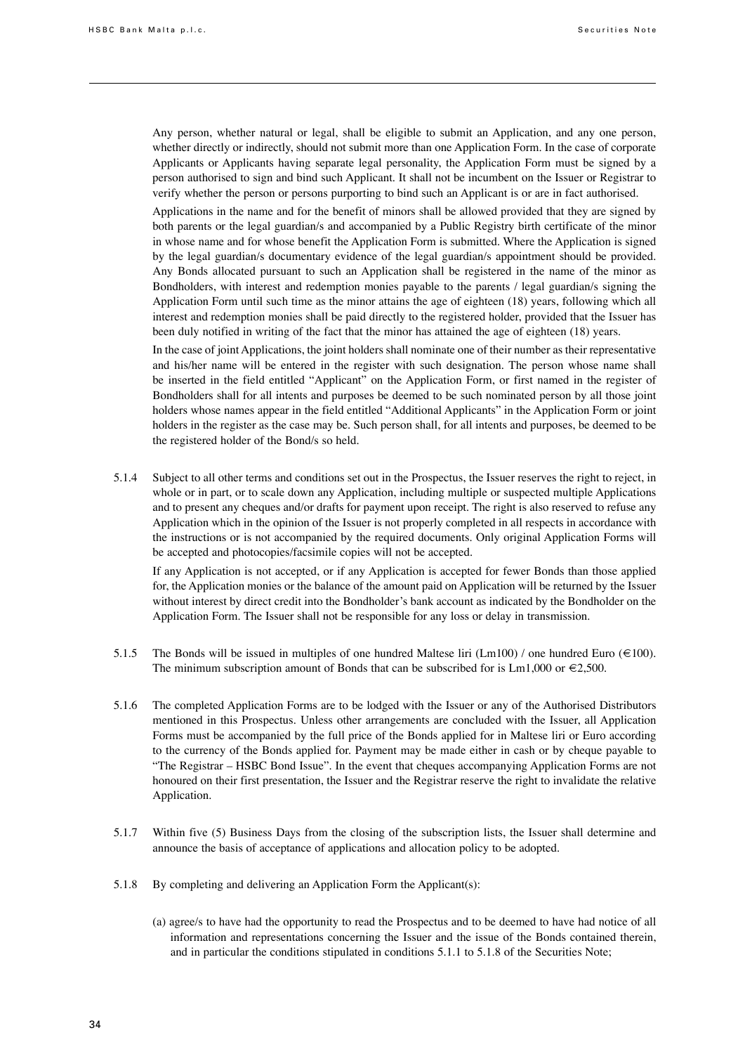Any person, whether natural or legal, shall be eligible to submit an Application, and any one person, whether directly or indirectly, should not submit more than one Application Form. In the case of corporate Applicants or Applicants having separate legal personality, the Application Form must be signed by a person authorised to sign and bind such Applicant. It shall not be incumbent on the Issuer or Registrar to verify whether the person or persons purporting to bind such an Applicant is or are in fact authorised.

Applications in the name and for the benefit of minors shall be allowed provided that they are signed by both parents or the legal guardian/s and accompanied by a Public Registry birth certificate of the minor in whose name and for whose benefit the Application Form is submitted. Where the Application is signed by the legal guardian/s documentary evidence of the legal guardian/s appointment should be provided. Any Bonds allocated pursuant to such an Application shall be registered in the name of the minor as Bondholders, with interest and redemption monies payable to the parents / legal guardian/s signing the Application Form until such time as the minor attains the age of eighteen (18) years, following which all interest and redemption monies shall be paid directly to the registered holder, provided that the Issuer has been duly notified in writing of the fact that the minor has attained the age of eighteen (18) years.

In the case of joint Applications, the joint holders shall nominate one of their number as their representative and his/her name will be entered in the register with such designation. The person whose name shall be inserted in the field entitled "Applicant" on the Application Form, or first named in the register of Bondholders shall for all intents and purposes be deemed to be such nominated person by all those joint holders whose names appear in the field entitled "Additional Applicants" in the Application Form or joint holders in the register as the case may be. Such person shall, for all intents and purposes, be deemed to be the registered holder of the Bond/s so held.

5.1.4 Subject to all other terms and conditions set out in the Prospectus, the Issuer reserves the right to reject, in whole or in part, or to scale down any Application, including multiple or suspected multiple Applications and to present any cheques and/or drafts for payment upon receipt. The right is also reserved to refuse any Application which in the opinion of the Issuer is not properly completed in all respects in accordance with the instructions or is not accompanied by the required documents. Only original Application Forms will be accepted and photocopies/facsimile copies will not be accepted.

If any Application is not accepted, or if any Application is accepted for fewer Bonds than those applied for, the Application monies or the balance of the amount paid on Application will be returned by the Issuer without interest by direct credit into the Bondholder's bank account as indicated by the Bondholder on the Application Form. The Issuer shall not be responsible for any loss or delay in transmission.

5.1.5 The Bonds will be issued in multiples of one hundred Maltese liri (Lm100) / one hundred Euro (€100). The minimum subscription amount of Bonds that can be subscribed for is Lm1,000 or €2,500.

5.1.6 The completed Application Forms are to be lodged with the Issuer or any of the Authorised Distributors mentioned in this Prospectus. Unless other arrangements are concluded with the Issuer, all Application Forms must be accompanied by the full price of the Bonds applied for in Maltese liri or Euro according to the currency of the Bonds applied for. Payment may be made either in cash or by cheque payable to "The Registrar – HSBC Bond Issue". In the event that cheques accompanying Application Forms are not honoured on their first presentation, the Issuer and the Registrar reserve the right to invalidate the relative Application.

5.1.7 Within five (5) Business Days from the closing of the subscription lists, the Issuer shall determine and announce the basis of acceptance of applications and allocation policy to be adopted.

5.1.8 By completing and delivering an Application Form the Applicant(s):

(a) agree/s to have had the opportunity to read the Prospectus and to be deemed to have had notice of all information and representations concerning the Issuer and the issue of the Bonds contained therein, and in particular the conditions stipulated in conditions 5.1.1 to 5.1.8 of the Securities Note;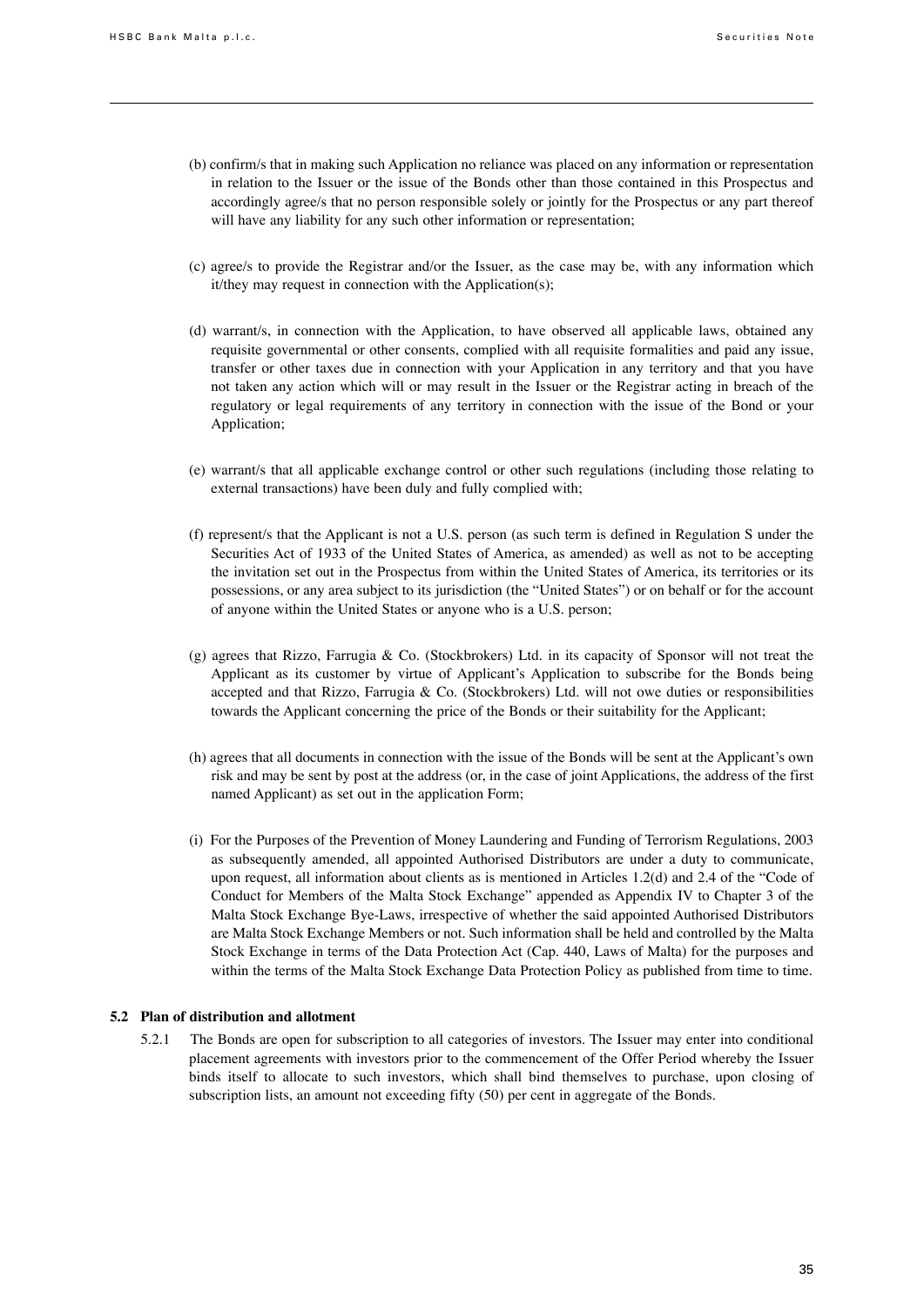(b) confirm/s that in making such Application no reliance was placed on any information or representation in relation to the Issuer or the issue of the Bonds other than those contained in this Prospectus and accordingly agree/s that no person responsible solely or jointly for the Prospectus or any part thereof will have any liability for any such other information or representation;

(c) agree/s to provide the Registrar and/or the Issuer, as the case may be, with any information which it/they may request in connection with the Application(s);

(d) warrant/s, in connection with the Application, to have observed all applicable laws, obtained any requisite governmental or other consents, complied with all requisite formalities and paid any issue, transfer or other taxes due in connection with your Application in any territory and that you have not taken any action which will or may result in the Issuer or the Registrar acting in breach of the regulatory or legal requirements of any territory in connection with the issue of the Bond or your Application;

(e) warrant/s that all applicable exchange control or other such regulations (including those relating to external transactions) have been duly and fully complied with;

(f) represent/s that the Applicant is not a U.S. person (as such term is defined in Regulation S under the Securities Act of 1933 of the United States of America, as amended) as well as not to be accepting the invitation set out in the Prospectus from within the United States of America, its territories or its possessions, or any area subject to its jurisdiction (the "United States") or on behalf or for the account of anyone within the United States or anyone who is a U.S. person;

(g) agrees that Rizzo, Farrugia & Co. (Stockbrokers) Ltd. in its capacity of Sponsor will not treat the Applicant as its customer by virtue of Applicant's Application to subscribe for the Bonds being accepted and that Rizzo, Farrugia & Co. (Stockbrokers) Ltd. will not owe duties or responsibilities towards the Applicant concerning the price of the Bonds or their suitability for the Applicant;

(h) agrees that all documents in connection with the issue of the Bonds will be sent at the Applicant's own risk and may be sent by post at the address (or, in the case of joint Applications, the address of the first named Applicant) as set out in the application Form;

(i) For the Purposes of the Prevention of Money Laundering and Funding of Terrorism Regulations, 2003 as subsequently amended, all appointed Authorised Distributors are under a duty to communicate, upon request, all information about clients as is mentioned in Articles 1.2(d) and 2.4 of the "Code of Conduct for Members of the Malta Stock Exchange" appended as Appendix IV to Chapter 3 of the Malta Stock Exchange Bye-Laws, irrespective of whether the said appointed Authorised Distributors are Malta Stock Exchange Members or not. Such information shall be held and controlled by the Malta Stock Exchange in terms of the Data Protection Act (Cap. 440, Laws of Malta) for the purposes and within the terms of the Malta Stock Exchange Data Protection Policy as published from time to time.

**5.2 Plan of distribution and allotment**

5.2.1 The Bonds are open for subscription to all categories of investors. The Issuer may enter into conditional placement agreements with investors prior to the commencement of the Offer Period whereby the Issuer binds itself to allocate to such investors, which shall bind themselves to purchase, upon closing of subscription lists, an amount not exceeding fifty (50) per cent in aggregate of the Bonds.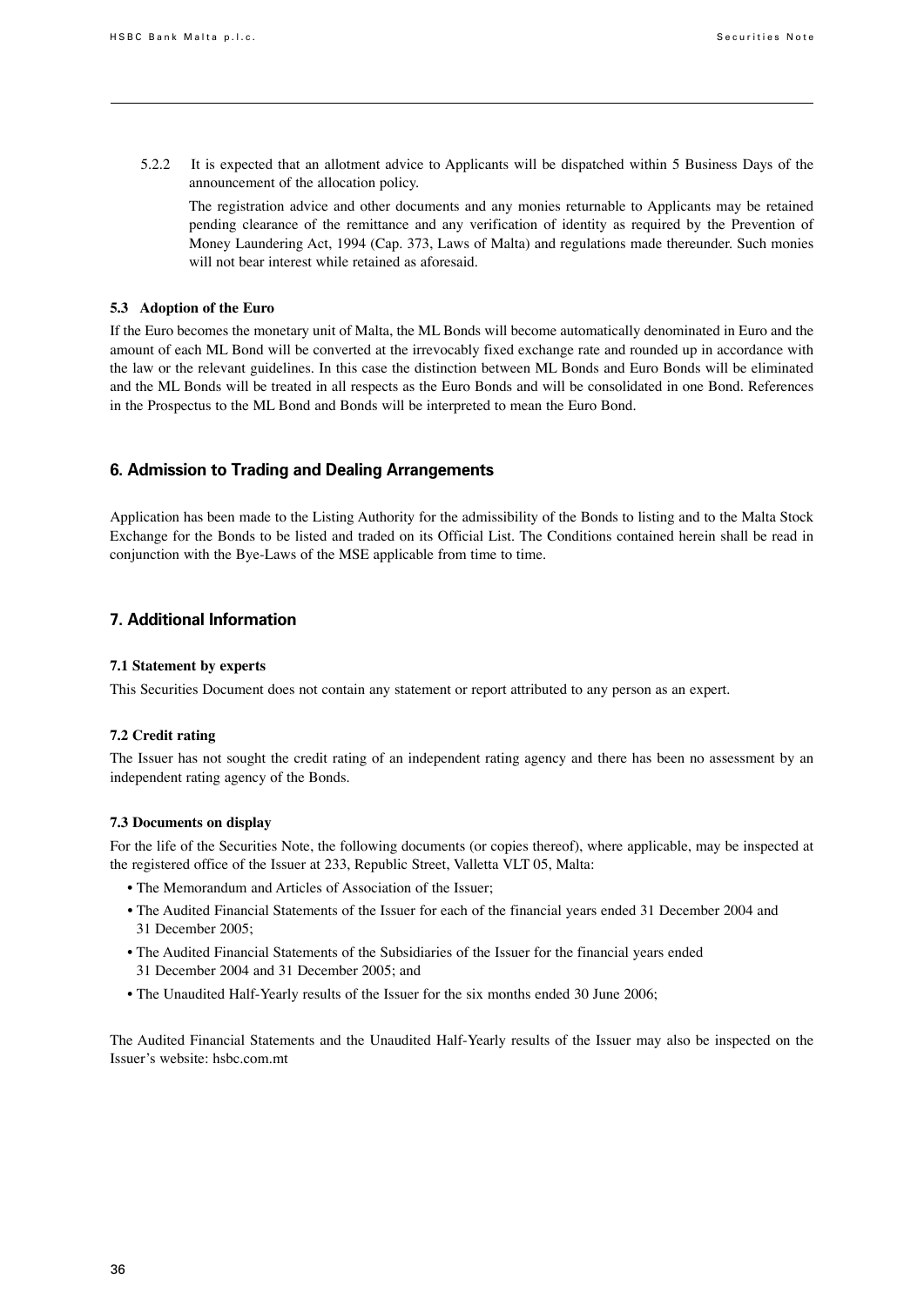5.2.2 It is expected that an allotment advice to Applicants will be dispatched within 5 Business Days of the announcement of the allocation policy.

The registration advice and other documents and any monies returnable to Applicants may be retained pending clearance of the remittance and any verification of identity as required by the Prevention of Money Laundering Act, 1994 (Cap. 373, Laws of Malta) and regulations made thereunder. Such monies will not bear interest while retained as aforesaid.

### 5.3 Adoption of the Euro

If the Euro becomes the monetary unit of Malta, the ML Bonds will become automatically denominated in Euro and the amount of each ML Bond will be converted at the irrevocably fixed exchange rate and rounded up in accordance with the law or the relevant guidelines. In this case the distinction between ML Bonds and Euro Bonds will be eliminated and the ML Bonds will be treated in all respects as the Euro Bonds and will be consolidated in one Bond. References in the Prospectus to the ML Bond and Bonds will be interpreted to mean the Euro Bond.

## 6. Admission to Trading and Dealing Arrangements

Application has been made to the Listing Authority for the admissibility of the Bonds to listing and to the Malta Stock Exchange for the Bonds to be listed and traded on its Official List. The Conditions contained herein shall be read in conjunction with the Bye-Laws of the MSE applicable from time to time.

## 7. Additional Information

### 7.1 Statement by experts

This Securities Document does not contain any statement or report attributed to any person as an expert.

### 7.2 Credit rating

The Issuer has not sought the credit rating of an independent rating agency and there has been no assessment by an independent rating agency of the Bonds.

### 7.3 Documents on display

For the life of the Securities Note, the following documents (or copies thereof), where applicable, may be inspected at the registered office of the Issuer at 233, Republic Street, Valletta VLT 05, Malta:

- The Memorandum and Articles of Association of the Issuer;
- The Audited Financial Statements of the Issuer for each of the financial years ended 31 December 2004 and 31 December 2005;
- The Audited Financial Statements of the Subsidiaries of the Issuer for the financial years ended 31 December 2004 and 31 December 2005; and
- The Unaudited Half-Yearly results of the Issuer for the six months ended 30 June 2006;

The Audited Financial Statements and the Unaudited Half-Yearly results of the Issuer may also be inspected on the Issuer's website: hsbc.com.mt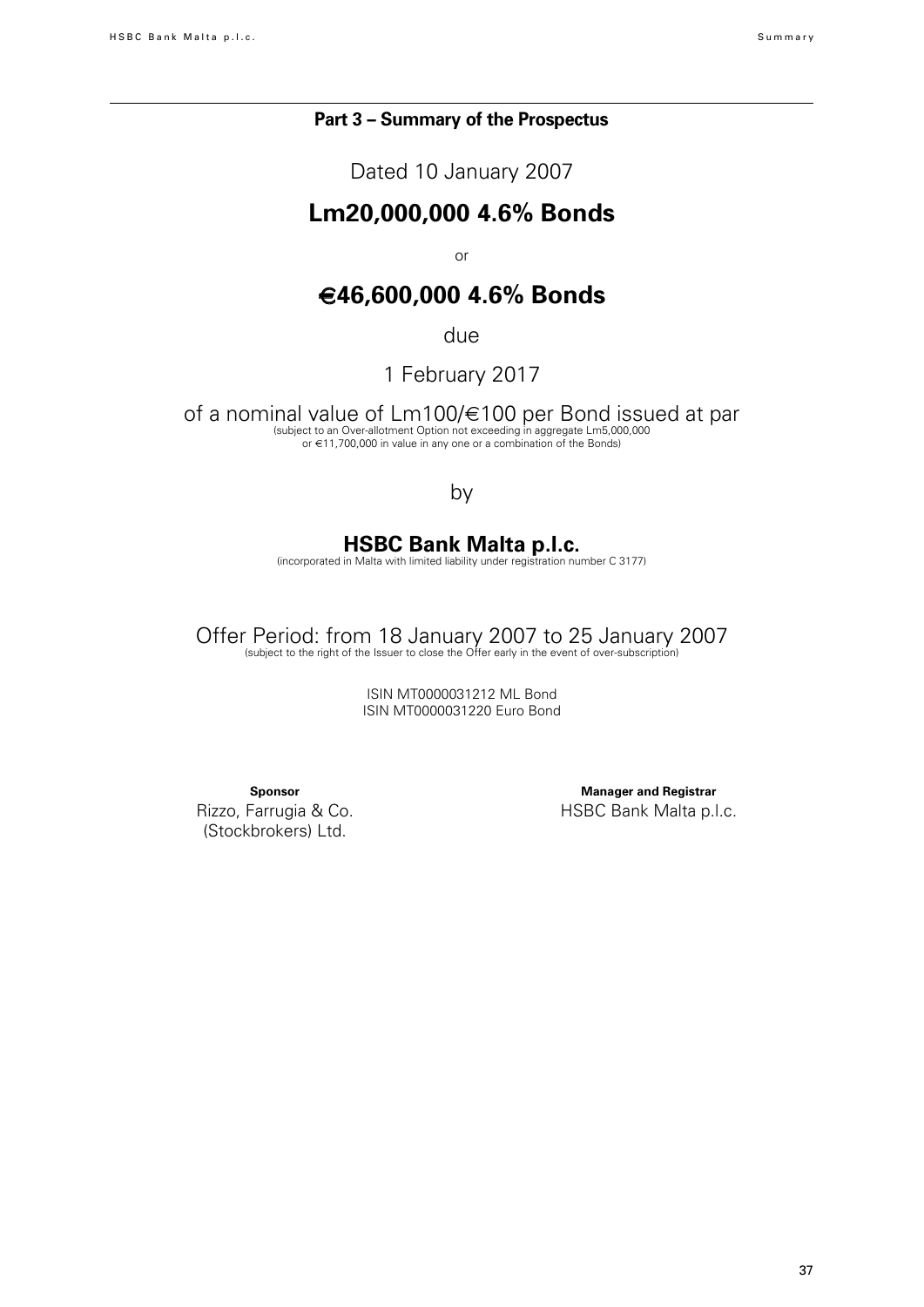## Part 3 – Summary of the Prospectus

Dated 10 January 2007

# Lm20,000,000 4.6% Bonds

or

# €46,600,000 4.6% Bonds

due

1 February 2017

of a nominal value of Lm100/€100 per Bond issued at par
(subject to an Over-allotment Option not exceeding in aggregate Lm5,000,000 or €11,700,000 in value in any one or a combination of the Bonds)

by

## HSBC Bank Malta p.l.c.

(incorporated in Malta with limited liability under registration number C 3177)

Offer Period: from 18 January 2007 to 25 January 2007
(subject to the right of the Issuer to close the Offer early in the event of over-subscription)

ISIN MT0000031212 ML Bond
ISIN MT0000031220 Euro Bond

**Sponsor**
Rizzo, Farrugia & Co. (Stockbrokers) Ltd.

**Manager and Registrar**
HSBC Bank Malta p.l.c.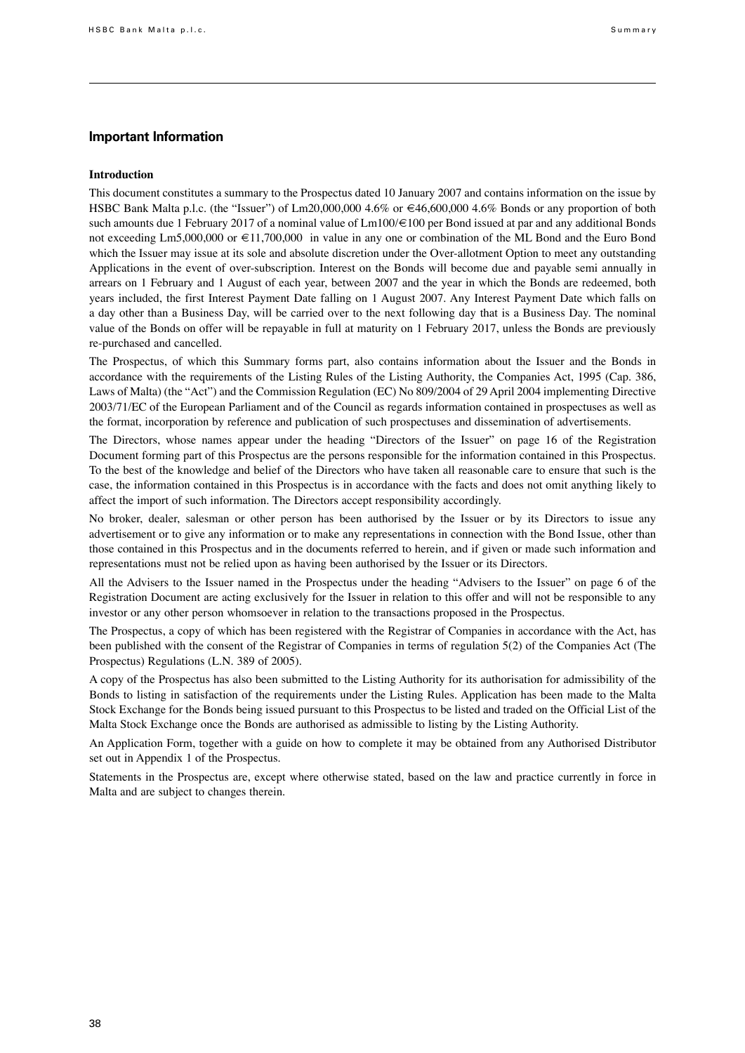## Important Information

### Introduction

This document constitutes a summary to the Prospectus dated 10 January 2007 and contains information on the issue by HSBC Bank Malta p.l.c. (the "Issuer") of Lm20,000,000 4.6% or €46,600,000 4.6% Bonds or any proportion of both such amounts due 1 February 2017 of a nominal value of Lm100/€100 per Bond issued at par and any additional Bonds not exceeding Lm5,000,000 or €11,700,000 in value in any one or combination of the ML Bond and the Euro Bond which the Issuer may issue at its sole and absolute discretion under the Over-allotment Option to meet any outstanding Applications in the event of over-subscription. Interest on the Bonds will become due and payable semi annually in arrears on 1 February and 1 August of each year, between 2007 and the year in which the Bonds are redeemed, both years included, the first Interest Payment Date falling on 1 August 2007. Any Interest Payment Date which falls on a day other than a Business Day, will be carried over to the next following day that is a Business Day. The nominal value of the Bonds on offer will be repayable in full at maturity on 1 February 2017, unless the Bonds are previously re-purchased and cancelled.

The Prospectus, of which this Summary forms part, also contains information about the Issuer and the Bonds in accordance with the requirements of the Listing Rules of the Listing Authority, the Companies Act, 1995 (Cap. 386, Laws of Malta) (the "Act") and the Commission Regulation (EC) No 809/2004 of 29 April 2004 implementing Directive 2003/71/EC of the European Parliament and of the Council as regards information contained in prospectuses as well as the format, incorporation by reference and publication of such prospectuses and dissemination of advertisements.

The Directors, whose names appear under the heading "Directors of the Issuer" on page 16 of the Registration Document forming part of this Prospectus are the persons responsible for the information contained in this Prospectus. To the best of the knowledge and belief of the Directors who have taken all reasonable care to ensure that such is the case, the information contained in this Prospectus is in accordance with the facts and does not omit anything likely to affect the import of such information. The Directors accept responsibility accordingly.

No broker, dealer, salesman or other person has been authorised by the Issuer or by its Directors to issue any advertisement or to give any information or to make any representations in connection with the Bond Issue, other than those contained in this Prospectus and in the documents referred to herein, and if given or made such information and representations must not be relied upon as having been authorised by the Issuer or its Directors.

All the Advisers to the Issuer named in the Prospectus under the heading "Advisers to the Issuer" on page 6 of the Registration Document are acting exclusively for the Issuer in relation to this offer and will not be responsible to any investor or any other person whomsoever in relation to the transactions proposed in the Prospectus.

The Prospectus, a copy of which has been registered with the Registrar of Companies in accordance with the Act, has been published with the consent of the Registrar of Companies in terms of regulation 5(2) of the Companies Act (The Prospectus) Regulations (L.N. 389 of 2005).

A copy of the Prospectus has also been submitted to the Listing Authority for its authorisation for admissibility of the Bonds to listing in satisfaction of the requirements under the Listing Rules. Application has been made to the Malta Stock Exchange for the Bonds being issued pursuant to this Prospectus to be listed and traded on the Official List of the Malta Stock Exchange once the Bonds are authorised as admissible to listing by the Listing Authority.

An Application Form, together with a guide on how to complete it may be obtained from any Authorised Distributor set out in Appendix 1 of the Prospectus.

Statements in the Prospectus are, except where otherwise stated, based on the law and practice currently in force in Malta and are subject to changes therein.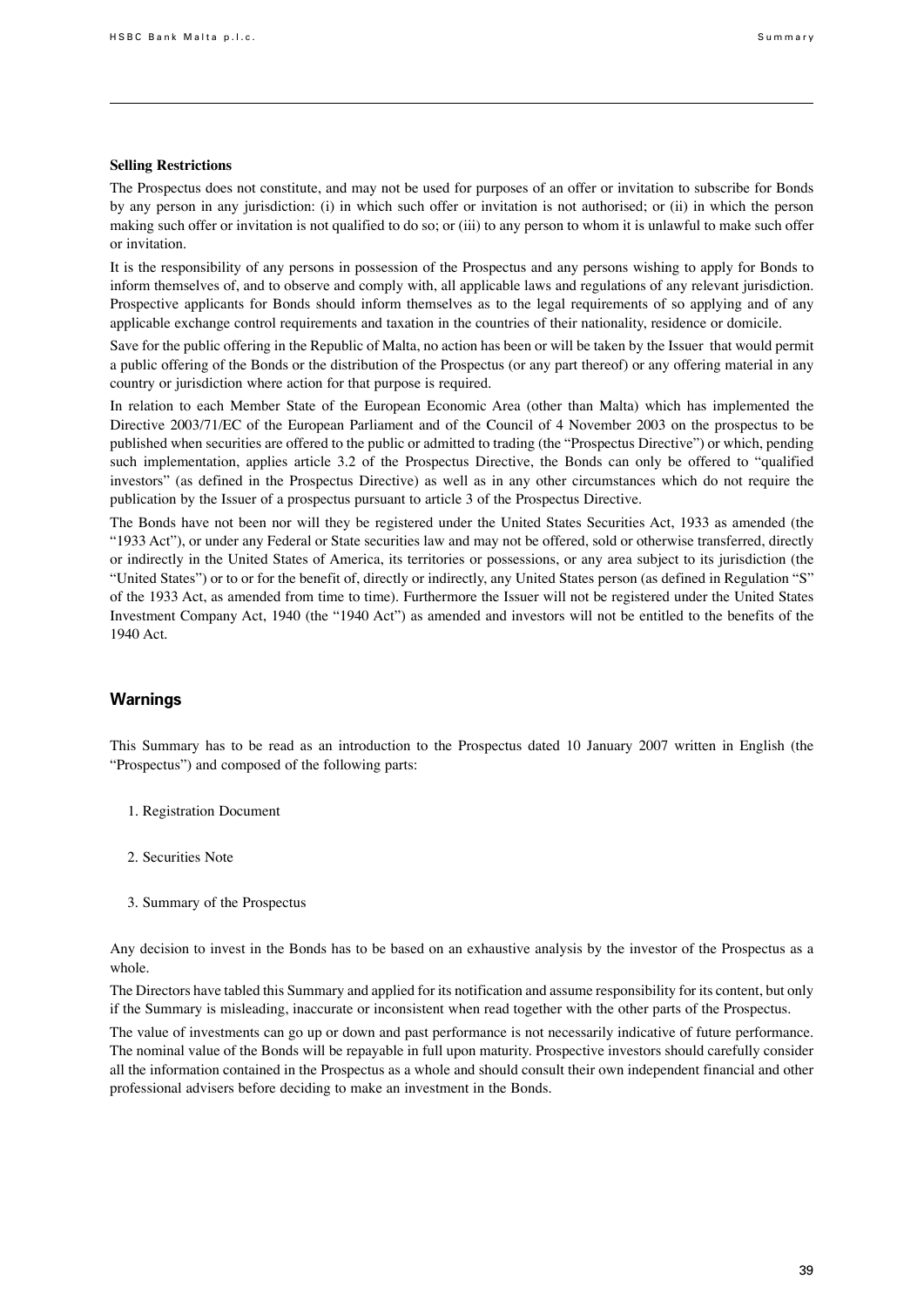**Selling Restrictions**

The Prospectus does not constitute, and may not be used for purposes of an offer or invitation to subscribe for Bonds by any person in any jurisdiction: (i) in which such offer or invitation is not authorised; or (ii) in which the person making such offer or invitation is not qualified to do so; or (iii) to any person to whom it is unlawful to make such offer or invitation.

It is the responsibility of any persons in possession of the Prospectus and any persons wishing to apply for Bonds to inform themselves of, and to observe and comply with, all applicable laws and regulations of any relevant jurisdiction. Prospective applicants for Bonds should inform themselves as to the legal requirements of so applying and of any applicable exchange control requirements and taxation in the countries of their nationality, residence or domicile.

Save for the public offering in the Republic of Malta, no action has been or will be taken by the Issuer that would permit a public offering of the Bonds or the distribution of the Prospectus (or any part thereof) or any offering material in any country or jurisdiction where action for that purpose is required.

In relation to each Member State of the European Economic Area (other than Malta) which has implemented the Directive 2003/71/EC of the European Parliament and of the Council of 4 November 2003 on the prospectus to be published when securities are offered to the public or admitted to trading (the "Prospectus Directive") or which, pending such implementation, applies article 3.2 of the Prospectus Directive, the Bonds can only be offered to "qualified investors" (as defined in the Prospectus Directive) as well as in any other circumstances which do not require the publication by the Issuer of a prospectus pursuant to article 3 of the Prospectus Directive.

The Bonds have not been nor will they be registered under the United States Securities Act, 1933 as amended (the "1933 Act"), or under any Federal or State securities law and may not be offered, sold or otherwise transferred, directly or indirectly in the United States of America, its territories or possessions, or any area subject to its jurisdiction (the "United States") or to or for the benefit of, directly or indirectly, any United States person (as defined in Regulation "S" of the 1933 Act, as amended from time to time). Furthermore the Issuer will not be registered under the United States Investment Company Act, 1940 (the "1940 Act") as amended and investors will not be entitled to the benefits of the 1940 Act.

## Warnings

This Summary has to be read as an introduction to the Prospectus dated 10 January 2007 written in English (the "Prospectus") and composed of the following parts:

1. Registration Document
2. Securities Note
3. Summary of the Prospectus

Any decision to invest in the Bonds has to be based on an exhaustive analysis by the investor of the Prospectus as a whole.

The Directors have tabled this Summary and applied for its notification and assume responsibility for its content, but only if the Summary is misleading, inaccurate or inconsistent when read together with the other parts of the Prospectus.

The value of investments can go up or down and past performance is not necessarily indicative of future performance. The nominal value of the Bonds will be repayable in full upon maturity. Prospective investors should carefully consider all the information contained in the Prospectus as a whole and should consult their own independent financial and other professional advisers before deciding to make an investment in the Bonds.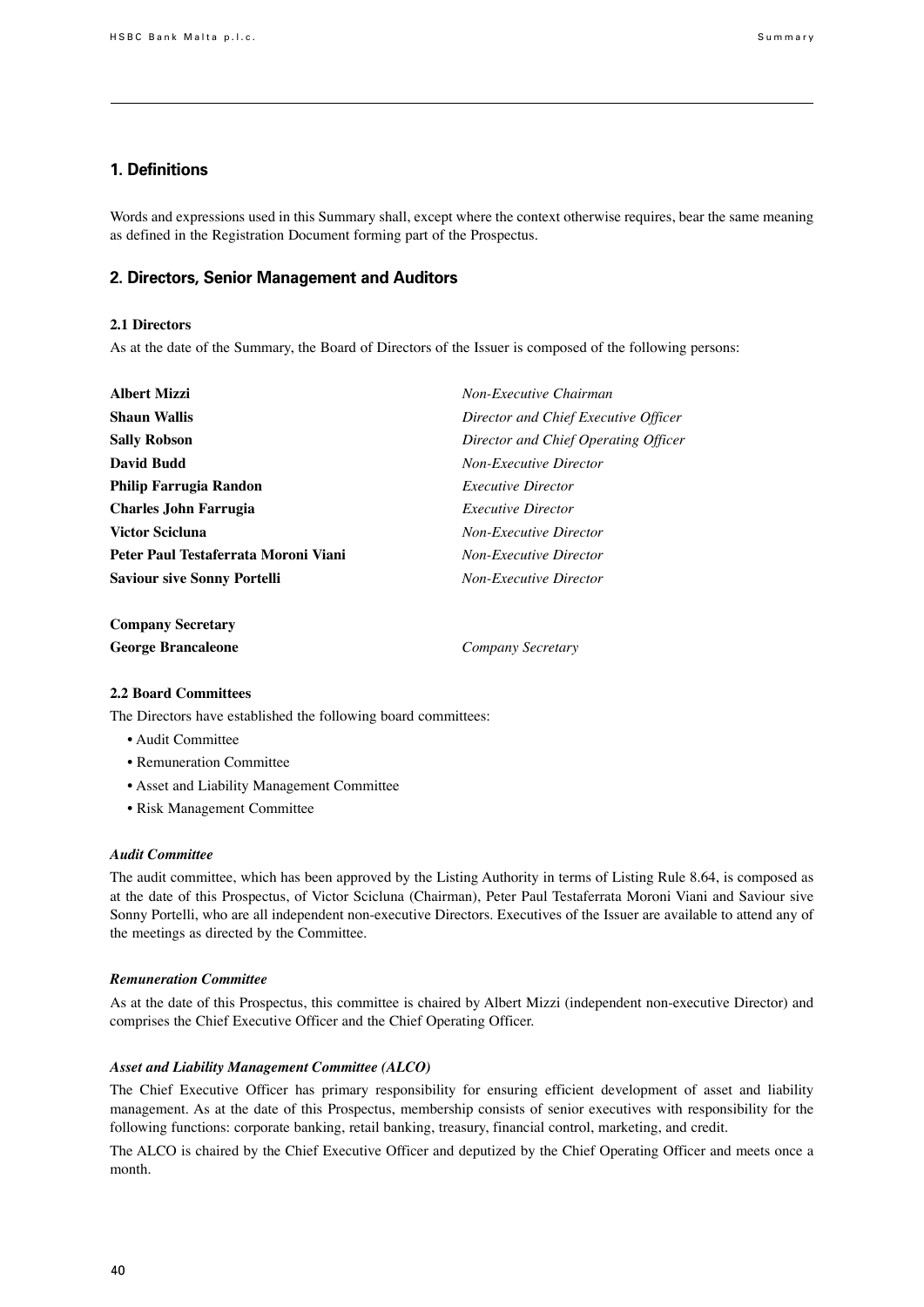## 1. Definitions

Words and expressions used in this Summary shall, except where the context otherwise requires, bear the same meaning as defined in the Registration Document forming part of the Prospectus.

## 2. Directors, Senior Management and Auditors

### 2.1 Directors

As at the date of the Summary, the Board of Directors of the Issuer is composed of the following persons:

| | |
|---|---|
| **Albert Mizzi** | *Non-Executive Chairman* |
| **Shaun Wallis** | *Director and Chief Executive Officer* |
| **Sally Robson** | *Director and Chief Operating Officer* |
| **David Budd** | *Non-Executive Director* |
| **Philip Farrugia Randon** | *Executive Director* |
| **Charles John Farrugia** | *Executive Director* |
| **Victor Scicluna** | *Non-Executive Director* |
| **Peter Paul Testaferrata Moroni Viani** | *Non-Executive Director* |
| **Saviour sive Sonny Portelli** | *Non-Executive Director* |

**Company Secretary**

| | |
|---|---|
| **George Brancaleone** | *Company Secretary* |

### 2.2 Board Committees

The Directors have established the following board committees:

- Audit Committee
- Remuneration Committee
- Asset and Liability Management Committee
- Risk Management Committee

#### *Audit Committee*

The audit committee, which has been approved by the Listing Authority in terms of Listing Rule 8.64, is composed as at the date of this Prospectus, of Victor Scicluna (Chairman), Peter Paul Testaferrata Moroni Viani and Saviour sive Sonny Portelli, who are all independent non-executive Directors. Executives of the Issuer are available to attend any of the meetings as directed by the Committee.

#### *Remuneration Committee*

As at the date of this Prospectus, this committee is chaired by Albert Mizzi (independent non-executive Director) and comprises the Chief Executive Officer and the Chief Operating Officer.

#### *Asset and Liability Management Committee (ALCO)*

The Chief Executive Officer has primary responsibility for ensuring efficient development of asset and liability management. As at the date of this Prospectus, membership consists of senior executives with responsibility for the following functions: corporate banking, retail banking, treasury, financial control, marketing, and credit.

The ALCO is chaired by the Chief Executive Officer and deputized by the Chief Operating Officer and meets once a month.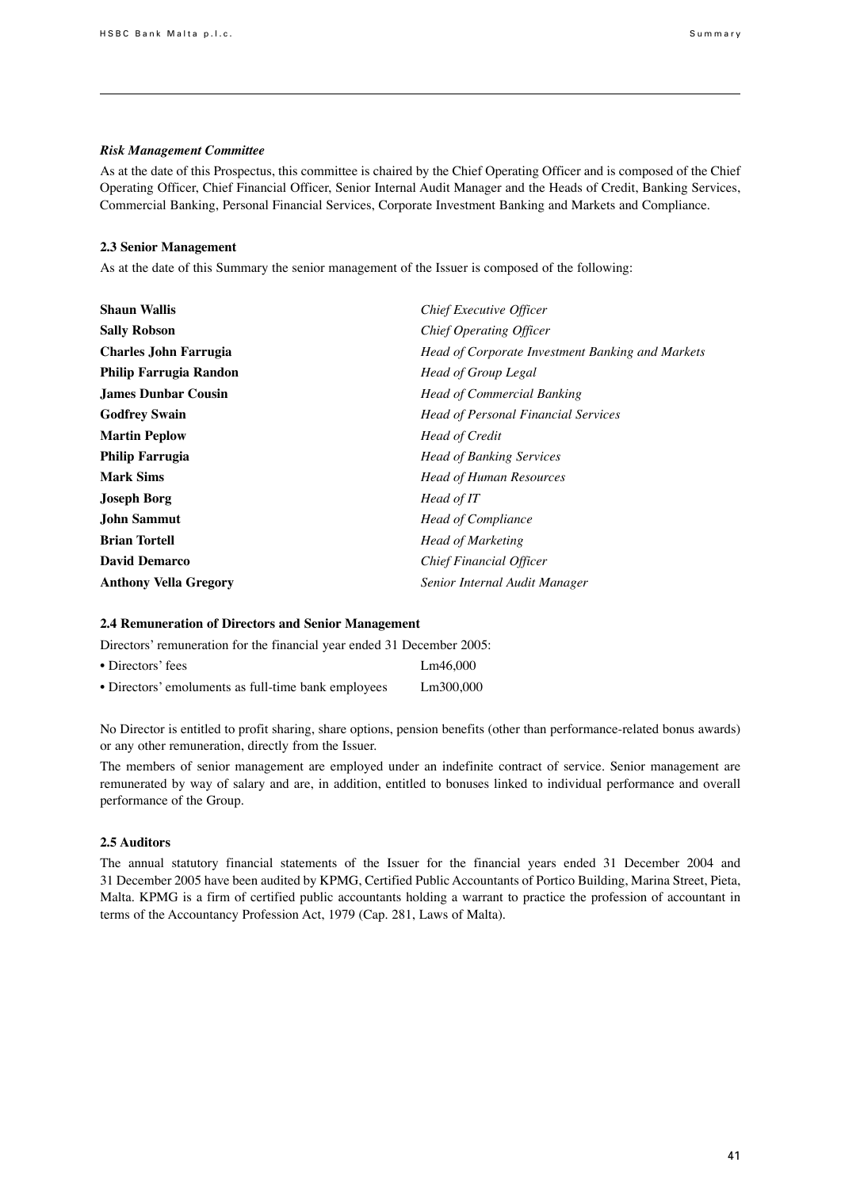***Risk Management Committee***

As at the date of this Prospectus, this committee is chaired by the Chief Operating Officer and is composed of the Chief Operating Officer, Chief Financial Officer, Senior Internal Audit Manager and the Heads of Credit, Banking Services, Commercial Banking, Personal Financial Services, Corporate Investment Banking and Markets and Compliance.

### 2.3 Senior Management

As at the date of this Summary the senior management of the Issuer is composed of the following:

| | |
|---|---|
| **Shaun Wallis** | *Chief Executive Officer* |
| **Sally Robson** | *Chief Operating Officer* |
| **Charles John Farrugia** | *Head of Corporate Investment Banking and Markets* |
| **Philip Farrugia Randon** | *Head of Group Legal* |
| **James Dunbar Cousin** | *Head of Commercial Banking* |
| **Godfrey Swain** | *Head of Personal Financial Services* |
| **Martin Peplow** | *Head of Credit* |
| **Philip Farrugia** | *Head of Banking Services* |
| **Mark Sims** | *Head of Human Resources* |
| **Joseph Borg** | *Head of IT* |
| **John Sammut** | *Head of Compliance* |
| **Brian Tortell** | *Head of Marketing* |
| **David Demarco** | *Chief Financial Officer* |
| **Anthony Vella Gregory** | *Senior Internal Audit Manager* |

### 2.4 Remuneration of Directors and Senior Management

Directors' remuneration for the financial year ended 31 December 2005:

| | |
|---|---|
| • Directors' fees | Lm46,000 |
| • Directors' emoluments as full-time bank employees | Lm300,000 |

No Director is entitled to profit sharing, share options, pension benefits (other than performance-related bonus awards) or any other remuneration, directly from the Issuer.

The members of senior management are employed under an indefinite contract of service. Senior management are remunerated by way of salary and are, in addition, entitled to bonuses linked to individual performance and overall performance of the Group.

### 2.5 Auditors

The annual statutory financial statements of the Issuer for the financial years ended 31 December 2004 and 31 December 2005 have been audited by KPMG, Certified Public Accountants of Portico Building, Marina Street, Pieta, Malta. KPMG is a firm of certified public accountants holding a warrant to practice the profession of accountant in terms of the Accountancy Profession Act, 1979 (Cap. 281, Laws of Malta).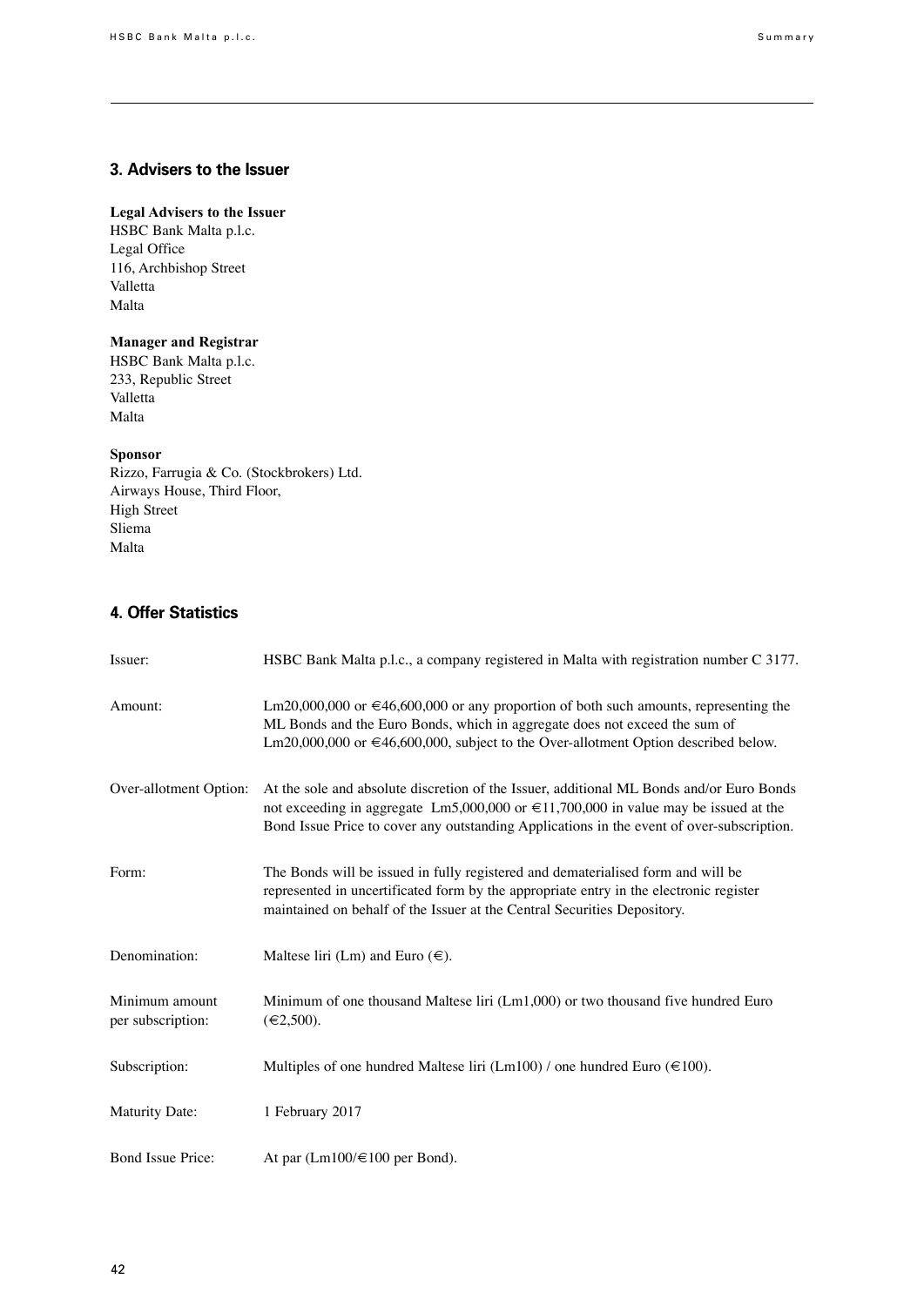## 3. Advisers to the Issuer

**Legal Advisers to the Issuer**
HSBC Bank Malta p.l.c.
Legal Office
116, Archbishop Street
Valletta
Malta

**Manager and Registrar**
HSBC Bank Malta p.l.c.
233, Republic Street
Valletta
Malta

**Sponsor**
Rizzo, Farrugia & Co. (Stockbrokers) Ltd.
Airways House, Third Floor,
High Street
Sliema
Malta

## 4. Offer Statistics

| | |
|---|---|
| Issuer: | HSBC Bank Malta p.l.c., a company registered in Malta with registration number C 3177. |
| Amount: | Lm20,000,000 or €46,600,000 or any proportion of both such amounts, representing the ML Bonds and the Euro Bonds, which in aggregate does not exceed the sum of Lm20,000,000 or €46,600,000, subject to the Over-allotment Option described below. |
| Over-allotment Option: | At the sole and absolute discretion of the Issuer, additional ML Bonds and/or Euro Bonds not exceeding in aggregate Lm5,000,000 or €11,700,000 in value may be issued at the Bond Issue Price to cover any outstanding Applications in the event of over-subscription. |
| Form: | The Bonds will be issued in fully registered and dematerialised form and will be represented in uncertificated form by the appropriate entry in the electronic register maintained on behalf of the Issuer at the Central Securities Depository. |
| Denomination: | Maltese liri (Lm) and Euro (€). |
| Minimum amount per subscription: | Minimum of one thousand Maltese liri (Lm1,000) or two thousand five hundred Euro (€2,500). |
| Subscription: | Multiples of one hundred Maltese liri (Lm100) / one hundred Euro (€100). |
| Maturity Date: | 1 February 2017 |
| Bond Issue Price: | At par (Lm100/€100 per Bond). |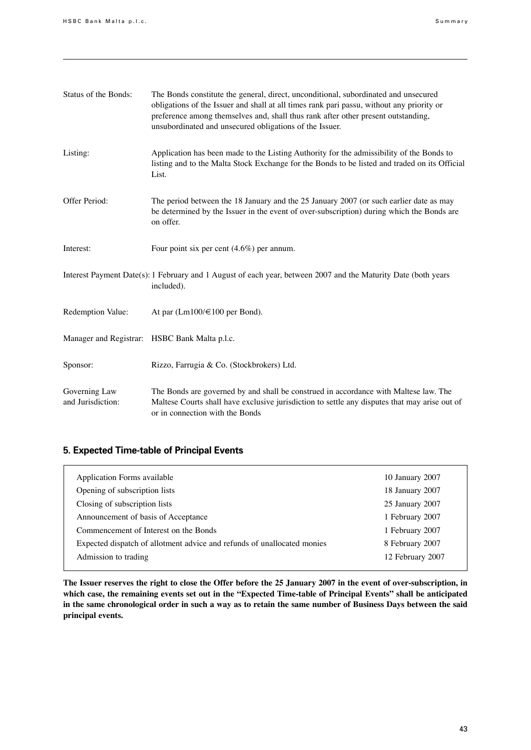| | |
|---|---|
| Status of the Bonds: | The Bonds constitute the general, direct, unconditional, subordinated and unsecured obligations of the Issuer and shall at all times rank pari passu, without any priority or preference among themselves and, shall thus rank after other present outstanding, unsubordinated and unsecured obligations of the Issuer. |
| Listing: | Application has been made to the Listing Authority for the admissibility of the Bonds to listing and to the Malta Stock Exchange for the Bonds to be listed and traded on its Official List. |
| Offer Period: | The period between the 18 January and the 25 January 2007 (or such earlier date as may be determined by the Issuer in the event of over-subscription) during which the Bonds are on offer. |
| Interest: | Four point six per cent (4.6%) per annum. |
| Interest Payment Date(s): | 1 February and 1 August of each year, between 2007 and the Maturity Date (both years included). |
| Redemption Value: | At par (Lm100/€100 per Bond). |
| Manager and Registrar: | HSBC Bank Malta p.l.c. |
| Sponsor: | Rizzo, Farrugia & Co. (Stockbrokers) Ltd. |
| Governing Law and Jurisdiction: | The Bonds are governed by and shall be construed in accordance with Maltese law. The Maltese Courts shall have exclusive jurisdiction to settle any disputes that may arise out of or in connection with the Bonds |

## 5. Expected Time-table of Principal Events

| | |
|---|---|
| Application Forms available | 10 January 2007 |
| Opening of subscription lists | 18 January 2007 |
| Closing of subscription lists | 25 January 2007 |
| Announcement of basis of Acceptance | 1 February 2007 |
| Commencement of Interest on the Bonds | 1 February 2007 |
| Expected dispatch of allotment advice and refunds of unallocated monies | 8 February 2007 |
| Admission to trading | 12 February 2007 |

**The Issuer reserves the right to close the Offer before the 25 January 2007 in the event of over-subscription, in which case, the remaining events set out in the "Expected Time-table of Principal Events" shall be anticipated in the same chronological order in such a way as to retain the same number of Business Days between the said principal events.**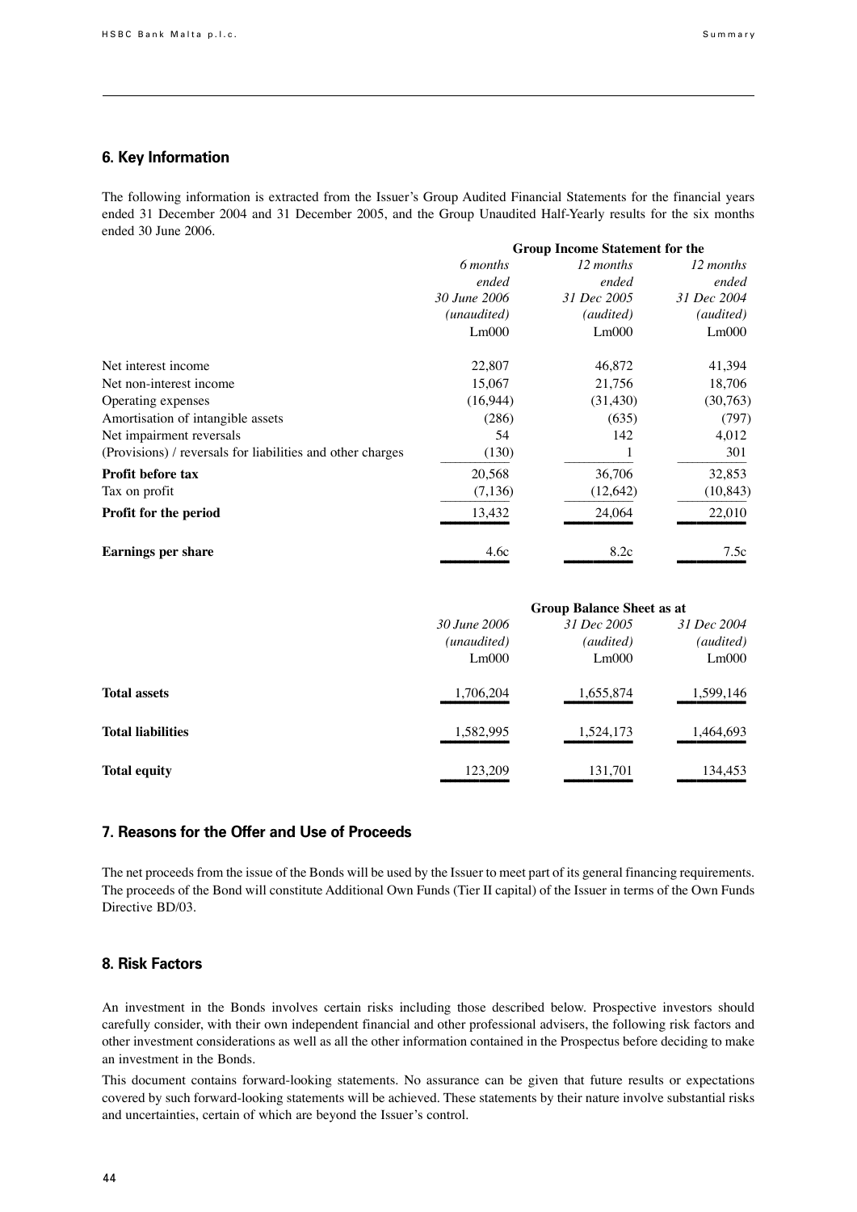## 6. Key Information

The following information is extracted from the Issuer's Group Audited Financial Statements for the financial years ended 31 December 2004 and 31 December 2005, and the Group Unaudited Half-Yearly results for the six months ended 30 June 2006.

| | Group Income Statement for the | | |
|---|---|---|---|
| | *6 months ended 30 June 2006 (unaudited)* Lm000 | *12 months ended 31 Dec 2005 (audited)* Lm000 | *12 months ended 31 Dec 2004 (audited)* Lm000 |
| Net interest income | 22,807 | 46,872 | 41,394 |
| Net non-interest income | 15,067 | 21,756 | 18,706 |
| Operating expenses | (16,944) | (31,430) | (30,763) |
| Amortisation of intangible assets | (286) | (635) | (797) |
| Net impairment reversals | 54 | 142 | 4,012 |
| (Provisions) / reversals for liabilities and other charges | (130) | 1 | 301 |
| **Profit before tax** | 20,568 | 36,706 | 32,853 |
| Tax on profit | (7,136) | (12,642) | (10,843) |
| **Profit for the period** | 13,432 | 24,064 | 22,010 |
| **Earnings per share** | 4.6c | 8.2c | 7.5c |

| | Group Balance Sheet as at | | |
|---|---|---|---|
| | *30 June 2006 (unaudited)* Lm000 | *31 Dec 2005 (audited)* Lm000 | *31 Dec 2004 (audited)* Lm000 |
| **Total assets** | 1,706,204 | 1,655,874 | 1,599,146 |
| **Total liabilities** | 1,582,995 | 1,524,173 | 1,464,693 |
| **Total equity** | 123,209 | 131,701 | 134,453 |

## 7. Reasons for the Offer and Use of Proceeds

The net proceeds from the issue of the Bonds will be used by the Issuer to meet part of its general financing requirements. The proceeds of the Bond will constitute Additional Own Funds (Tier II capital) of the Issuer in terms of the Own Funds Directive BD/03.

## 8. Risk Factors

An investment in the Bonds involves certain risks including those described below. Prospective investors should carefully consider, with their own independent financial and other professional advisers, the following risk factors and other investment considerations as well as all the other information contained in the Prospectus before deciding to make an investment in the Bonds.

This document contains forward-looking statements. No assurance can be given that future results or expectations covered by such forward-looking statements will be achieved. These statements by their nature involve substantial risks and uncertainties, certain of which are beyond the Issuer's control.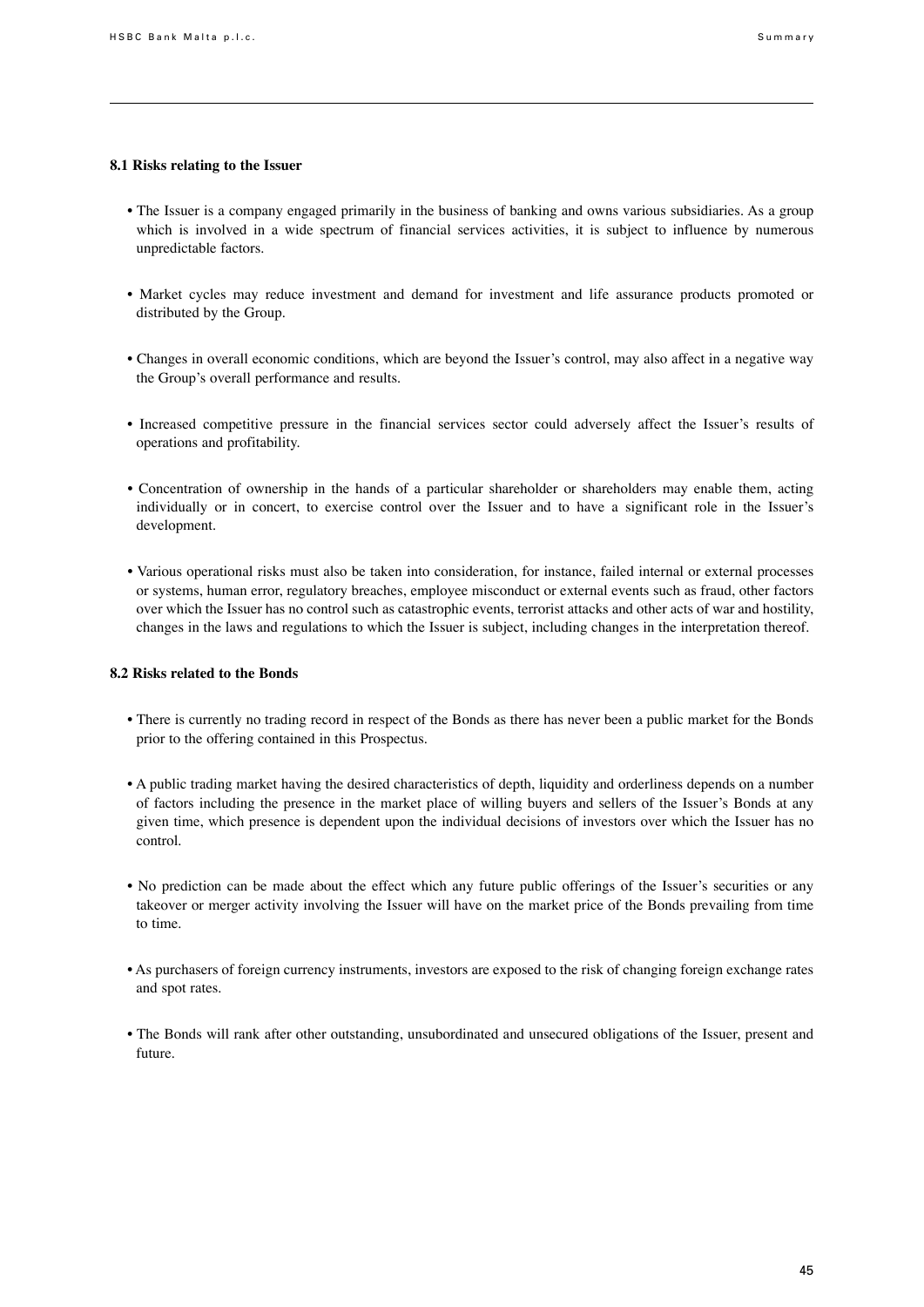### 8.1 Risks relating to the Issuer

- The Issuer is a company engaged primarily in the business of banking and owns various subsidiaries. As a group which is involved in a wide spectrum of financial services activities, it is subject to influence by numerous unpredictable factors.
- Market cycles may reduce investment and demand for investment and life assurance products promoted or distributed by the Group.
- Changes in overall economic conditions, which are beyond the Issuer's control, may also affect in a negative way the Group's overall performance and results.
- Increased competitive pressure in the financial services sector could adversely affect the Issuer's results of operations and profitability.
- Concentration of ownership in the hands of a particular shareholder or shareholders may enable them, acting individually or in concert, to exercise control over the Issuer and to have a significant role in the Issuer's development.
- Various operational risks must also be taken into consideration, for instance, failed internal or external processes or systems, human error, regulatory breaches, employee misconduct or external events such as fraud, other factors over which the Issuer has no control such as catastrophic events, terrorist attacks and other acts of war and hostility, changes in the laws and regulations to which the Issuer is subject, including changes in the interpretation thereof.

### 8.2 Risks related to the Bonds

- There is currently no trading record in respect of the Bonds as there has never been a public market for the Bonds prior to the offering contained in this Prospectus.
- A public trading market having the desired characteristics of depth, liquidity and orderliness depends on a number of factors including the presence in the market place of willing buyers and sellers of the Issuer's Bonds at any given time, which presence is dependent upon the individual decisions of investors over which the Issuer has no control.
- No prediction can be made about the effect which any future public offerings of the Issuer's securities or any takeover or merger activity involving the Issuer will have on the market price of the Bonds prevailing from time to time.
- As purchasers of foreign currency instruments, investors are exposed to the risk of changing foreign exchange rates and spot rates.
- The Bonds will rank after other outstanding, unsubordinated and unsecured obligations of the Issuer, present and future.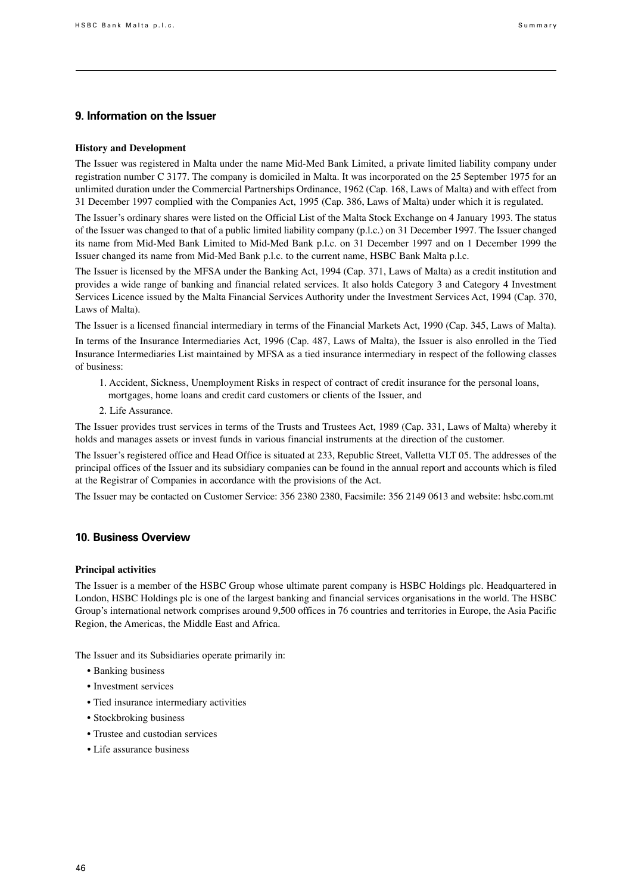## 9. Information on the Issuer

### History and Development

The Issuer was registered in Malta under the name Mid-Med Bank Limited, a private limited liability company under registration number C 3177. The company is domiciled in Malta. It was incorporated on the 25 September 1975 for an unlimited duration under the Commercial Partnerships Ordinance, 1962 (Cap. 168, Laws of Malta) and with effect from 31 December 1997 complied with the Companies Act, 1995 (Cap. 386, Laws of Malta) under which it is regulated.

The Issuer's ordinary shares were listed on the Official List of the Malta Stock Exchange on 4 January 1993. The status of the Issuer was changed to that of a public limited liability company (p.l.c.) on 31 December 1997. The Issuer changed its name from Mid-Med Bank Limited to Mid-Med Bank p.l.c. on 31 December 1997 and on 1 December 1999 the Issuer changed its name from Mid-Med Bank p.l.c. to the current name, HSBC Bank Malta p.l.c.

The Issuer is licensed by the MFSA under the Banking Act, 1994 (Cap. 371, Laws of Malta) as a credit institution and provides a wide range of banking and financial related services. It also holds Category 3 and Category 4 Investment Services Licence issued by the Malta Financial Services Authority under the Investment Services Act, 1994 (Cap. 370, Laws of Malta).

The Issuer is a licensed financial intermediary in terms of the Financial Markets Act, 1990 (Cap. 345, Laws of Malta).

In terms of the Insurance Intermediaries Act, 1996 (Cap. 487, Laws of Malta), the Issuer is also enrolled in the Tied Insurance Intermediaries List maintained by MFSA as a tied insurance intermediary in respect of the following classes of business:

1. Accident, Sickness, Unemployment Risks in respect of contract of credit insurance for the personal loans, mortgages, home loans and credit card customers or clients of the Issuer, and
2. Life Assurance.

The Issuer provides trust services in terms of the Trusts and Trustees Act, 1989 (Cap. 331, Laws of Malta) whereby it holds and manages assets or invest funds in various financial instruments at the direction of the customer.

The Issuer's registered office and Head Office is situated at 233, Republic Street, Valletta VLT 05. The addresses of the principal offices of the Issuer and its subsidiary companies can be found in the annual report and accounts which is filed at the Registrar of Companies in accordance with the provisions of the Act.

The Issuer may be contacted on Customer Service: 356 2380 2380, Facsimile: 356 2149 0613 and website: hsbc.com.mt

## 10. Business Overview

### Principal activities

The Issuer is a member of the HSBC Group whose ultimate parent company is HSBC Holdings plc. Headquartered in London, HSBC Holdings plc is one of the largest banking and financial services organisations in the world. The HSBC Group's international network comprises around 9,500 offices in 76 countries and territories in Europe, the Asia Pacific Region, the Americas, the Middle East and Africa.

The Issuer and its Subsidiaries operate primarily in:

- Banking business
- Investment services
- Tied insurance intermediary activities
- Stockbroking business
- Trustee and custodian services
- Life assurance business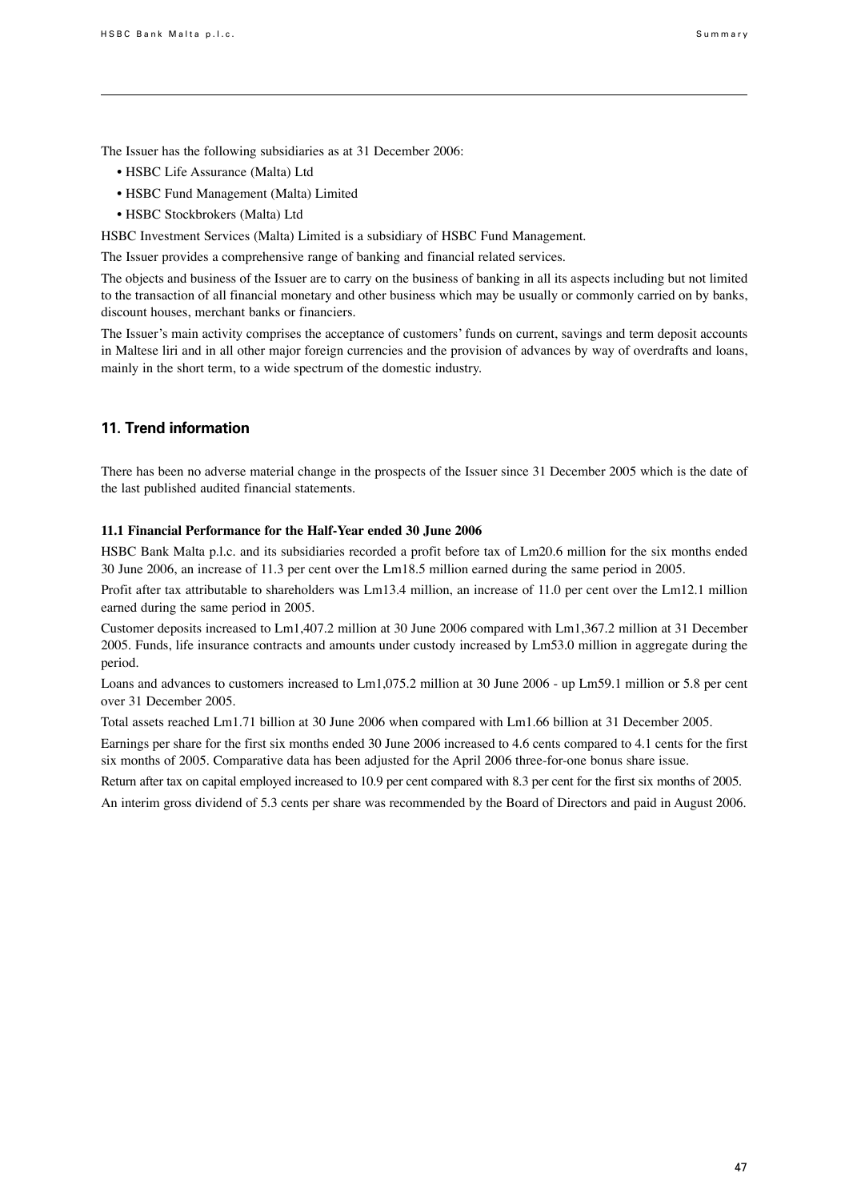The Issuer has the following subsidiaries as at 31 December 2006:

- HSBC Life Assurance (Malta) Ltd
- HSBC Fund Management (Malta) Limited
- HSBC Stockbrokers (Malta) Ltd

HSBC Investment Services (Malta) Limited is a subsidiary of HSBC Fund Management.

The Issuer provides a comprehensive range of banking and financial related services.

The objects and business of the Issuer are to carry on the business of banking in all its aspects including but not limited to the transaction of all financial monetary and other business which may be usually or commonly carried on by banks, discount houses, merchant banks or financiers.

The Issuer's main activity comprises the acceptance of customers' funds on current, savings and term deposit accounts in Maltese liri and in all other major foreign currencies and the provision of advances by way of overdrafts and loans, mainly in the short term, to a wide spectrum of the domestic industry.

## 11. Trend information

There has been no adverse material change in the prospects of the Issuer since 31 December 2005 which is the date of the last published audited financial statements.

### 11.1 Financial Performance for the Half-Year ended 30 June 2006

HSBC Bank Malta p.l.c. and its subsidiaries recorded a profit before tax of Lm20.6 million for the six months ended 30 June 2006, an increase of 11.3 per cent over the Lm18.5 million earned during the same period in 2005.

Profit after tax attributable to shareholders was Lm13.4 million, an increase of 11.0 per cent over the Lm12.1 million earned during the same period in 2005.

Customer deposits increased to Lm1,407.2 million at 30 June 2006 compared with Lm1,367.2 million at 31 December 2005. Funds, life insurance contracts and amounts under custody increased by Lm53.0 million in aggregate during the period.

Loans and advances to customers increased to Lm1,075.2 million at 30 June 2006 - up Lm59.1 million or 5.8 per cent over 31 December 2005.

Total assets reached Lm1.71 billion at 30 June 2006 when compared with Lm1.66 billion at 31 December 2005.

Earnings per share for the first six months ended 30 June 2006 increased to 4.6 cents compared to 4.1 cents for the first six months of 2005. Comparative data has been adjusted for the April 2006 three-for-one bonus share issue.

Return after tax on capital employed increased to 10.9 per cent compared with 8.3 per cent for the first six months of 2005.

An interim gross dividend of 5.3 cents per share was recommended by the Board of Directors and paid in August 2006.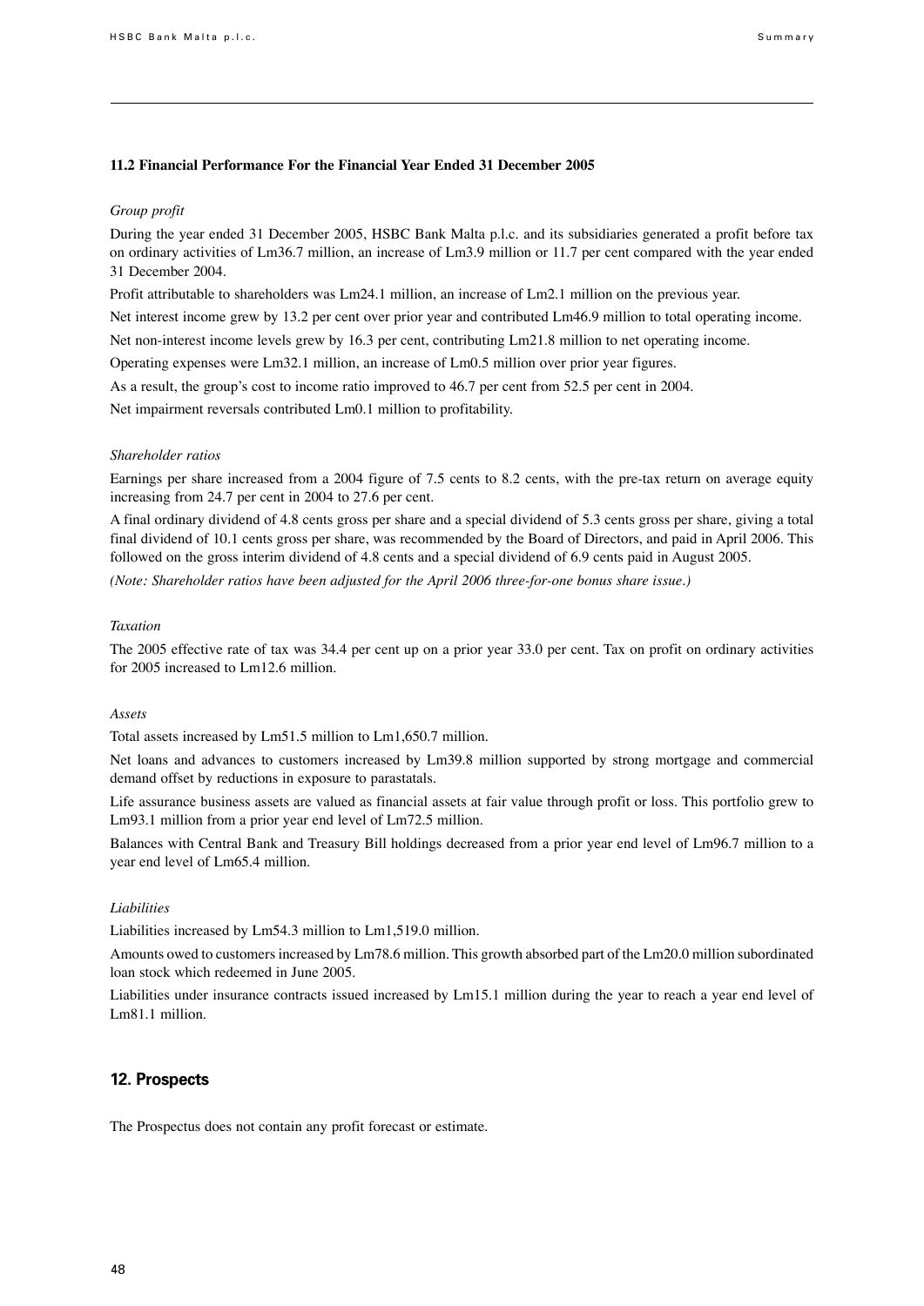### 11.2 Financial Performance For the Financial Year Ended 31 December 2005

*Group profit*

During the year ended 31 December 2005, HSBC Bank Malta p.l.c. and its subsidiaries generated a profit before tax on ordinary activities of Lm36.7 million, an increase of Lm3.9 million or 11.7 per cent compared with the year ended 31 December 2004.

Profit attributable to shareholders was Lm24.1 million, an increase of Lm2.1 million on the previous year.

Net interest income grew by 13.2 per cent over prior year and contributed Lm46.9 million to total operating income.

Net non-interest income levels grew by 16.3 per cent, contributing Lm21.8 million to net operating income.

Operating expenses were Lm32.1 million, an increase of Lm0.5 million over prior year figures.

As a result, the group's cost to income ratio improved to 46.7 per cent from 52.5 per cent in 2004.

Net impairment reversals contributed Lm0.1 million to profitability.

*Shareholder ratios*

Earnings per share increased from a 2004 figure of 7.5 cents to 8.2 cents, with the pre-tax return on average equity increasing from 24.7 per cent in 2004 to 27.6 per cent.

A final ordinary dividend of 4.8 cents gross per share and a special dividend of 5.3 cents gross per share, giving a total final dividend of 10.1 cents gross per share, was recommended by the Board of Directors, and paid in April 2006. This followed on the gross interim dividend of 4.8 cents and a special dividend of 6.9 cents paid in August 2005.

*(Note: Shareholder ratios have been adjusted for the April 2006 three-for-one bonus share issue.)*

*Taxation*

The 2005 effective rate of tax was 34.4 per cent up on a prior year 33.0 per cent. Tax on profit on ordinary activities for 2005 increased to Lm12.6 million.

*Assets*

Total assets increased by Lm51.5 million to Lm1,650.7 million.

Net loans and advances to customers increased by Lm39.8 million supported by strong mortgage and commercial demand offset by reductions in exposure to parastatals.

Life assurance business assets are valued as financial assets at fair value through profit or loss. This portfolio grew to Lm93.1 million from a prior year end level of Lm72.5 million.

Balances with Central Bank and Treasury Bill holdings decreased from a prior year end level of Lm96.7 million to a year end level of Lm65.4 million.

*Liabilities*

Liabilities increased by Lm54.3 million to Lm1,519.0 million.

Amounts owed to customers increased by Lm78.6 million. This growth absorbed part of the Lm20.0 million subordinated loan stock which redeemed in June 2005.

Liabilities under insurance contracts issued increased by Lm15.1 million during the year to reach a year end level of Lm81.1 million.

## 12. Prospects

The Prospectus does not contain any profit forecast or estimate.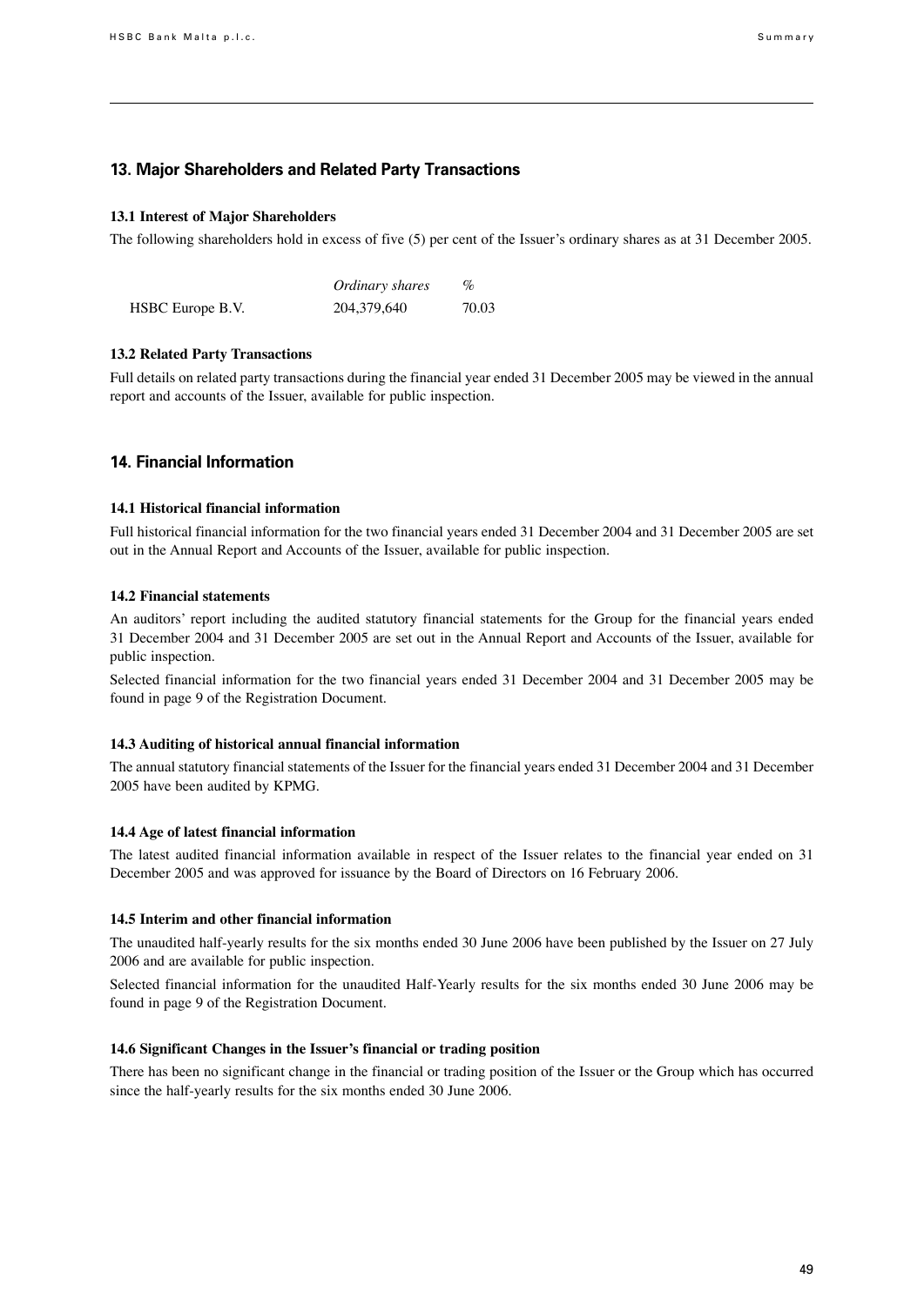## 13. Major Shareholders and Related Party Transactions

### 13.1 Interest of Major Shareholders

The following shareholders hold in excess of five (5) per cent of the Issuer's ordinary shares as at 31 December 2005.

| | *Ordinary shares* | *%* |
|---|---|---|
| HSBC Europe B.V. | 204,379,640 | 70.03 |

### 13.2 Related Party Transactions

Full details on related party transactions during the financial year ended 31 December 2005 may be viewed in the annual report and accounts of the Issuer, available for public inspection.

## 14. Financial Information

### 14.1 Historical financial information

Full historical financial information for the two financial years ended 31 December 2004 and 31 December 2005 are set out in the Annual Report and Accounts of the Issuer, available for public inspection.

### 14.2 Financial statements

An auditors' report including the audited statutory financial statements for the Group for the financial years ended 31 December 2004 and 31 December 2005 are set out in the Annual Report and Accounts of the Issuer, available for public inspection.

Selected financial information for the two financial years ended 31 December 2004 and 31 December 2005 may be found in page 9 of the Registration Document.

### 14.3 Auditing of historical annual financial information

The annual statutory financial statements of the Issuer for the financial years ended 31 December 2004 and 31 December 2005 have been audited by KPMG.

### 14.4 Age of latest financial information

The latest audited financial information available in respect of the Issuer relates to the financial year ended on 31 December 2005 and was approved for issuance by the Board of Directors on 16 February 2006.

### 14.5 Interim and other financial information

The unaudited half-yearly results for the six months ended 30 June 2006 have been published by the Issuer on 27 July 2006 and are available for public inspection.

Selected financial information for the unaudited Half-Yearly results for the six months ended 30 June 2006 may be found in page 9 of the Registration Document.

### 14.6 Significant Changes in the Issuer's financial or trading position

There has been no significant change in the financial or trading position of the Issuer or the Group which has occurred since the half-yearly results for the six months ended 30 June 2006.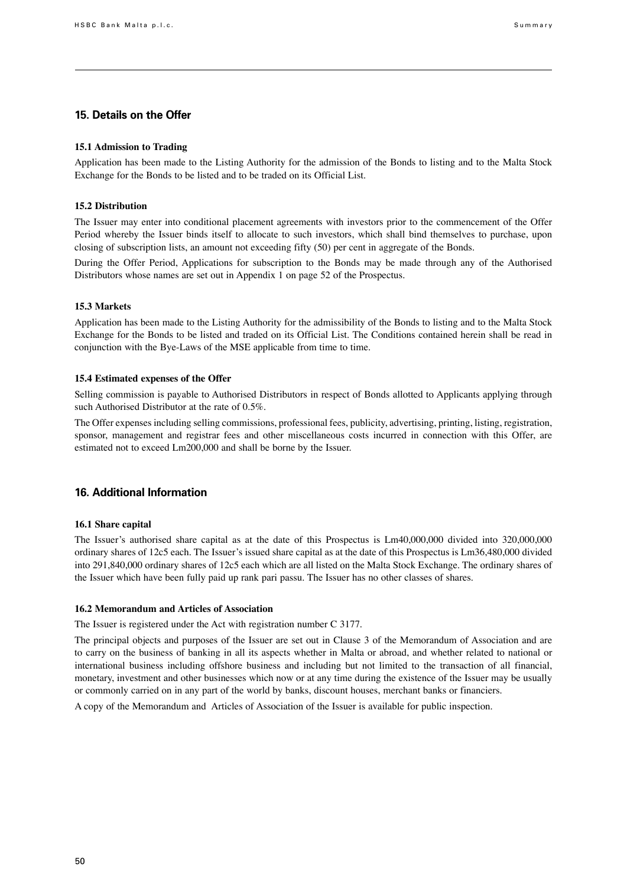## 15. Details on the Offer

### 15.1 Admission to Trading

Application has been made to the Listing Authority for the admission of the Bonds to listing and to the Malta Stock Exchange for the Bonds to be listed and to be traded on its Official List.

### 15.2 Distribution

The Issuer may enter into conditional placement agreements with investors prior to the commencement of the Offer Period whereby the Issuer binds itself to allocate to such investors, which shall bind themselves to purchase, upon closing of subscription lists, an amount not exceeding fifty (50) per cent in aggregate of the Bonds.

During the Offer Period, Applications for subscription to the Bonds may be made through any of the Authorised Distributors whose names are set out in Appendix 1 on page 52 of the Prospectus.

### 15.3 Markets

Application has been made to the Listing Authority for the admissibility of the Bonds to listing and to the Malta Stock Exchange for the Bonds to be listed and traded on its Official List. The Conditions contained herein shall be read in conjunction with the Bye-Laws of the MSE applicable from time to time.

### 15.4 Estimated expenses of the Offer

Selling commission is payable to Authorised Distributors in respect of Bonds allotted to Applicants applying through such Authorised Distributor at the rate of 0.5%.

The Offer expenses including selling commissions, professional fees, publicity, advertising, printing, listing, registration, sponsor, management and registrar fees and other miscellaneous costs incurred in connection with this Offer, are estimated not to exceed Lm200,000 and shall be borne by the Issuer.

## 16. Additional Information

### 16.1 Share capital

The Issuer's authorised share capital as at the date of this Prospectus is Lm40,000,000 divided into 320,000,000 ordinary shares of 12c5 each. The Issuer's issued share capital as at the date of this Prospectus is Lm36,480,000 divided into 291,840,000 ordinary shares of 12c5 each which are all listed on the Malta Stock Exchange. The ordinary shares of the Issuer which have been fully paid up rank pari passu. The Issuer has no other classes of shares.

### 16.2 Memorandum and Articles of Association

The Issuer is registered under the Act with registration number C 3177.

The principal objects and purposes of the Issuer are set out in Clause 3 of the Memorandum of Association and are to carry on the business of banking in all its aspects whether in Malta or abroad, and whether related to national or international business including offshore business and including but not limited to the transaction of all financial, monetary, investment and other businesses which now or at any time during the existence of the Issuer may be usually or commonly carried on in any part of the world by banks, discount houses, merchant banks or financiers.

A copy of the Memorandum and Articles of Association of the Issuer is available for public inspection.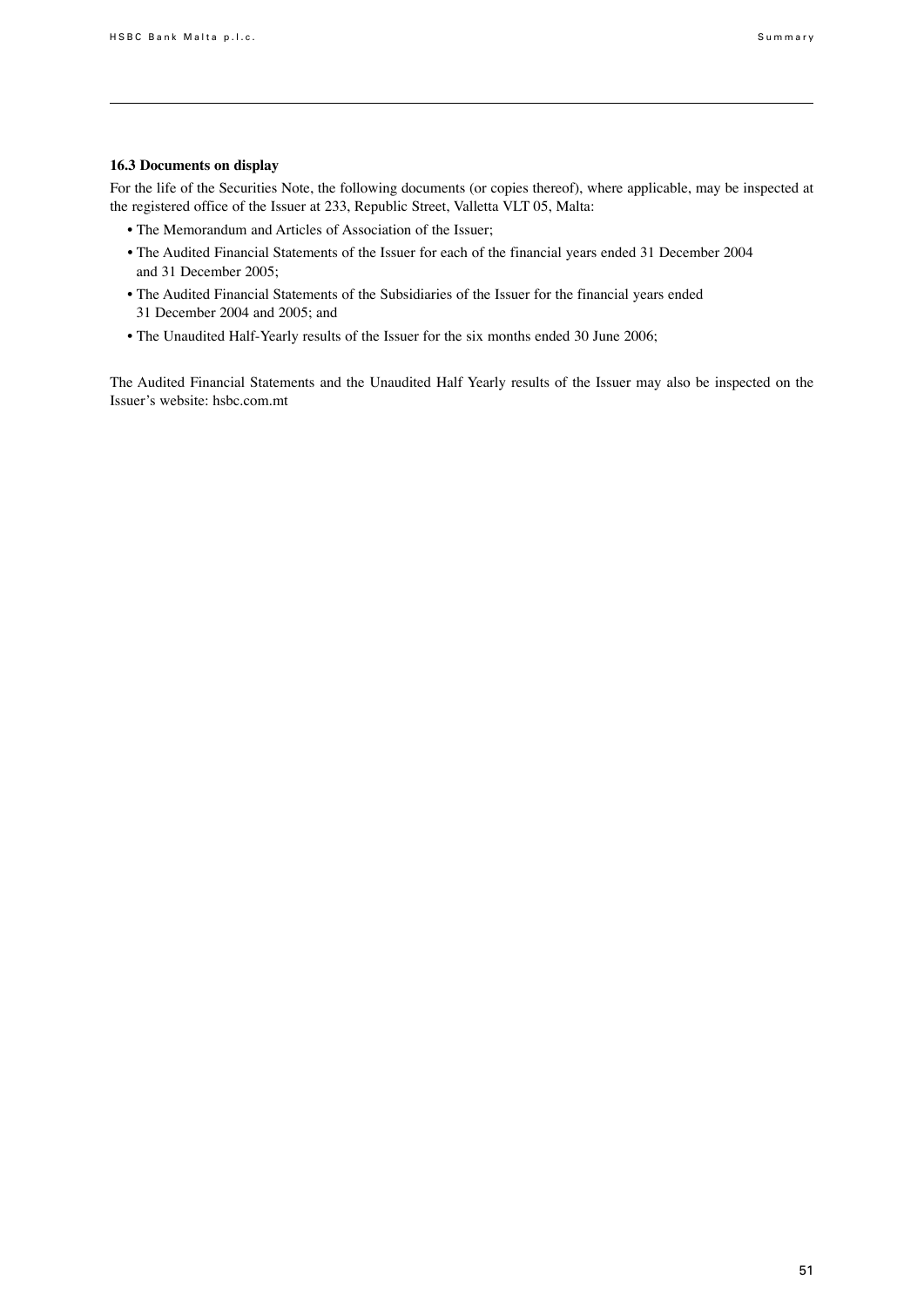### 16.3 Documents on display

For the life of the Securities Note, the following documents (or copies thereof), where applicable, may be inspected at the registered office of the Issuer at 233, Republic Street, Valletta VLT 05, Malta:

- The Memorandum and Articles of Association of the Issuer;
- The Audited Financial Statements of the Issuer for each of the financial years ended 31 December 2004 and 31 December 2005;
- The Audited Financial Statements of the Subsidiaries of the Issuer for the financial years ended 31 December 2004 and 2005; and
- The Unaudited Half-Yearly results of the Issuer for the six months ended 30 June 2006;

The Audited Financial Statements and the Unaudited Half Yearly results of the Issuer may also be inspected on the Issuer's website: hsbc.com.mt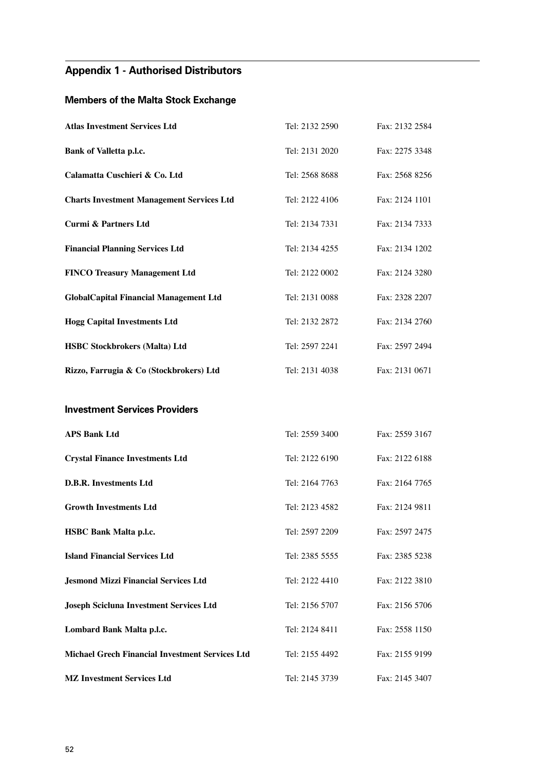## Appendix 1 - Authorised Distributors

### Members of the Malta Stock Exchange

| | | |
|---|---|---|
| **Atlas Investment Services Ltd** | Tel: 2132 2590 | Fax: 2132 2584 |
| **Bank of Valletta p.l.c.** | Tel: 2131 2020 | Fax: 2275 3348 |
| **Calamatta Cuschieri & Co. Ltd** | Tel: 2568 8688 | Fax: 2568 8256 |
| **Charts Investment Management Services Ltd** | Tel: 2122 4106 | Fax: 2124 1101 |
| **Curmi & Partners Ltd** | Tel: 2134 7331 | Fax: 2134 7333 |
| **Financial Planning Services Ltd** | Tel: 2134 4255 | Fax: 2134 1202 |
| **FINCO Treasury Management Ltd** | Tel: 2122 0002 | Fax: 2124 3280 |
| **GlobalCapital Financial Management Ltd** | Tel: 2131 0088 | Fax: 2328 2207 |
| **Hogg Capital Investments Ltd** | Tel: 2132 2872 | Fax: 2134 2760 |
| **HSBC Stockbrokers (Malta) Ltd** | Tel: 2597 2241 | Fax: 2597 2494 |
| **Rizzo, Farrugia & Co (Stockbrokers) Ltd** | Tel: 2131 4038 | Fax: 2131 0671 |

### Investment Services Providers

| | | |
|---|---|---|
| **APS Bank Ltd** | Tel: 2559 3400 | Fax: 2559 3167 |
| **Crystal Finance Investments Ltd** | Tel: 2122 6190 | Fax: 2122 6188 |
| **D.B.R. Investments Ltd** | Tel: 2164 7763 | Fax: 2164 7765 |
| **Growth Investments Ltd** | Tel: 2123 4582 | Fax: 2124 9811 |
| **HSBC Bank Malta p.l.c.** | Tel: 2597 2209 | Fax: 2597 2475 |
| **Island Financial Services Ltd** | Tel: 2385 5555 | Fax: 2385 5238 |
| **Jesmond Mizzi Financial Services Ltd** | Tel: 2122 4410 | Fax: 2122 3810 |
| **Joseph Scicluna Investment Services Ltd** | Tel: 2156 5707 | Fax: 2156 5706 |
| **Lombard Bank Malta p.l.c.** | Tel: 2124 8411 | Fax: 2558 1150 |
| **Michael Grech Financial Investment Services Ltd** | Tel: 2155 4492 | Fax: 2155 9199 |
| **MZ Investment Services Ltd** | Tel: 2145 3739 | Fax: 2145 3407 |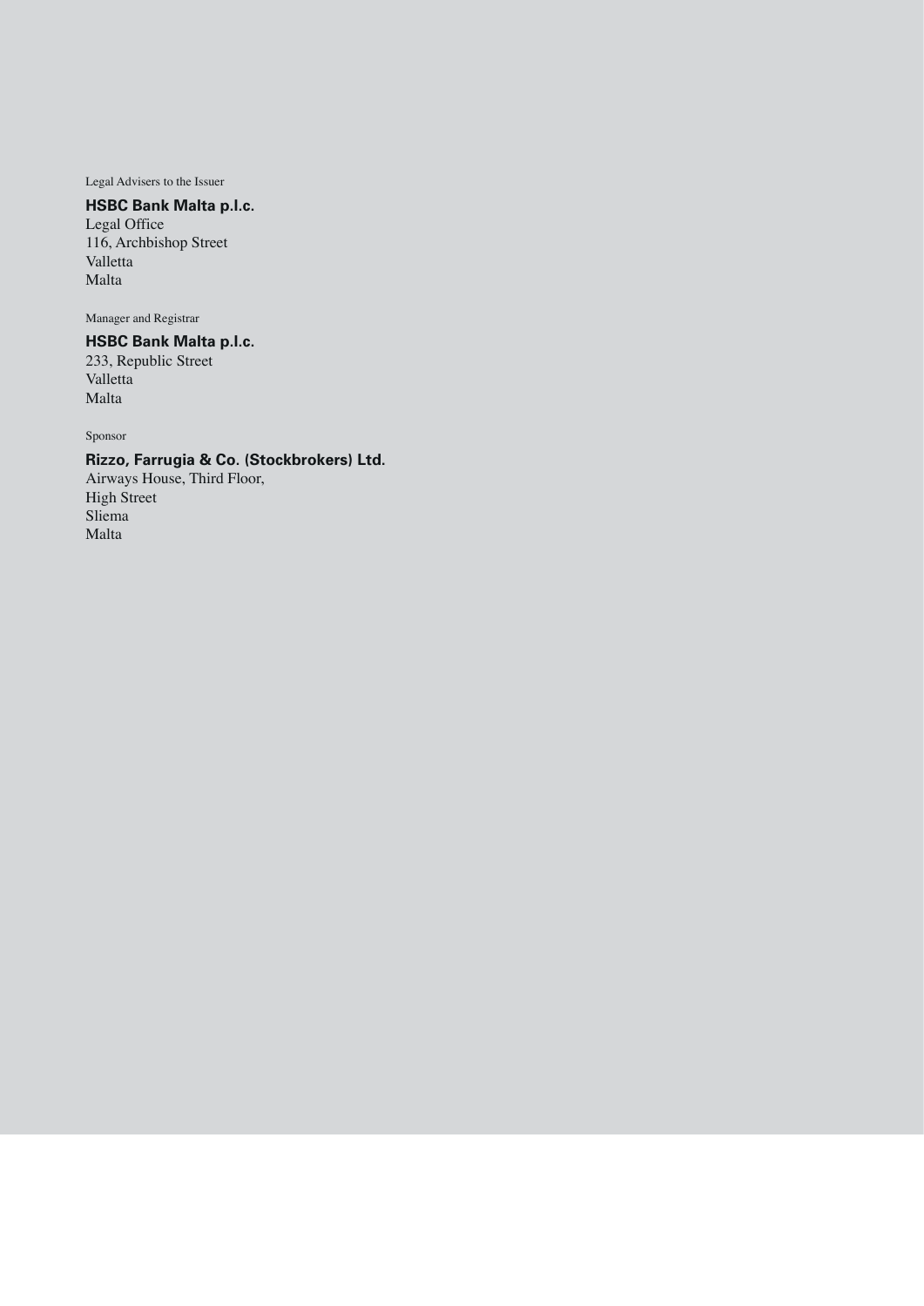Legal Advisers to the Issuer

**HSBC Bank Malta p.l.c.**
Legal Office
116, Archbishop Street
Valletta
Malta

Manager and Registrar

**HSBC Bank Malta p.l.c.**
233, Republic Street
Valletta
Malta

Sponsor

**Rizzo, Farrugia & Co. (Stockbrokers) Ltd.**
Airways House, Third Floor,
High Street
Sliema
Malta